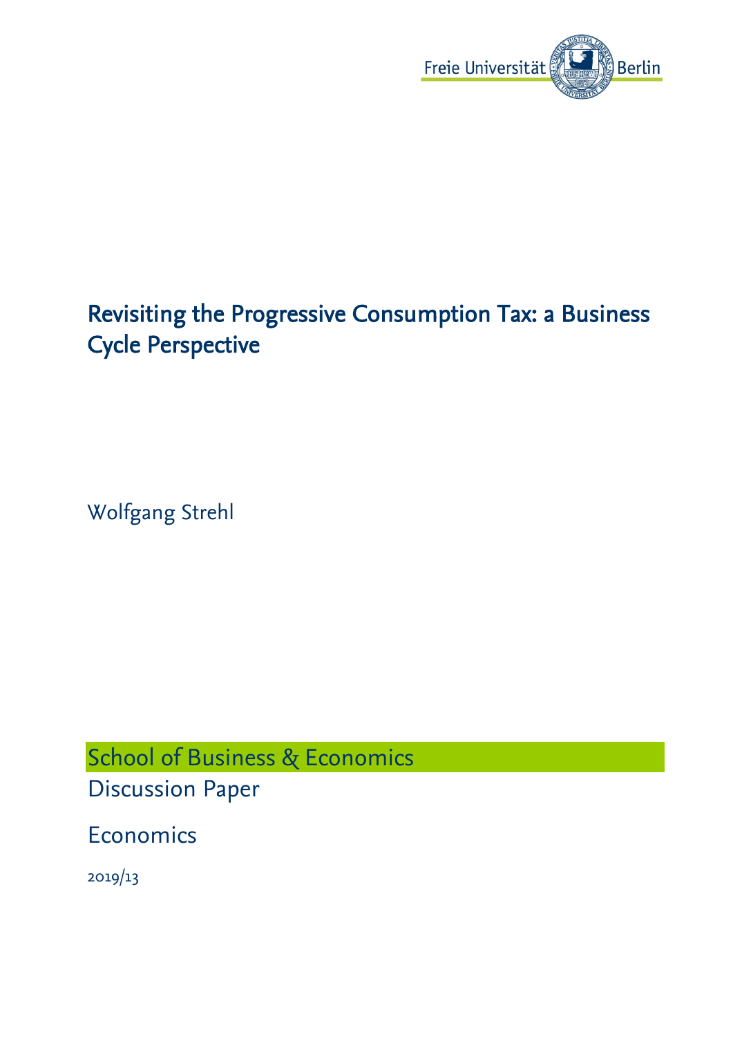Freie Universität Berlin

# Revisiting the Progressive Consumption Tax: a Business Cycle Perspective

Wolfgang Strehl

School of Business & Economics

Discussion Paper

Economics

2019/13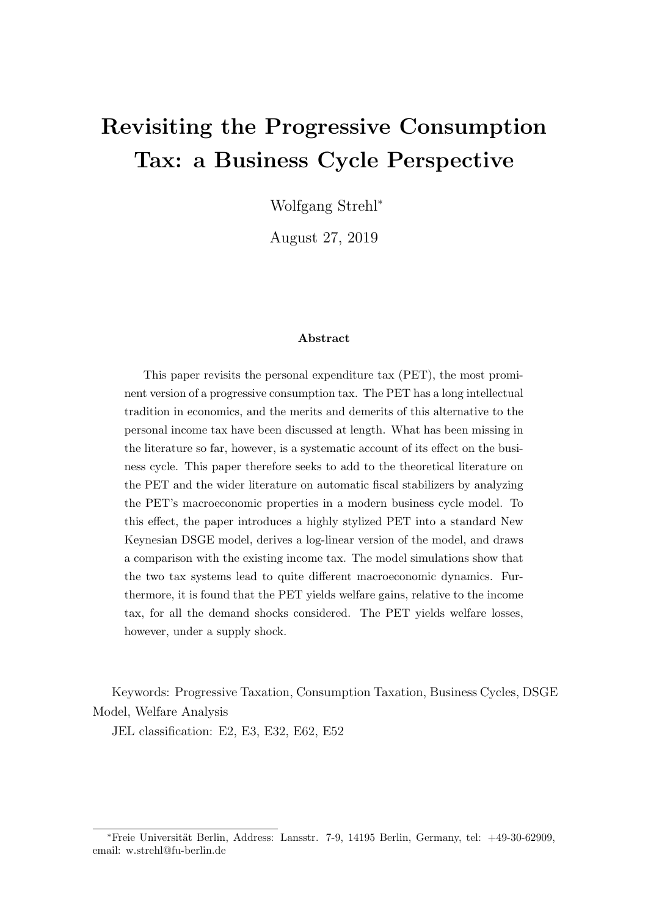# Revisiting the Progressive Consumption Tax: a Business Cycle Perspective

Wolfgang Strehl*

August 27, 2019

### Abstract

This paper revisits the personal expenditure tax (PET), the most prominent version of a progressive consumption tax. The PET has a long intellectual tradition in economics, and the merits and demerits of this alternative to the personal income tax have been discussed at length. What has been missing in the literature so far, however, is a systematic account of its effect on the business cycle. This paper therefore seeks to add to the theoretical literature on the PET and the wider literature on automatic fiscal stabilizers by analyzing the PET's macroeconomic properties in a modern business cycle model. To this effect, the paper introduces a highly stylized PET into a standard New Keynesian DSGE model, derives a log-linear version of the model, and draws a comparison with the existing income tax. The model simulations show that the two tax systems lead to quite different macroeconomic dynamics. Furthermore, it is found that the PET yields welfare gains, relative to the income tax, for all the demand shocks considered. The PET yields welfare losses, however, under a supply shock.

Keywords: Progressive Taxation, Consumption Taxation, Business Cycles, DSGE Model, Welfare Analysis

JEL classification: E2, E3, E32, E62, E52

*Freie Universität Berlin, Address: Lansstr. 7-9, 14195 Berlin, Germany, tel: +49-30-62909, email: w.strehl@fu-berlin.de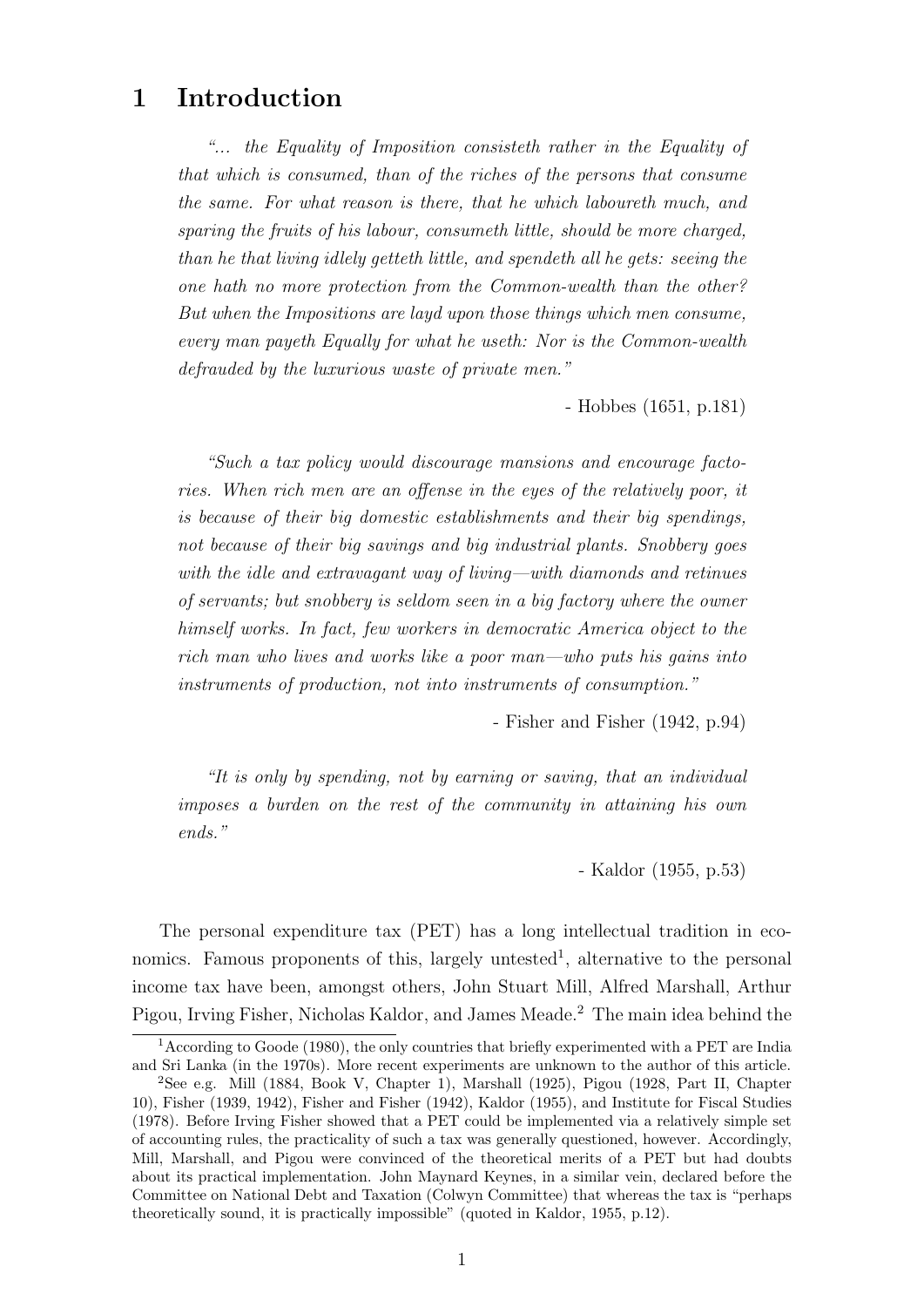# 1 Introduction

> *"... the Equality of Imposition consisteth rather in the Equality of that which is consumed, than of the riches of the persons that consume the same. For what reason is there, that he which laboureth much, and sparing the fruits of his labour, consumeth little, should be more charged, than he that living idlely getteth little, and spendeth all he gets: seeing the one hath no more protection from the Common-wealth than the other? But when the Impositions are layd upon those things which men consume, every man payeth Equally for what he useth: Nor is the Common-wealth defrauded by the luxurious waste of private men."*
>
> \- Hobbes (1651, p.181)

> *"Such a tax policy would discourage mansions and encourage factories. When rich men are an offense in the eyes of the relatively poor, it is because of their big domestic establishments and their big spendings, not because of their big savings and big industrial plants. Snobbery goes with the idle and extravagant way of living—with diamonds and retinues of servants; but snobbery is seldom seen in a big factory where the owner himself works. In fact, few workers in democratic America object to the rich man who lives and works like a poor man—who puts his gains into instruments of production, not into instruments of consumption."*
>
> \- Fisher and Fisher (1942, p.94)

> *"It is only by spending, not by earning or saving, that an individual imposes a burden on the rest of the community in attaining his own ends."*
>
> \- Kaldor (1955, p.53)

The personal expenditure tax (PET) has a long intellectual tradition in economics. Famous proponents of this, largely untested[1], alternative to the personal income tax have been, amongst others, John Stuart Mill, Alfred Marshall, Arthur Pigou, Irving Fisher, Nicholas Kaldor, and James Meade.[2] The main idea behind the

[1] According to Goode (1980), the only countries that briefly experimented with a PET are India and Sri Lanka (in the 1970s). More recent experiments are unknown to the author of this article.

[2] See e.g. Mill (1884, Book V, Chapter 1), Marshall (1925), Pigou (1928, Part II, Chapter 10), Fisher (1939, 1942), Fisher and Fisher (1942), Kaldor (1955), and Institute for Fiscal Studies (1978). Before Irving Fisher showed that a PET could be implemented via a relatively simple set of accounting rules, the practicality of such a tax was generally questioned, however. Accordingly, Mill, Marshall, and Pigou were convinced of the theoretical merits of a PET but had doubts about its practical implementation. John Maynard Keynes, in a similar vein, declared before the Committee on National Debt and Taxation (Colwyn Committee) that whereas the tax is "perhaps theoretically sound, it is practically impossible" (quoted in Kaldor, 1955, p.12).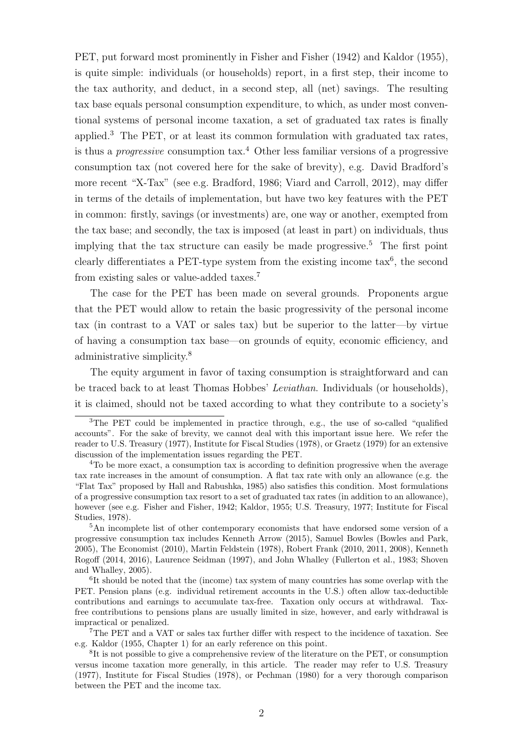PET, put forward most prominently in Fisher and Fisher (1942) and Kaldor (1955), is quite simple: individuals (or households) report, in a first step, their income to the tax authority, and deduct, in a second step, all (net) savings. The resulting tax base equals personal consumption expenditure, to which, as under most conventional systems of personal income taxation, a set of graduated tax rates is finally applied.[3] The PET, or at least its common formulation with graduated tax rates, is thus a *progressive* consumption tax.[4] Other less familiar versions of a progressive consumption tax (not covered here for the sake of brevity), e.g. David Bradford's more recent "X-Tax" (see e.g. Bradford, 1986; Viard and Carroll, 2012), may differ in terms of the details of implementation, but have two key features with the PET in common: firstly, savings (or investments) are, one way or another, exempted from the tax base; and secondly, the tax is imposed (at least in part) on individuals, thus implying that the tax structure can easily be made progressive.[5] The first point clearly differentiates a PET-type system from the existing income tax[6], the second from existing sales or value-added taxes.[7]

The case for the PET has been made on several grounds. Proponents argue that the PET would allow to retain the basic progressivity of the personal income tax (in contrast to a VAT or sales tax) but be superior to the latter—by virtue of having a consumption tax base—on grounds of equity, economic efficiency, and administrative simplicity.[8]

The equity argument in favor of taxing consumption is straightforward and can be traced back to at least Thomas Hobbes' *Leviathan*. Individuals (or households), it is claimed, should not be taxed according to what they contribute to a society's

[3] The PET could be implemented in practice through, e.g., the use of so-called "qualified accounts". For the sake of brevity, we cannot deal with this important issue here. We refer the reader to U.S. Treasury (1977), Institute for Fiscal Studies (1978), or Graetz (1979) for an extensive discussion of the implementation issues regarding the PET.

[4] To be more exact, a consumption tax is according to definition progressive when the average tax rate increases in the amount of consumption. A flat tax rate with only an allowance (e.g. the "Flat Tax" proposed by Hall and Rabushka, 1985) also satisfies this condition. Most formulations of a progressive consumption tax resort to a set of graduated tax rates (in addition to an allowance), however (see e.g. Fisher and Fisher, 1942; Kaldor, 1955; U.S. Treasury, 1977; Institute for Fiscal Studies, 1978).

[5] An incomplete list of other contemporary economists that have endorsed some version of a progressive consumption tax includes Kenneth Arrow (2015), Samuel Bowles (Bowles and Park, 2005), The Economist (2010), Martin Feldstein (1978), Robert Frank (2010, 2011, 2008), Kenneth Rogoff (2014, 2016), Laurence Seidman (1997), and John Whalley (Fullerton et al., 1983; Shoven and Whalley, 2005).

[6] It should be noted that the (income) tax system of many countries has some overlap with the PET. Pension plans (e.g. individual retirement accounts in the U.S.) often allow tax-deductible contributions and earnings to accumulate tax-free. Taxation only occurs at withdrawal. Tax-free contributions to pensions plans are usually limited in size, however, and early withdrawal is impractical or penalized.

[7] The PET and a VAT or sales tax further differ with respect to the incidence of taxation. See e.g. Kaldor (1955, Chapter 1) for an early reference on this point.

[8] It is not possible to give a comprehensive review of the literature on the PET, or consumption versus income taxation more generally, in this article. The reader may refer to U.S. Treasury (1977), Institute for Fiscal Studies (1978), or Pechman (1980) for a very thorough comparison between the PET and the income tax.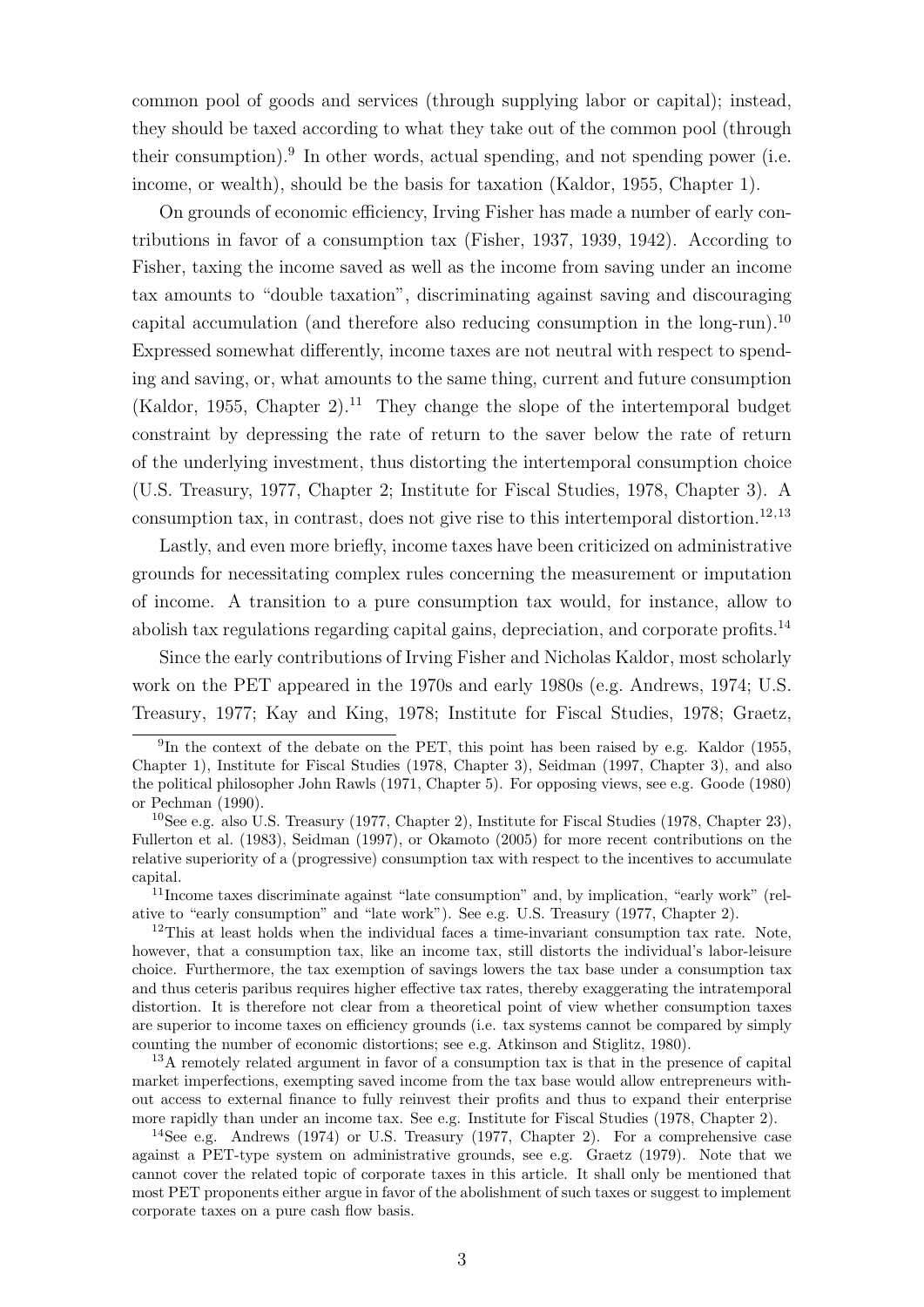common pool of goods and services (through supplying labor or capital); instead, they should be taxed according to what they take out of the common pool (through their consumption).[9] In other words, actual spending, and not spending power (i.e. income, or wealth), should be the basis for taxation (Kaldor, 1955, Chapter 1).

On grounds of economic efficiency, Irving Fisher has made a number of early contributions in favor of a consumption tax (Fisher, 1937, 1939, 1942). According to Fisher, taxing the income saved as well as the income from saving under an income tax amounts to "double taxation", discriminating against saving and discouraging capital accumulation (and therefore also reducing consumption in the long-run).[10] Expressed somewhat differently, income taxes are not neutral with respect to spending and saving, or, what amounts to the same thing, current and future consumption (Kaldor, 1955, Chapter 2).[11] They change the slope of the intertemporal budget constraint by depressing the rate of return to the saver below the rate of return of the underlying investment, thus distorting the intertemporal consumption choice (U.S. Treasury, 1977, Chapter 2; Institute for Fiscal Studies, 1978, Chapter 3). A consumption tax, in contrast, does not give rise to this intertemporal distortion.[12,13]

Lastly, and even more briefly, income taxes have been criticized on administrative grounds for necessitating complex rules concerning the measurement or imputation of income. A transition to a pure consumption tax would, for instance, allow to abolish tax regulations regarding capital gains, depreciation, and corporate profits.[14]

Since the early contributions of Irving Fisher and Nicholas Kaldor, most scholarly work on the PET appeared in the 1970s and early 1980s (e.g. Andrews, 1974; U.S. Treasury, 1977; Kay and King, 1978; Institute for Fiscal Studies, 1978; Graetz,

---

[9] In the context of the debate on the PET, this point has been raised by e.g. Kaldor (1955, Chapter 1), Institute for Fiscal Studies (1978, Chapter 3), Seidman (1997, Chapter 3), and also the political philosopher John Rawls (1971, Chapter 5). For opposing views, see e.g. Goode (1980) or Pechman (1990).

[10] See e.g. also U.S. Treasury (1977, Chapter 2), Institute for Fiscal Studies (1978, Chapter 23), Fullerton et al. (1983), Seidman (1997), or Okamoto (2005) for more recent contributions on the relative superiority of a (progressive) consumption tax with respect to the incentives to accumulate capital.

[11] Income taxes discriminate against "late consumption" and, by implication, "early work" (relative to "early consumption" and "late work"). See e.g. U.S. Treasury (1977, Chapter 2).

[12] This at least holds when the individual faces a time-invariant consumption tax rate. Note, however, that a consumption tax, like an income tax, still distorts the individual's labor-leisure choice. Furthermore, the tax exemption of savings lowers the tax base under a consumption tax and thus ceteris paribus requires higher effective tax rates, thereby exaggerating the intratemporal distortion. It is therefore not clear from a theoretical point of view whether consumption taxes are superior to income taxes on efficiency grounds (i.e. tax systems cannot be compared by simply counting the number of economic distortions; see e.g. Atkinson and Stiglitz, 1980).

[13] A remotely related argument in favor of a consumption tax is that in the presence of capital market imperfections, exempting saved income from the tax base would allow entrepreneurs without access to external finance to fully reinvest their profits and thus to expand their enterprise more rapidly than under an income tax. See e.g. Institute for Fiscal Studies (1978, Chapter 2).

[14] See e.g. Andrews (1974) or U.S. Treasury (1977, Chapter 2). For a comprehensive case against a PET-type system on administrative grounds, see e.g. Graetz (1979). Note that we cannot cover the related topic of corporate taxes in this article. It shall only be mentioned that most PET proponents either argue in favor of the abolishment of such taxes or suggest to implement corporate taxes on a pure cash flow basis.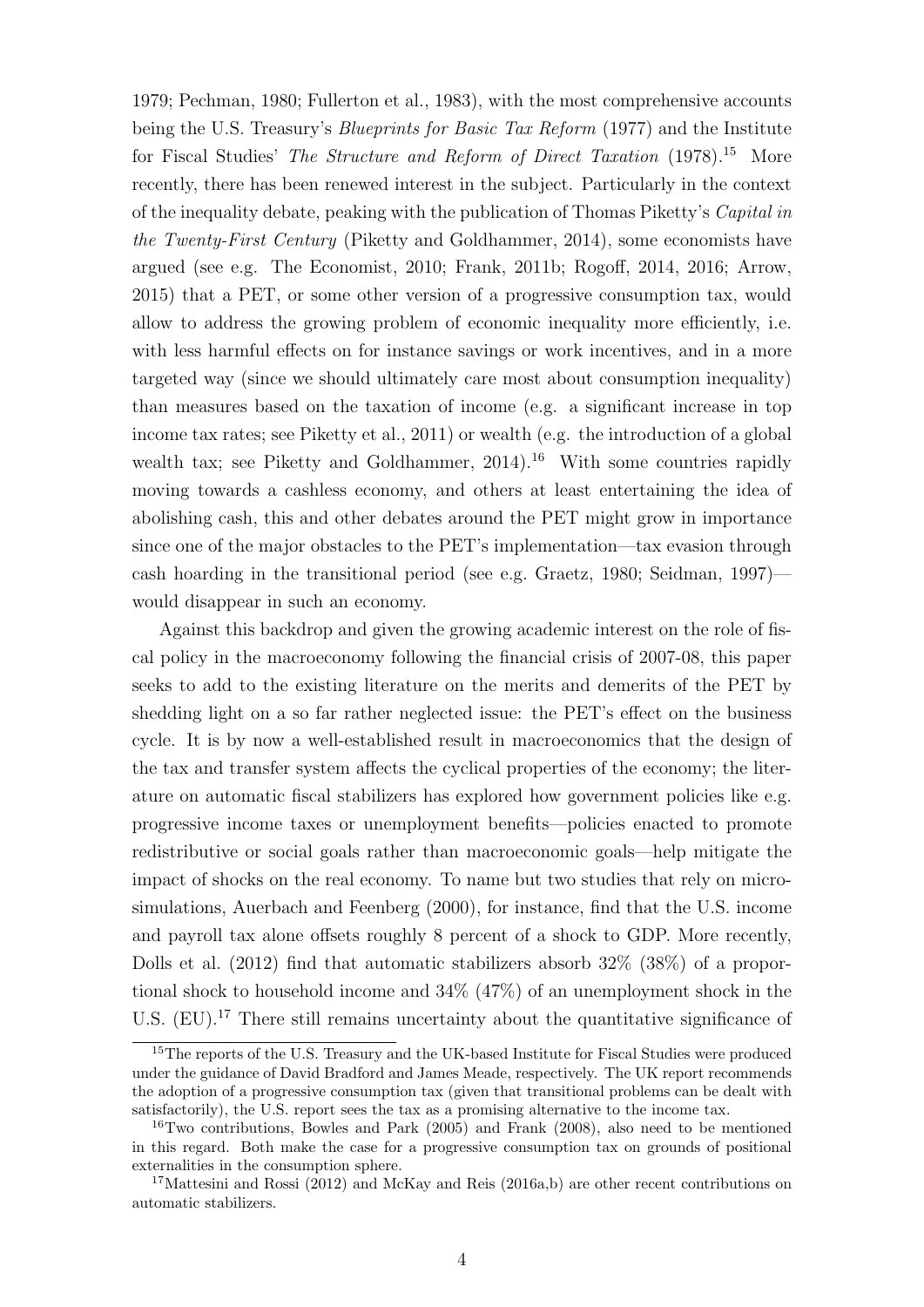1979; Pechman, 1980; Fullerton et al., 1983), with the most comprehensive accounts being the U.S. Treasury's *Blueprints for Basic Tax Reform* (1977) and the Institute for Fiscal Studies' *The Structure and Reform of Direct Taxation* (1978).[15] More recently, there has been renewed interest in the subject. Particularly in the context of the inequality debate, peaking with the publication of Thomas Piketty's *Capital in the Twenty-First Century* (Piketty and Goldhammer, 2014), some economists have argued (see e.g. The Economist, 2010; Frank, 2011b; Rogoff, 2014, 2016; Arrow, 2015) that a PET, or some other version of a progressive consumption tax, would allow to address the growing problem of economic inequality more efficiently, i.e. with less harmful effects on for instance savings or work incentives, and in a more targeted way (since we should ultimately care most about consumption inequality) than measures based on the taxation of income (e.g. a significant increase in top income tax rates; see Piketty et al., 2011) or wealth (e.g. the introduction of a global wealth tax; see Piketty and Goldhammer, 2014).[16] With some countries rapidly moving towards a cashless economy, and others at least entertaining the idea of abolishing cash, this and other debates around the PET might grow in importance since one of the major obstacles to the PET's implementation—tax evasion through cash hoarding in the transitional period (see e.g. Graetz, 1980; Seidman, 1997)—would disappear in such an economy.

Against this backdrop and given the growing academic interest on the role of fiscal policy in the macroeconomy following the financial crisis of 2007-08, this paper seeks to add to the existing literature on the merits and demerits of the PET by shedding light on a so far rather neglected issue: the PET's effect on the business cycle. It is by now a well-established result in macroeconomics that the design of the tax and transfer system affects the cyclical properties of the economy; the literature on automatic fiscal stabilizers has explored how government policies like e.g. progressive income taxes or unemployment benefits—policies enacted to promote redistributive or social goals rather than macroeconomic goals—help mitigate the impact of shocks on the real economy. To name but two studies that rely on microsimulations, Auerbach and Feenberg (2000), for instance, find that the U.S. income and payroll tax alone offsets roughly 8 percent of a shock to GDP. More recently, Dolls et al. (2012) find that automatic stabilizers absorb 32% (38%) of a proportional shock to household income and 34% (47%) of an unemployment shock in the U.S. (EU).[17] There still remains uncertainty about the quantitative significance of

[15] The reports of the U.S. Treasury and the UK-based Institute for Fiscal Studies were produced under the guidance of David Bradford and James Meade, respectively. The UK report recommends the adoption of a progressive consumption tax (given that transitional problems can be dealt with satisfactorily), the U.S. report sees the tax as a promising alternative to the income tax.

[16] Two contributions, Bowles and Park (2005) and Frank (2008), also need to be mentioned in this regard. Both make the case for a progressive consumption tax on grounds of positional externalities in the consumption sphere.

[17] Mattesini and Rossi (2012) and McKay and Reis (2016a,b) are other recent contributions on automatic stabilizers.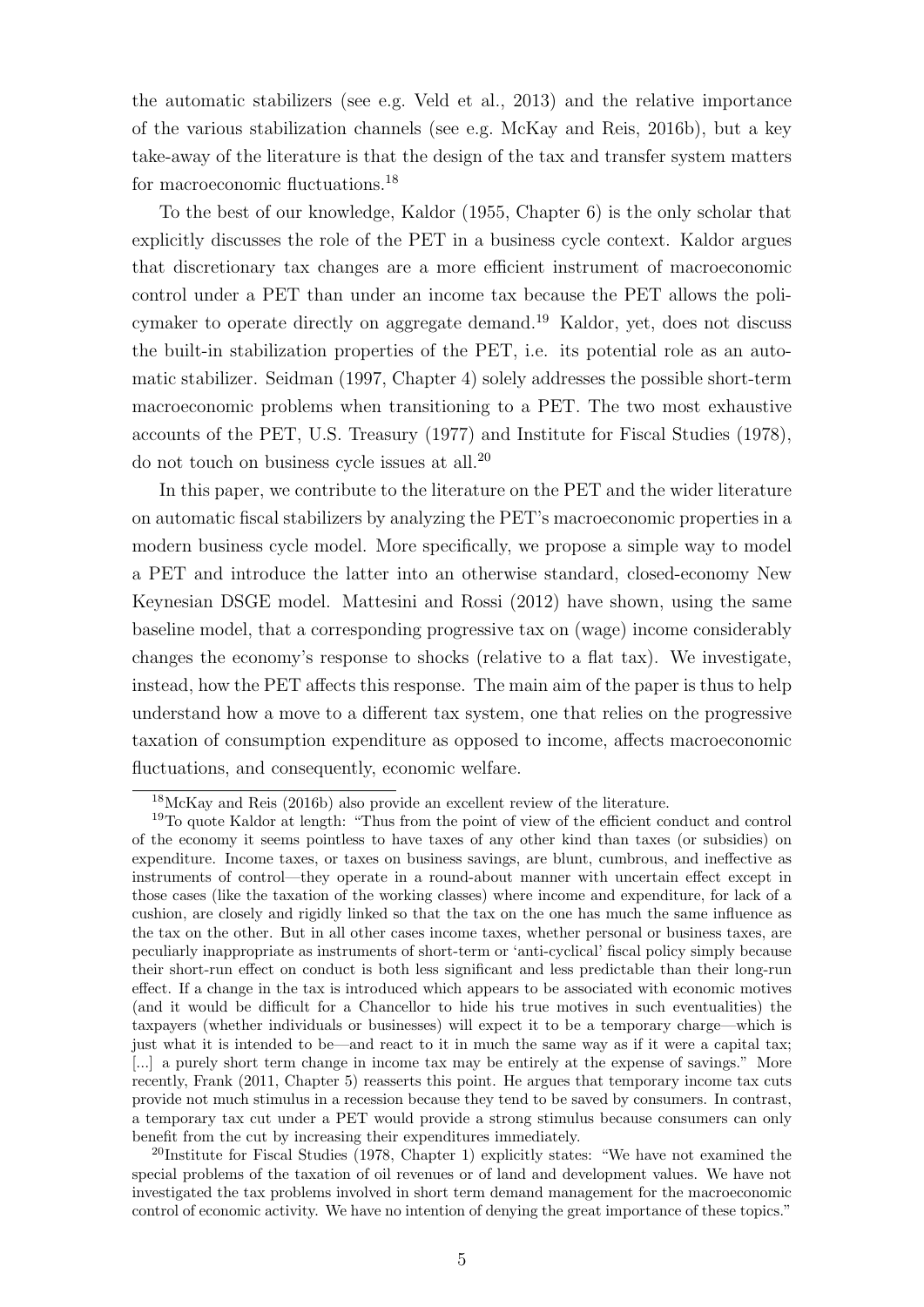the automatic stabilizers (see e.g. Veld et al., 2013) and the relative importance of the various stabilization channels (see e.g. McKay and Reis, 2016b), but a key take-away of the literature is that the design of the tax and transfer system matters for macroeconomic fluctuations.[18]

To the best of our knowledge, Kaldor (1955, Chapter 6) is the only scholar that explicitly discusses the role of the PET in a business cycle context. Kaldor argues that discretionary tax changes are a more efficient instrument of macroeconomic control under a PET than under an income tax because the PET allows the policymaker to operate directly on aggregate demand.[19] Kaldor, yet, does not discuss the built-in stabilization properties of the PET, i.e. its potential role as an automatic stabilizer. Seidman (1997, Chapter 4) solely addresses the possible short-term macroeconomic problems when transitioning to a PET. The two most exhaustive accounts of the PET, U.S. Treasury (1977) and Institute for Fiscal Studies (1978), do not touch on business cycle issues at all.[20]

In this paper, we contribute to the literature on the PET and the wider literature on automatic fiscal stabilizers by analyzing the PET's macroeconomic properties in a modern business cycle model. More specifically, we propose a simple way to model a PET and introduce the latter into an otherwise standard, closed-economy New Keynesian DSGE model. Mattesini and Rossi (2012) have shown, using the same baseline model, that a corresponding progressive tax on (wage) income considerably changes the economy's response to shocks (relative to a flat tax). We investigate, instead, how the PET affects this response. The main aim of the paper is thus to help understand how a move to a different tax system, one that relies on the progressive taxation of consumption expenditure as opposed to income, affects macroeconomic fluctuations, and consequently, economic welfare.

---

[18] McKay and Reis (2016b) also provide an excellent review of the literature.

[19] To quote Kaldor at length: "Thus from the point of view of the efficient conduct and control of the economy it seems pointless to have taxes of any other kind than taxes (or subsidies) on expenditure. Income taxes, or taxes on business savings, are blunt, cumbrous, and ineffective as instruments of control—they operate in a round-about manner with uncertain effect except in those cases (like the taxation of the working classes) where income and expenditure, for lack of a cushion, are closely and rigidly linked so that the tax on the one has much the same influence as the tax on the other. But in all other cases income taxes, whether personal or business taxes, are peculiarly inappropriate as instruments of short-term or 'anti-cyclical' fiscal policy simply because their short-run effect on conduct is both less significant and less predictable than their long-run effect. If a change in the tax is introduced which appears to be associated with economic motives (and it would be difficult for a Chancellor to hide his true motives in such eventualities) the taxpayers (whether individuals or businesses) will expect it to be a temporary charge—which is just what it is intended to be—and react to it in much the same way as if it were a capital tax; [...] a purely short term change in income tax may be entirely at the expense of savings." More recently, Frank (2011, Chapter 5) reasserts this point. He argues that temporary income tax cuts provide not much stimulus in a recession because they tend to be saved by consumers. In contrast, a temporary tax cut under a PET would provide a strong stimulus because consumers can only benefit from the cut by increasing their expenditures immediately.

[20] Institute for Fiscal Studies (1978, Chapter 1) explicitly states: "We have not examined the special problems of the taxation of oil revenues or of land and development values. We have not investigated the tax problems involved in short term demand management for the macroeconomic control of economic activity. We have no intention of denying the great importance of these topics."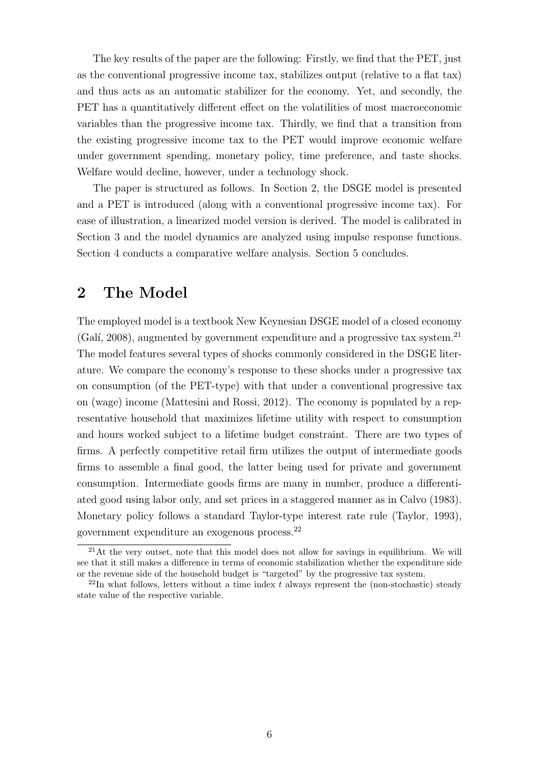The key results of the paper are the following: Firstly, we find that the PET, just as the conventional progressive income tax, stabilizes output (relative to a flat tax) and thus acts as an automatic stabilizer for the economy. Yet, and secondly, the PET has a quantitatively different effect on the volatilities of most macroeconomic variables than the progressive income tax. Thirdly, we find that a transition from the existing progressive income tax to the PET would improve economic welfare under government spending, monetary policy, time preference, and taste shocks. Welfare would decline, however, under a technology shock.

The paper is structured as follows. In Section 2, the DSGE model is presented and a PET is introduced (along with a conventional progressive income tax). For ease of illustration, a linearized model version is derived. The model is calibrated in Section 3 and the model dynamics are analyzed using impulse response functions. Section 4 conducts a comparative welfare analysis. Section 5 concludes.

## 2 The Model

The employed model is a textbook New Keynesian DSGE model of a closed economy (Galí, 2008), augmented by government expenditure and a progressive tax system.[21] The model features several types of shocks commonly considered in the DSGE literature. We compare the economy's response to these shocks under a progressive tax on consumption (of the PET-type) with that under a conventional progressive tax on (wage) income (Mattesini and Rossi, 2012). The economy is populated by a representative household that maximizes lifetime utility with respect to consumption and hours worked subject to a lifetime budget constraint. There are two types of firms. A perfectly competitive retail firm utilizes the output of intermediate goods firms to assemble a final good, the latter being used for private and government consumption. Intermediate goods firms are many in number, produce a differentiated good using labor only, and set prices in a staggered manner as in Calvo (1983). Monetary policy follows a standard Taylor-type interest rate rule (Taylor, 1993), government expenditure an exogenous process.[22]

[21] At the very outset, note that this model does not allow for savings in equilibrium. We will see that it still makes a difference in terms of economic stabilization whether the expenditure side or the revenue side of the household budget is "targeted" by the progressive tax system.

[22] In what follows, letters without a time index $t$ always represent the (non-stochastic) steady state value of the respective variable.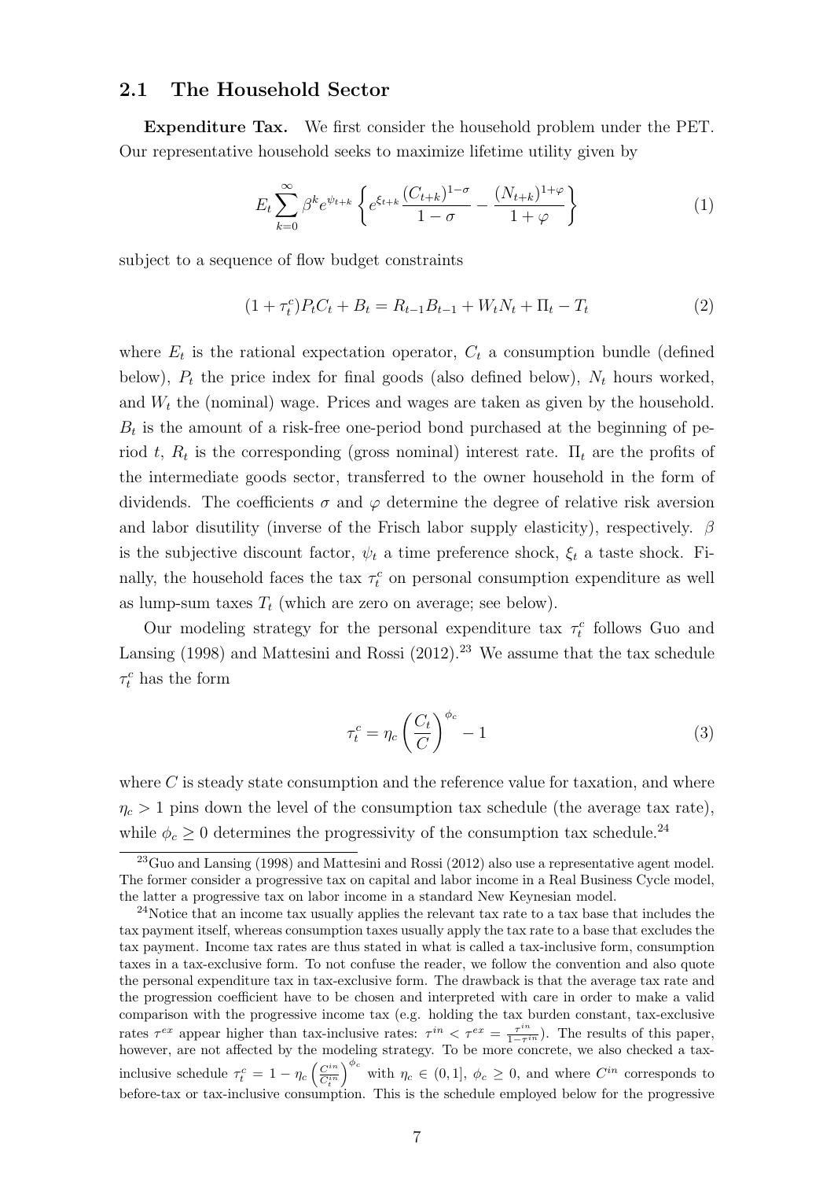## 2.1 The Household Sector

**Expenditure Tax.** We first consider the household problem under the PET. Our representative household seeks to maximize lifetime utility given by

$$E_t \sum_{k=0}^{\infty} \beta^k e^{\psi_{t+k}} \left\{ e^{\xi_{t+k}} \frac{(C_{t+k})^{1-\sigma}}{1-\sigma} - \frac{(N_{t+k})^{1+\varphi}}{1+\varphi} \right\} \tag{1}$$

subject to a sequence of flow budget constraints

$$(1+\tau_t^c) P_t C_t + B_t = R_{t-1} B_{t-1} + W_t N_t + \Pi_t - T_t \tag{2}$$

where $E_t$ is the rational expectation operator, $C_t$ a consumption bundle (defined below), $P_t$ the price index for final goods (also defined below), $N_t$ hours worked, and $W_t$ the (nominal) wage. Prices and wages are taken as given by the household. $B_t$ is the amount of a risk-free one-period bond purchased at the beginning of period $t$, $R_t$ is the corresponding (gross nominal) interest rate. $\Pi_t$ are the profits of the intermediate goods sector, transferred to the owner household in the form of dividends. The coefficients $\sigma$ and $\varphi$ determine the degree of relative risk aversion and labor disutility (inverse of the Frisch labor supply elasticity), respectively. $\beta$ is the subjective discount factor, $\psi_t$ a time preference shock, $\xi_t$ a taste shock. Finally, the household faces the tax $\tau_t^c$ on personal consumption expenditure as well as lump-sum taxes $T_t$ (which are zero on average; see below).

Our modeling strategy for the personal expenditure tax $\tau_t^c$ follows Guo and Lansing (1998) and Mattesini and Rossi (2012).[23] We assume that the tax schedule $\tau_t^c$ has the form

$$\tau_t^c = \eta_c \left( \frac{C_t}{C} \right)^{\phi_c} - 1 \tag{3}$$

where $C$ is steady state consumption and the reference value for taxation, and where $\eta_c > 1$ pins down the level of the consumption tax schedule (the average tax rate), while $\phi_c \geq 0$ determines the progressivity of the consumption tax schedule.[24]

[23] Guo and Lansing (1998) and Mattesini and Rossi (2012) also use a representative agent model. The former consider a progressive tax on capital and labor income in a Real Business Cycle model, the latter a progressive tax on labor income in a standard New Keynesian model.

[24] Notice that an income tax usually applies the relevant tax rate to a tax base that includes the tax payment itself, whereas consumption taxes usually apply the tax rate to a base that excludes the tax payment. Income tax rates are thus stated in what is called a tax-inclusive form, consumption taxes in a tax-exclusive form. To not confuse the reader, we follow the convention and also quote the personal expenditure tax in tax-exclusive form. The drawback is that the average tax rate and the progression coefficient have to be chosen and interpreted with care in order to make a valid comparison with the progressive income tax (e.g. holding the tax burden constant, tax-exclusive rates $\tau^{ex}$ appear higher than tax-inclusive rates: $\tau^{in} < \tau^{ex} = \frac{\tau^{in}}{1-\tau^{in}}$). The results of this paper, however, are not affected by the modeling strategy. To be more concrete, we also checked a tax-inclusive schedule $\tau_t^c = 1 - \eta_c \left( \frac{C^{in}}{C_t^{in}} \right)^{\phi_c}$ with $\eta_c \in (0, 1]$, $\phi_c \geq 0$, and where $C^{in}$ corresponds to before-tax or tax-inclusive consumption. This is the schedule employed below for the progressive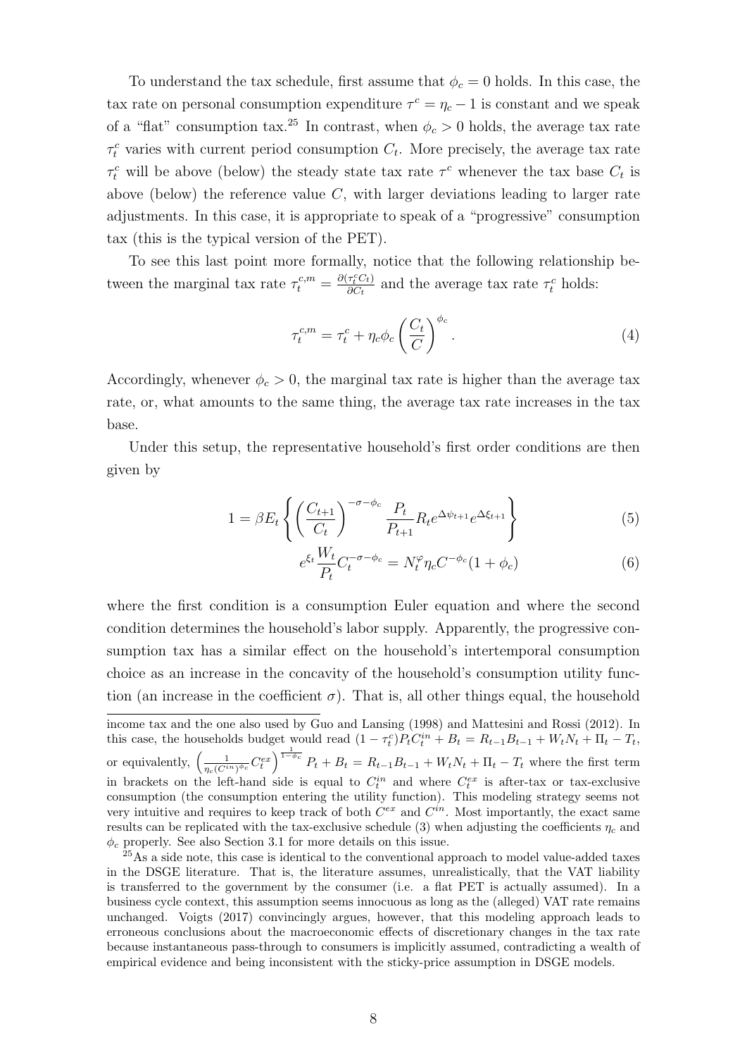To understand the tax schedule, first assume that $\phi_c = 0$ holds. In this case, the tax rate on personal consumption expenditure $\tau^c = \eta_c - 1$ is constant and we speak of a "flat" consumption tax.[25] In contrast, when $\phi_c > 0$ holds, the average tax rate $\tau_t^c$ varies with current period consumption $C_t$. More precisely, the average tax rate $\tau_t^c$ will be above (below) the steady state tax rate $\tau^c$ whenever the tax base $C_t$ is above (below) the reference value $C$, with larger deviations leading to larger rate adjustments. In this case, it is appropriate to speak of a "progressive" consumption tax (this is the typical version of the PET).

To see this last point more formally, notice that the following relationship between the marginal tax rate $\tau_t^{c,m} = \frac{\partial(\tau_t^c C_t)}{\partial C_t}$ and the average tax rate $\tau_t^c$ holds:

$$
\tau_t^{c,m} = \tau_t^c + \eta_c \phi_c \left(\frac{C_t}{C}\right)^{\phi_c}. \tag{4}
$$

Accordingly, whenever $\phi_c > 0$, the marginal tax rate is higher than the average tax rate, or, what amounts to the same thing, the average tax rate increases in the tax base.

Under this setup, the representative household's first order conditions are then given by

$$
1 = \beta E_t \left\{ \left(\frac{C_{t+1}}{C_t}\right)^{-\sigma - \phi_c} \frac{P_t}{P_{t+1}} R_t e^{\Delta \psi_{t+1}} e^{\Delta \xi_{t+1}} \right\} \tag{5}
$$

$$
e^{\xi_t} \frac{W_t}{P_t} C_t^{-\sigma - \phi_c} = N_t^{\varphi} \eta_c C^{-\phi_c}(1 + \phi_c) \tag{6}
$$

where the first condition is a consumption Euler equation and where the second condition determines the household's labor supply. Apparently, the progressive consumption tax has a similar effect on the household's intertemporal consumption choice as an increase in the concavity of the household's consumption utility function (an increase in the coefficient $\sigma$). That is, all other things equal, the household

income tax and the one also used by Guo and Lansing (1998) and Mattesini and Rossi (2012). In this case, the households budget would read $(1 - \tau_t^c) P_t C_t^{in} + B_t = R_{t-1} B_{t-1} + W_t N_t + \Pi_t - T_t$, or equivalently, $\left(\frac{1}{\eta_c (C^{in})^{\phi_c}} C_t^{ex}\right)^{\frac{1}{1-\phi_c}} P_t + B_t = R_{t-1} B_{t-1} + W_t N_t + \Pi_t - T_t$ where the first term in brackets on the left-hand side is equal to $C_t^{in}$ and where $C_t^{ex}$ is after-tax or tax-exclusive consumption (the consumption entering the utility function). This modeling strategy seems not very intuitive and requires to keep track of both $C^{ex}$ and $C^{in}$. Most importantly, the exact same results can be replicated with the tax-exclusive schedule (3) when adjusting the coefficients $\eta_c$ and $\phi_c$ properly. See also Section 3.1 for more details on this issue.

[25] As a side note, this case is identical to the conventional approach to model value-added taxes in the DSGE literature. That is, the literature assumes, unrealistically, that the VAT liability is transferred to the government by the consumer (i.e. a flat PET is actually assumed). In a business cycle context, this assumption seems innocuous as long as the (alleged) VAT rate remains unchanged. Voigts (2017) convincingly argues, however, that this modeling approach leads to erroneous conclusions about the macroeconomic effects of discretionary changes in the tax rate because instantaneous pass-through to consumers is implicitly assumed, contradicting a wealth of empirical evidence and being inconsistent with the sticky-price assumption in DSGE models.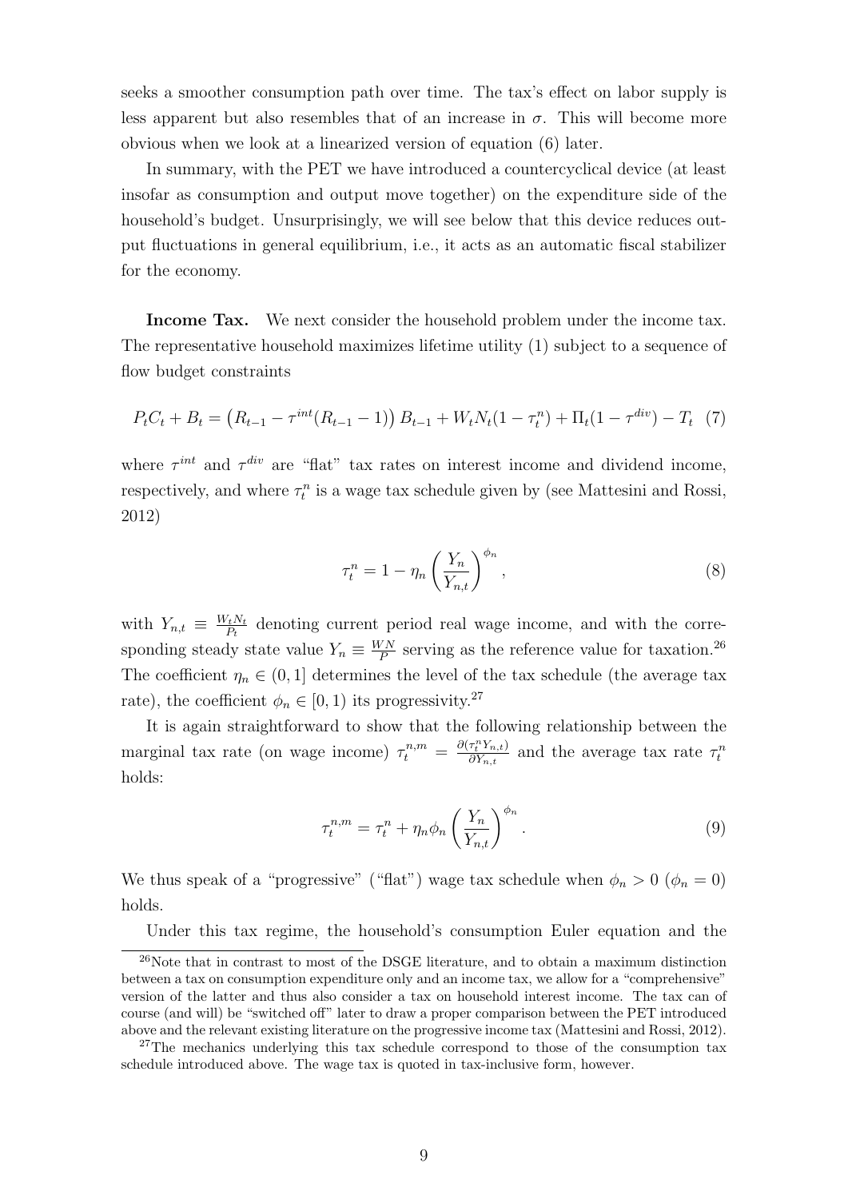seeks a smoother consumption path over time. The tax's effect on labor supply is less apparent but also resembles that of an increase in $\sigma$. This will become more obvious when we look at a linearized version of equation (6) later.

In summary, with the PET we have introduced a countercyclical device (at least insofar as consumption and output move together) on the expenditure side of the household's budget. Unsurprisingly, we will see below that this device reduces output fluctuations in general equilibrium, i.e., it acts as an automatic fiscal stabilizer for the economy.

**Income Tax.** We next consider the household problem under the income tax. The representative household maximizes lifetime utility (1) subject to a sequence of flow budget constraints

$$P_t C_t + B_t = \left(R_{t-1} - \tau^{int}(R_{t-1} - 1)\right) B_{t-1} + W_t N_t (1 - \tau_t^n) + \Pi_t (1 - \tau^{div}) - T_t \quad (7)$$

where $\tau^{int}$ and $\tau^{div}$ are "flat" tax rates on interest income and dividend income, respectively, and where $\tau_t^n$ is a wage tax schedule given by (see Mattesini and Rossi, 2012)

$$\tau_t^n = 1 - \eta_n \left( \frac{Y_n}{Y_{n,t}} \right)^{\phi_n}, \quad (8)$$

with $Y_{n,t} \equiv \frac{W_t N_t}{P_t}$ denoting current period real wage income, and with the corresponding steady state value $Y_n \equiv \frac{WN}{P}$ serving as the reference value for taxation.[26] The coefficient $\eta_n \in (0, 1]$ determines the level of the tax schedule (the average tax rate), the coefficient $\phi_n \in [0, 1)$ its progressivity.[27]

It is again straightforward to show that the following relationship between the marginal tax rate (on wage income) $\tau_t^{n,m} = \frac{\partial(\tau_t^n Y_{n,t})}{\partial Y_{n,t}}$ and the average tax rate $\tau_t^n$ holds:

$$\tau_t^{n,m} = \tau_t^n + \eta_n \phi_n \left( \frac{Y_n}{Y_{n,t}} \right)^{\phi_n}. \quad (9)$$

We thus speak of a "progressive" ("flat") wage tax schedule when $\phi_n > 0$ ($\phi_n = 0$) holds.

Under this tax regime, the household's consumption Euler equation and the

---

[26] Note that in contrast to most of the DSGE literature, and to obtain a maximum distinction between a tax on consumption expenditure only and an income tax, we allow for a "comprehensive" version of the latter and thus also consider a tax on household interest income. The tax can of course (and will) be "switched off" later to draw a proper comparison between the PET introduced above and the relevant existing literature on the progressive income tax (Mattesini and Rossi, 2012).

[27] The mechanics underlying this tax schedule correspond to those of the consumption tax schedule introduced above. The wage tax is quoted in tax-inclusive form, however.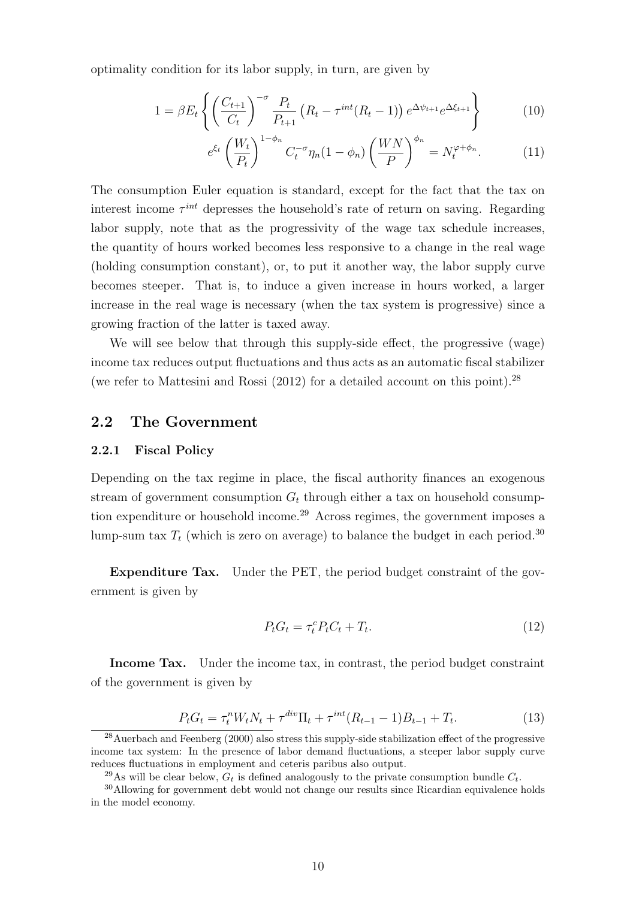optimality condition for its labor supply, in turn, are given by

$$1 = \beta E_t \left\{ \left( \frac{C_{t+1}}{C_t} \right)^{-\sigma} \frac{P_t}{P_{t+1}} \left( R_t - \tau^{int}(R_t - 1) \right) e^{\Delta \psi_{t+1}} e^{\Delta \xi_{t+1}} \right\} \tag{10}$$

$$e^{\xi_t} \left( \frac{W_t}{P_t} \right)^{1-\phi_n} C_t^{-\sigma} \eta_n (1 - \phi_n) \left( \frac{WN}{P} \right)^{\phi_n} = N_t^{\varphi + \phi_n}. \tag{11}$$

The consumption Euler equation is standard, except for the fact that the tax on interest income $\tau^{int}$ depresses the household's rate of return on saving. Regarding labor supply, note that as the progressivity of the wage tax schedule increases, the quantity of hours worked becomes less responsive to a change in the real wage (holding consumption constant), or, to put it another way, the labor supply curve becomes steeper. That is, to induce a given increase in hours worked, a larger increase in the real wage is necessary (when the tax system is progressive) since a growing fraction of the latter is taxed away.

We will see below that through this supply-side effect, the progressive (wage) income tax reduces output fluctuations and thus acts as an automatic fiscal stabilizer (we refer to Mattesini and Rossi (2012) for a detailed account on this point).[28]

## 2.2 The Government

### 2.2.1 Fiscal Policy

Depending on the tax regime in place, the fiscal authority finances an exogenous stream of government consumption $G_t$ through either a tax on household consumption expenditure or household income.[29] Across regimes, the government imposes a lump-sum tax $T_t$ (which is zero on average) to balance the budget in each period.[30]

**Expenditure Tax.** Under the PET, the period budget constraint of the government is given by

$$P_t G_t = \tau_t^c P_t C_t + T_t. \tag{12}$$

**Income Tax.** Under the income tax, in contrast, the period budget constraint of the government is given by

$$P_t G_t = \tau_t^n W_t N_t + \tau^{div} \Pi_t + \tau^{int} (R_{t-1} - 1) B_{t-1} + T_t. \tag{13}$$

[28] Auerbach and Feenberg (2000) also stress this supply-side stabilization effect of the progressive income tax system: In the presence of labor demand fluctuations, a steeper labor supply curve reduces fluctuations in employment and ceteris paribus also output.

[29] As will be clear below, $G_t$ is defined analogously to the private consumption bundle $C_t$.

[30] Allowing for government debt would not change our results since Ricardian equivalence holds in the model economy.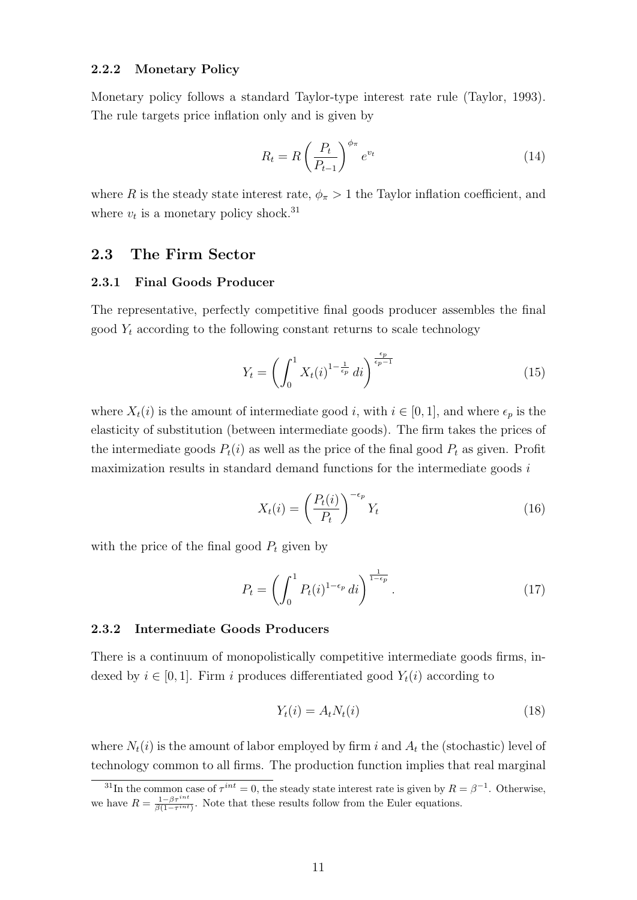#### 2.2.2 Monetary Policy

Monetary policy follows a standard Taylor-type interest rate rule (Taylor, 1993). The rule targets price inflation only and is given by

$$R_t = R\left(\frac{P_t}{P_{t-1}}\right)^{\phi_\pi} e^{v_t} \tag{14}$$

where $R$ is the steady state interest rate, $\phi_\pi > 1$ the Taylor inflation coefficient, and where $v_t$ is a monetary policy shock.[31]

### 2.3 The Firm Sector

#### 2.3.1 Final Goods Producer

The representative, perfectly competitive final goods producer assembles the final good $Y_t$ according to the following constant returns to scale technology

$$Y_t = \left(\int_0^1 X_t(i)^{1-\frac{1}{\epsilon_p}}\, di\right)^{\frac{\epsilon_p}{\epsilon_p - 1}} \tag{15}$$

where $X_t(i)$ is the amount of intermediate good $i$, with $i \in [0,1]$, and where $\epsilon_p$ is the elasticity of substitution (between intermediate goods). The firm takes the prices of the intermediate goods $P_t(i)$ as well as the price of the final good $P_t$ as given. Profit maximization results in standard demand functions for the intermediate goods $i$

$$X_t(i) = \left(\frac{P_t(i)}{P_t}\right)^{-\epsilon_p} Y_t \tag{16}$$

with the price of the final good $P_t$ given by

$$P_t = \left(\int_0^1 P_t(i)^{1-\epsilon_p}\, di\right)^{\frac{1}{1-\epsilon_p}}. \tag{17}$$

#### 2.3.2 Intermediate Goods Producers

There is a continuum of monopolistically competitive intermediate goods firms, indexed by $i \in [0,1]$. Firm $i$ produces differentiated good $Y_t(i)$ according to

$$Y_t(i) = A_t N_t(i) \tag{18}$$

where $N_t(i)$ is the amount of labor employed by firm $i$ and $A_t$ the (stochastic) level of technology common to all firms. The production function implies that real marginal

[31] In the common case of $\tau^{int} = 0$, the steady state interest rate is given by $R = \beta^{-1}$. Otherwise, we have $R = \frac{1-\beta\tau^{int}}{\beta(1-\tau^{int})}$. Note that these results follow from the Euler equations.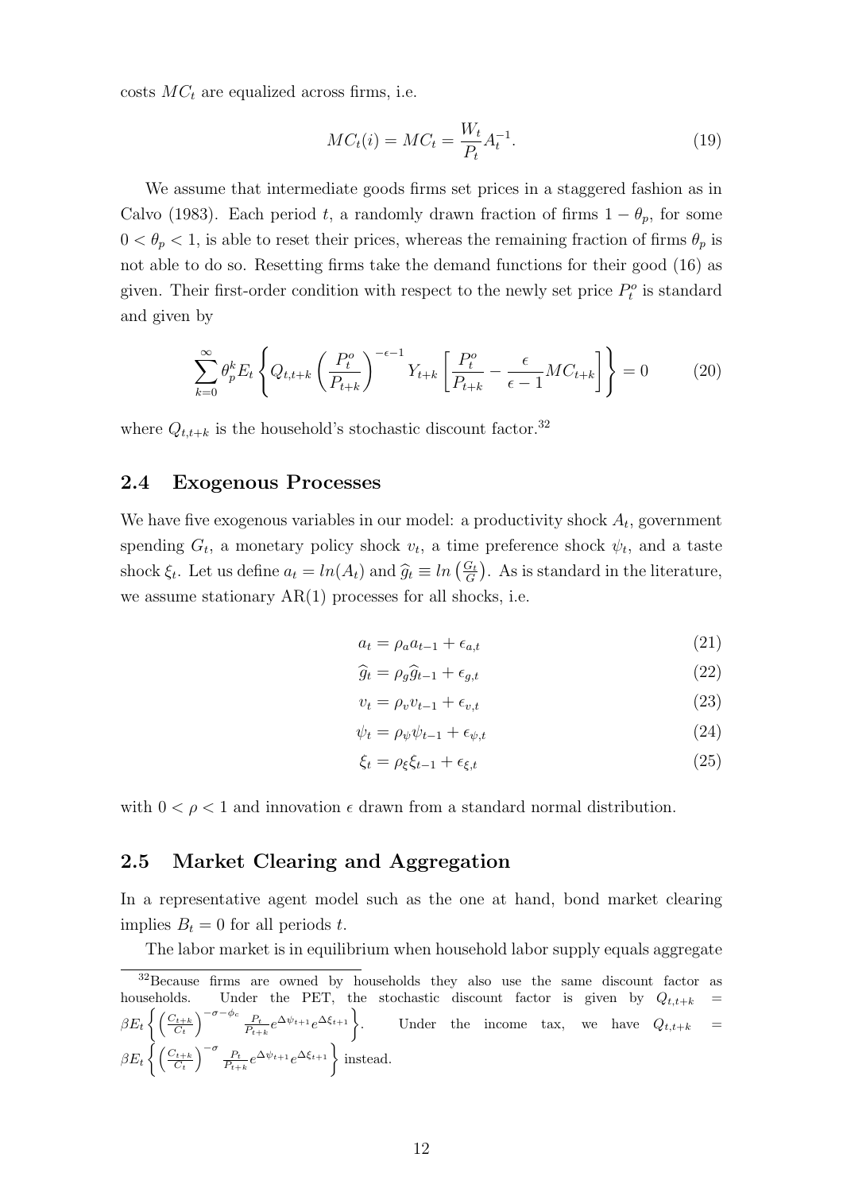costs $MC_t$ are equalized across firms, i.e.

$$MC_t(i) = MC_t = \frac{W_t}{P_t} A_t^{-1}. \tag{19}$$

We assume that intermediate goods firms set prices in a staggered fashion as in Calvo (1983). Each period $t$, a randomly drawn fraction of firms $1 - \theta_p$, for some $0 < \theta_p < 1$, is able to reset their prices, whereas the remaining fraction of firms $\theta_p$ is not able to do so. Resetting firms take the demand functions for their good (16) as given. Their first-order condition with respect to the newly set price $P_t^o$ is standard and given by

$$\sum_{k=0}^{\infty} \theta_p^k E_t \left\{ Q_{t,t+k} \left( \frac{P_t^o}{P_{t+k}} \right)^{-\epsilon-1} Y_{t+k} \left[ \frac{P_t^o}{P_{t+k}} - \frac{\epsilon}{\epsilon - 1} MC_{t+k} \right] \right\} = 0 \tag{20}$$

where $Q_{t,t+k}$ is the household's stochastic discount factor.[32]

## 2.4 Exogenous Processes

We have five exogenous variables in our model: a productivity shock $A_t$, government spending $G_t$, a monetary policy shock $v_t$, a time preference shock $\psi_t$, and a taste shock $\xi_t$. Let us define $a_t = ln(A_t)$ and $\widehat{g}_t \equiv ln\left(\frac{G_t}{G}\right)$. As is standard in the literature, we assume stationary AR(1) processes for all shocks, i.e.

$$a_t = \rho_a a_{t-1} + \epsilon_{a,t} \tag{21}$$

$$\widehat{g}_t = \rho_g \widehat{g}_{t-1} + \epsilon_{g,t} \tag{22}$$

$$v_t = \rho_v v_{t-1} + \epsilon_{v,t} \tag{23}$$

$$\psi_t = \rho_\psi \psi_{t-1} + \epsilon_{\psi,t} \tag{24}$$

$$\xi_t = \rho_\xi \xi_{t-1} + \epsilon_{\xi,t} \tag{25}$$

with $0 < \rho < 1$ and innovation $\epsilon$ drawn from a standard normal distribution.

## 2.5 Market Clearing and Aggregation

In a representative agent model such as the one at hand, bond market clearing implies $B_t = 0$ for all periods $t$.

The labor market is in equilibrium when household labor supply equals aggregate

[32] Because firms are owned by households they also use the same discount factor as households. Under the PET, the stochastic discount factor is given by $Q_{t,t+k} = \beta E_t \left\{ \left( \frac{C_{t+k}}{C_t} \right)^{-\sigma-\phi_c} \frac{P_t}{P_{t+k}} e^{\Delta \psi_{t+1}} e^{\Delta \xi_{t+1}} \right\}$. Under the income tax, we have $Q_{t,t+k} = \beta E_t \left\{ \left( \frac{C_{t+k}}{C_t} \right)^{-\sigma} \frac{P_t}{P_{t+k}} e^{\Delta \psi_{t+1}} e^{\Delta \xi_{t+1}} \right\}$ instead.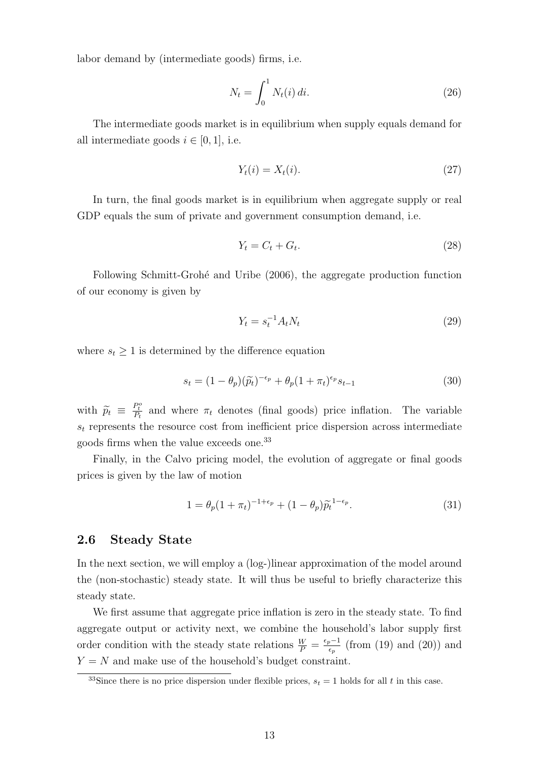labor demand by (intermediate goods) firms, i.e.

$$N_t = \int_0^1 N_t(i)\, di. \tag{26}$$

The intermediate goods market is in equilibrium when supply equals demand for all intermediate goods $i \in [0, 1]$, i.e.

$$Y_t(i) = X_t(i). \tag{27}$$

In turn, the final goods market is in equilibrium when aggregate supply or real GDP equals the sum of private and government consumption demand, i.e.

$$Y_t = C_t + G_t. \tag{28}$$

Following Schmitt-Grohé and Uribe (2006), the aggregate production function of our economy is given by

$$Y_t = s_t^{-1} A_t N_t \tag{29}$$

where $s_t \geq 1$ is determined by the difference equation

$$s_t = (1 - \theta_p)(\widetilde{p}_t)^{-\epsilon_p} + \theta_p (1 + \pi_t)^{\epsilon_p} s_{t-1} \tag{30}$$

with $\widetilde{p}_t \equiv \frac{P_t^o}{P_t}$ and where $\pi_t$ denotes (final goods) price inflation. The variable $s_t$ represents the resource cost from inefficient price dispersion across intermediate goods firms when the value exceeds one.[33]

Finally, in the Calvo pricing model, the evolution of aggregate or final goods prices is given by the law of motion

$$1 = \theta_p (1 + \pi_t)^{-1+\epsilon_p} + (1 - \theta_p) \widetilde{p}_t^{\,1-\epsilon_p}. \tag{31}$$

## 2.6 Steady State

In the next section, we will employ a (log-)linear approximation of the model around the (non-stochastic) steady state. It will thus be useful to briefly characterize this steady state.

We first assume that aggregate price inflation is zero in the steady state. To find aggregate output or activity next, we combine the household's labor supply first order condition with the steady state relations $\frac{W}{P} = \frac{\epsilon_p - 1}{\epsilon_p}$ (from (19) and (20)) and $Y = N$ and make use of the household's budget constraint.

[33] Since there is no price dispersion under flexible prices, $s_t = 1$ holds for all $t$ in this case.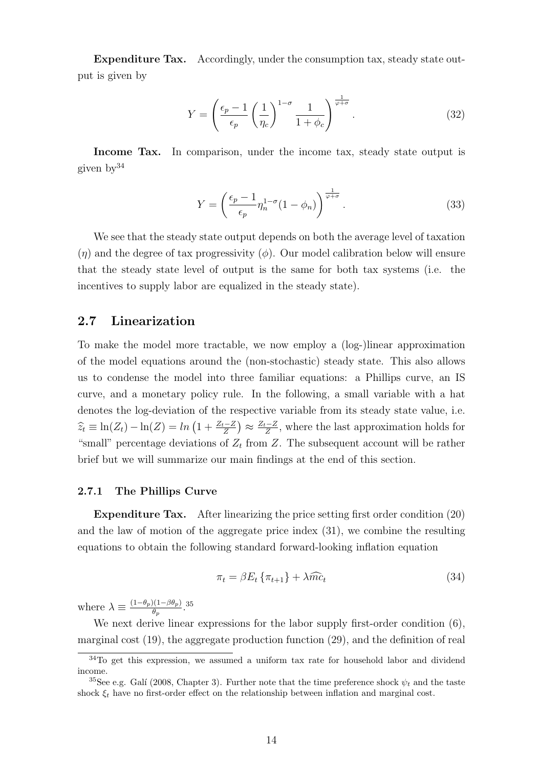**Expenditure Tax.** Accordingly, under the consumption tax, steady state output is given by

$$Y = \left( \frac{\epsilon_p - 1}{\epsilon_p} \left( \frac{1}{\eta_c} \right)^{1-\sigma} \frac{1}{1+\phi_c} \right)^{\frac{1}{\varphi+\sigma}}. \tag{32}$$

**Income Tax.** In comparison, under the income tax, steady state output is given by[34]

$$Y = \left( \frac{\epsilon_p - 1}{\epsilon_p} \eta_n^{1-\sigma} (1-\phi_n) \right)^{\frac{1}{\varphi+\sigma}}. \tag{33}$$

We see that the steady state output depends on both the average level of taxation ($\eta$) and the degree of tax progressivity ($\phi$). Our model calibration below will ensure that the steady state level of output is the same for both tax systems (i.e. the incentives to supply labor are equalized in the steady state).

## 2.7 Linearization

To make the model more tractable, we now employ a (log-)linear approximation of the model equations around the (non-stochastic) steady state. This also allows us to condense the model into three familiar equations: a Phillips curve, an IS curve, and a monetary policy rule. In the following, a small variable with a hat denotes the log-deviation of the respective variable from its steady state value, i.e. $\widehat{z}_t \equiv \ln(Z_t) - \ln(Z) = ln\left(1 + \frac{Z_t - Z}{Z}\right) \approx \frac{Z_t - Z}{Z}$, where the last approximation holds for "small" percentage deviations of $Z_t$ from $Z$. The subsequent account will be rather brief but we will summarize our main findings at the end of this section.

### 2.7.1 The Phillips Curve

**Expenditure Tax.** After linearizing the price setting first order condition (20) and the law of motion of the aggregate price index (31), we combine the resulting equations to obtain the following standard forward-looking inflation equation

$$\pi_t = \beta E_t \{\pi_{t+1}\} + \lambda \widehat{mc}_t \tag{34}$$

where $\lambda \equiv \frac{(1-\theta_p)(1-\beta\theta_p)}{\theta_p}$.[35]

We next derive linear expressions for the labor supply first-order condition (6), marginal cost (19), the aggregate production function (29), and the definition of real

[34] To get this expression, we assumed a uniform tax rate for household labor and dividend income.

[35] See e.g. Galí (2008, Chapter 3). Further note that the time preference shock $\psi_t$ and the taste shock $\xi_t$ have no first-order effect on the relationship between inflation and marginal cost.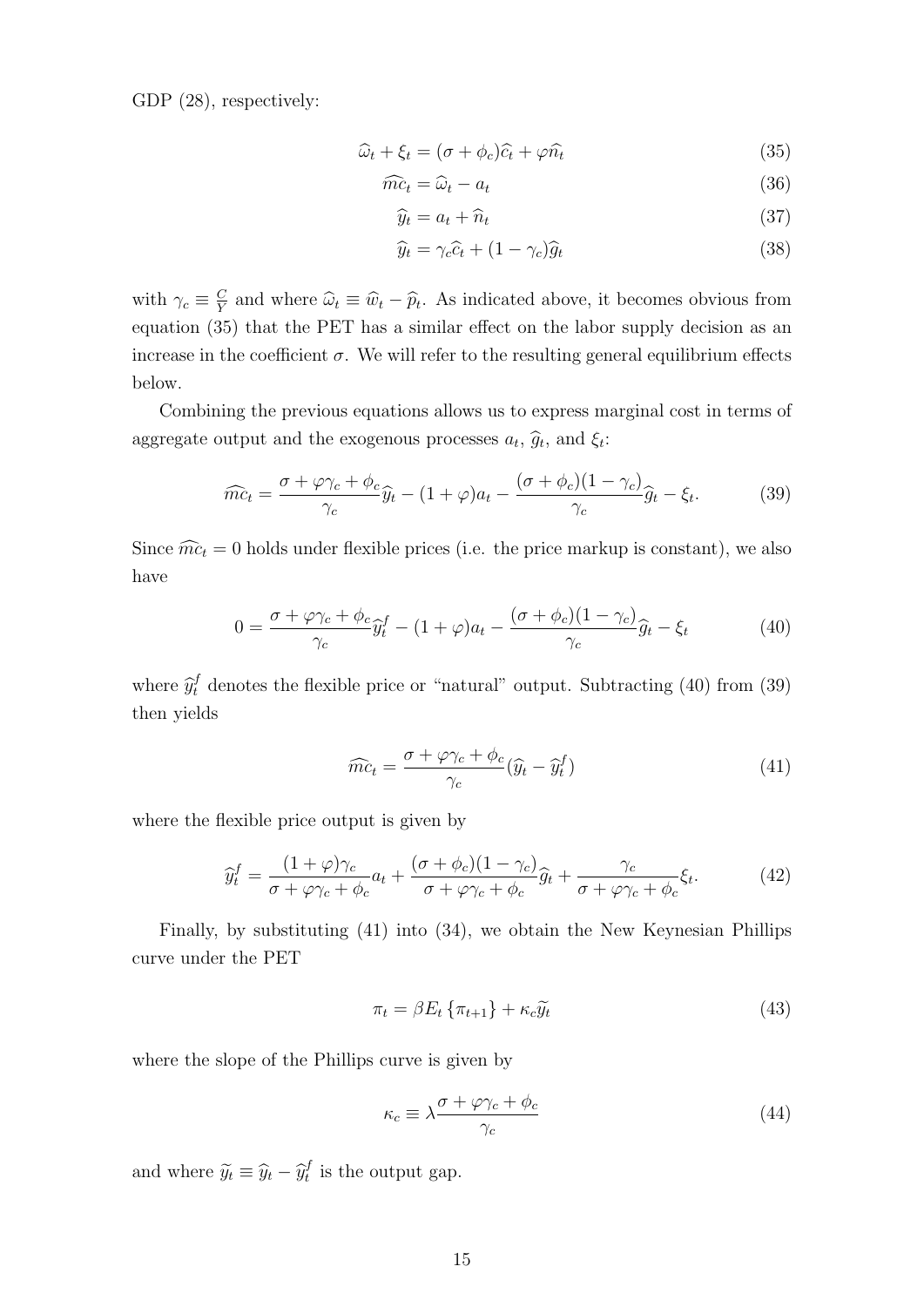GDP (28), respectively:

$$\widehat{\omega}_t + \xi_t = (\sigma + \phi_c)\widehat{c}_t + \varphi \widehat{n}_t \tag{35}$$

$$\widehat{mc}_t = \widehat{\omega}_t - a_t \tag{36}$$

$$\widehat{y}_t = a_t + \widehat{n}_t \tag{37}$$

$$\widehat{y}_t = \gamma_c \widehat{c}_t + (1 - \gamma_c)\widehat{g}_t \tag{38}$$

with $\gamma_c \equiv \frac{C}{Y}$ and where $\widehat{\omega}_t \equiv \widehat{w}_t - \widehat{p}_t$. As indicated above, it becomes obvious from equation (35) that the PET has a similar effect on the labor supply decision as an increase in the coefficient $\sigma$. We will refer to the resulting general equilibrium effects below.

Combining the previous equations allows us to express marginal cost in terms of aggregate output and the exogenous processes $a_t$, $\widehat{g}_t$, and $\xi_t$:

$$\widehat{mc}_t = \frac{\sigma + \varphi \gamma_c + \phi_c}{\gamma_c}\widehat{y}_t - (1 + \varphi)a_t - \frac{(\sigma + \phi_c)(1 - \gamma_c)}{\gamma_c}\widehat{g}_t - \xi_t. \tag{39}$$

Since $\widehat{mc}_t = 0$ holds under flexible prices (i.e. the price markup is constant), we also have

$$0 = \frac{\sigma + \varphi \gamma_c + \phi_c}{\gamma_c}\widehat{y}_t^f - (1 + \varphi)a_t - \frac{(\sigma + \phi_c)(1 - \gamma_c)}{\gamma_c}\widehat{g}_t - \xi_t \tag{40}$$

where $\widehat{y}_t^f$ denotes the flexible price or "natural" output. Subtracting (40) from (39) then yields

$$\widehat{mc}_t = \frac{\sigma + \varphi \gamma_c + \phi_c}{\gamma_c}(\widehat{y}_t - \widehat{y}_t^f) \tag{41}$$

where the flexible price output is given by

$$\widehat{y}_t^f = \frac{(1 + \varphi)\gamma_c}{\sigma + \varphi \gamma_c + \phi_c}a_t + \frac{(\sigma + \phi_c)(1 - \gamma_c)}{\sigma + \varphi \gamma_c + \phi_c}\widehat{g}_t + \frac{\gamma_c}{\sigma + \varphi \gamma_c + \phi_c}\xi_t. \tag{42}$$

Finally, by substituting (41) into (34), we obtain the New Keynesian Phillips curve under the PET

$$\pi_t = \beta E_t\{\pi_{t+1}\} + \kappa_c \widetilde{y}_t \tag{43}$$

where the slope of the Phillips curve is given by

$$\kappa_c \equiv \lambda \frac{\sigma + \varphi \gamma_c + \phi_c}{\gamma_c} \tag{44}$$

and where $\widetilde{y}_t \equiv \widehat{y}_t - \widehat{y}_t^f$ is the output gap.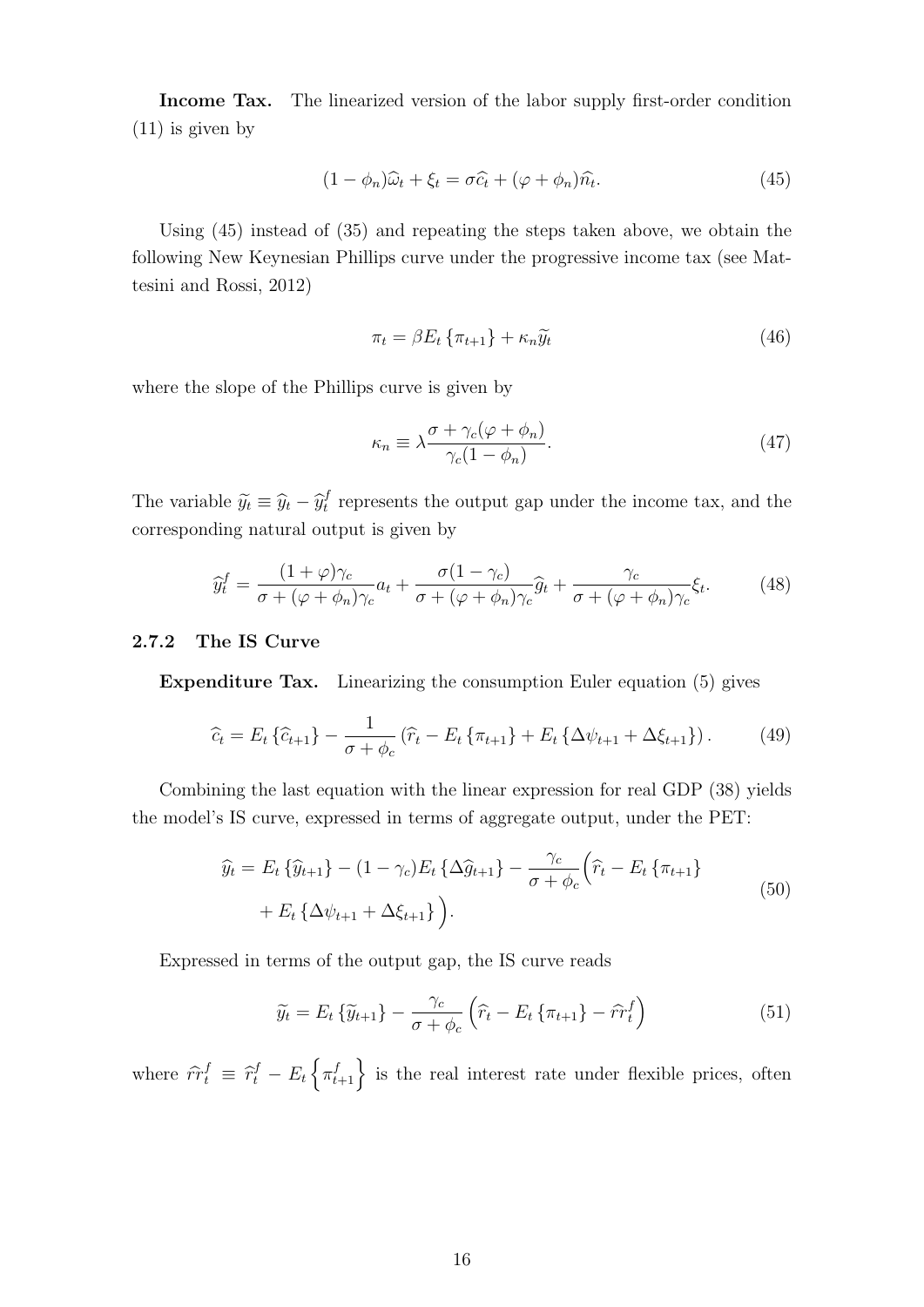**Income Tax.** The linearized version of the labor supply first-order condition (11) is given by

$$(1-\phi_n)\widehat{\omega}_t + \xi_t = \sigma\widehat{c}_t + (\varphi+\phi_n)\widehat{n}_t. \tag{45}$$

Using (45) instead of (35) and repeating the steps taken above, we obtain the following New Keynesian Phillips curve under the progressive income tax (see Mattesini and Rossi, 2012)

$$\pi_t = \beta E_t\left\{\pi_{t+1}\right\} + \kappa_n \widetilde{y}_t \tag{46}$$

where the slope of the Phillips curve is given by

$$\kappa_n \equiv \lambda \frac{\sigma + \gamma_c(\varphi+\phi_n)}{\gamma_c(1-\phi_n)}. \tag{47}$$

The variable $\widetilde{y}_t \equiv \widehat{y}_t - \widehat{y}_t^f$ represents the output gap under the income tax, and the corresponding natural output is given by

$$\widehat{y}_t^f = \frac{(1+\varphi)\gamma_c}{\sigma+(\varphi+\phi_n)\gamma_c}a_t + \frac{\sigma(1-\gamma_c)}{\sigma+(\varphi+\phi_n)\gamma_c}\widehat{g}_t + \frac{\gamma_c}{\sigma+(\varphi+\phi_n)\gamma_c}\xi_t. \tag{48}$$

### 2.7.2 The IS Curve

**Expenditure Tax.** Linearizing the consumption Euler equation (5) gives

$$\widehat{c}_t = E_t\left\{\widehat{c}_{t+1}\right\} - \frac{1}{\sigma+\phi_c}\left(\widehat{r}_t - E_t\left\{\pi_{t+1}\right\} + E_t\left\{\Delta\psi_{t+1} + \Delta\xi_{t+1}\right\}\right). \tag{49}$$

Combining the last equation with the linear expression for real GDP (38) yields the model's IS curve, expressed in terms of aggregate output, under the PET:

$$\begin{aligned}\widehat{y}_t = E_t\left\{\widehat{y}_{t+1}\right\} - (1-\gamma_c)E_t\left\{\Delta\widehat{g}_{t+1}\right\} - \frac{\gamma_c}{\sigma+\phi_c}\Big(&\widehat{r}_t - E_t\left\{\pi_{t+1}\right\} \\ &+ E_t\left\{\Delta\psi_{t+1} + \Delta\xi_{t+1}\right\}\Big).\end{aligned} \tag{50}$$

Expressed in terms of the output gap, the IS curve reads

$$\widetilde{y}_t = E_t\left\{\widetilde{y}_{t+1}\right\} - \frac{\gamma_c}{\sigma+\phi_c}\left(\widehat{r}_t - E_t\left\{\pi_{t+1}\right\} - \widehat{rr}_t^f\right) \tag{51}$$

where $\widehat{rr}_t^f \equiv \widehat{r}_t^f - E_t\left\{\pi_{t+1}^f\right\}$ is the real interest rate under flexible prices, often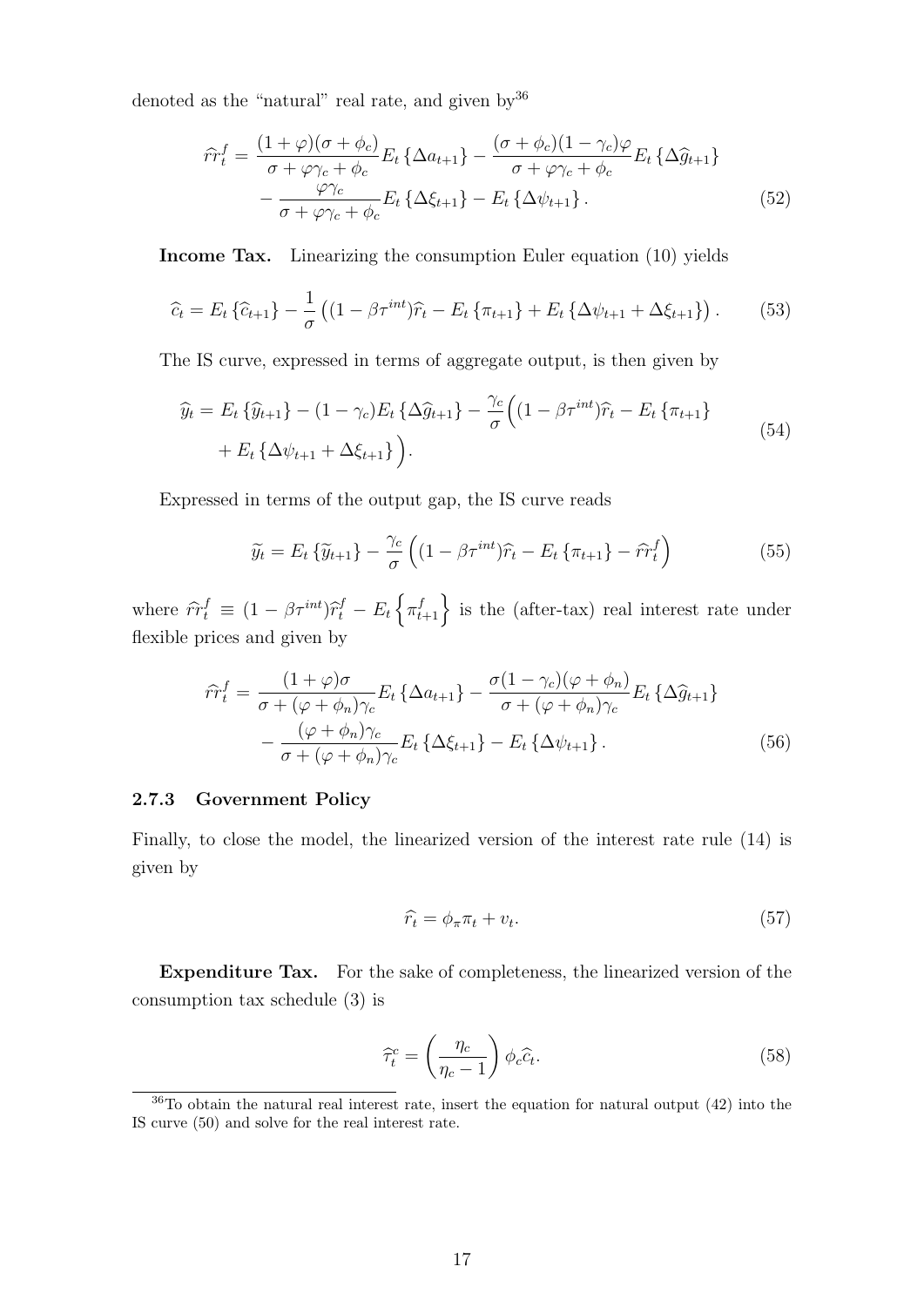denoted as the "natural" real rate, and given by[36]

$$
\begin{aligned}
\widehat{rr}_t^f = & \frac{(1+\varphi)(\sigma+\phi_c)}{\sigma+\varphi\gamma_c+\phi_c} E_t\left\{\Delta a_{t+1}\right\} - \frac{(\sigma+\phi_c)(1-\gamma_c)\varphi}{\sigma+\varphi\gamma_c+\phi_c} E_t\left\{\Delta \widehat{g}_{t+1}\right\} \\
& - \frac{\varphi\gamma_c}{\sigma+\varphi\gamma_c+\phi_c} E_t\left\{\Delta \xi_{t+1}\right\} - E_t\left\{\Delta \psi_{t+1}\right\}.
\end{aligned} \tag{52}
$$

**Income Tax.** Linearizing the consumption Euler equation (10) yields

$$
\widehat{c}_t = E_t\left\{\widehat{c}_{t+1}\right\} - \frac{1}{\sigma}\left((1-\beta\tau^{int})\widehat{r}_t - E_t\left\{\pi_{t+1}\right\} + E_t\left\{\Delta\psi_{t+1} + \Delta\xi_{t+1}\right\}\right). \tag{53}
$$

The IS curve, expressed in terms of aggregate output, is then given by

$$
\begin{aligned}
\widehat{y}_t = & E_t\left\{\widehat{y}_{t+1}\right\} - (1-\gamma_c)E_t\left\{\Delta\widehat{g}_{t+1}\right\} - \frac{\gamma_c}{\sigma}\Big((1-\beta\tau^{int})\widehat{r}_t - E_t\left\{\pi_{t+1}\right\} \\
& + E_t\left\{\Delta\psi_{t+1} + \Delta\xi_{t+1}\right\}\Big).
\end{aligned} \tag{54}
$$

Expressed in terms of the output gap, the IS curve reads

$$
\widetilde{y}_t = E_t\left\{\widetilde{y}_{t+1}\right\} - \frac{\gamma_c}{\sigma}\left((1-\beta\tau^{int})\widehat{r}_t - E_t\left\{\pi_{t+1}\right\} - \widehat{rr}_t^f\right) \tag{55}
$$

where $\widehat{rr}_t^f \equiv (1-\beta\tau^{int})\widehat{r}_t^f - E_t\left\{\pi_{t+1}^f\right\}$ is the (after-tax) real interest rate under flexible prices and given by

$$
\begin{aligned}
\widehat{rr}_t^f = & \frac{(1+\varphi)\sigma}{\sigma+(\varphi+\phi_n)\gamma_c} E_t\left\{\Delta a_{t+1}\right\} - \frac{\sigma(1-\gamma_c)(\varphi+\phi_n)}{\sigma+(\varphi+\phi_n)\gamma_c} E_t\left\{\Delta\widehat{g}_{t+1}\right\} \\
& - \frac{(\varphi+\phi_n)\gamma_c}{\sigma+(\varphi+\phi_n)\gamma_c} E_t\left\{\Delta\xi_{t+1}\right\} - E_t\left\{\Delta\psi_{t+1}\right\}.
\end{aligned} \tag{56}
$$

### 2.7.3 Government Policy

Finally, to close the model, the linearized version of the interest rate rule (14) is given by

$$
\widehat{r}_t = \phi_\pi \pi_t + v_t. \tag{57}
$$

**Expenditure Tax.** For the sake of completeness, the linearized version of the consumption tax schedule (3) is

$$
\widehat{\tau}_t^c = \left(\frac{\eta_c}{\eta_c - 1}\right)\phi_c \widehat{c}_t. \tag{58}
$$

[36] To obtain the natural real interest rate, insert the equation for natural output (42) into the IS curve (50) and solve for the real interest rate.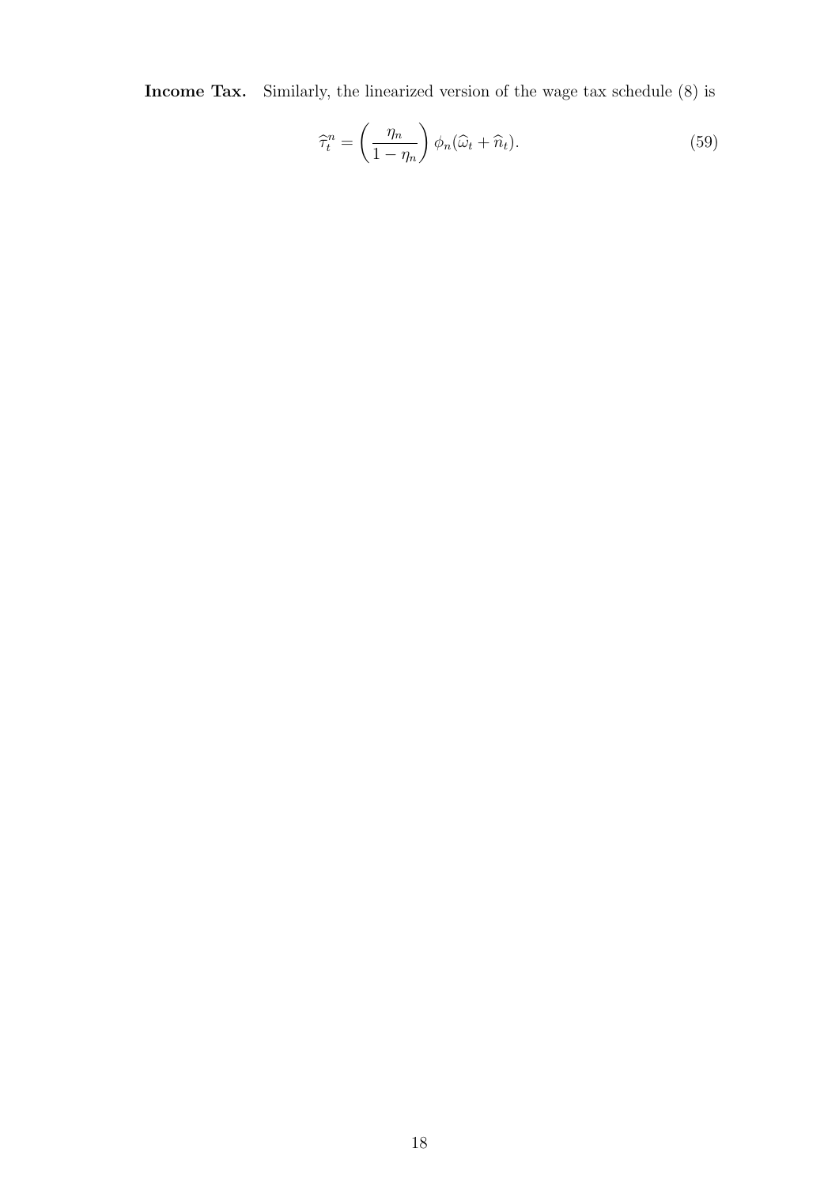**Income Tax.** Similarly, the linearized version of the wage tax schedule (8) is

$$\widehat{\tau}_t^n = \left(\frac{\eta_n}{1-\eta_n}\right)\phi_n(\widehat{\omega}_t + \widehat{n}_t). \tag{59}$$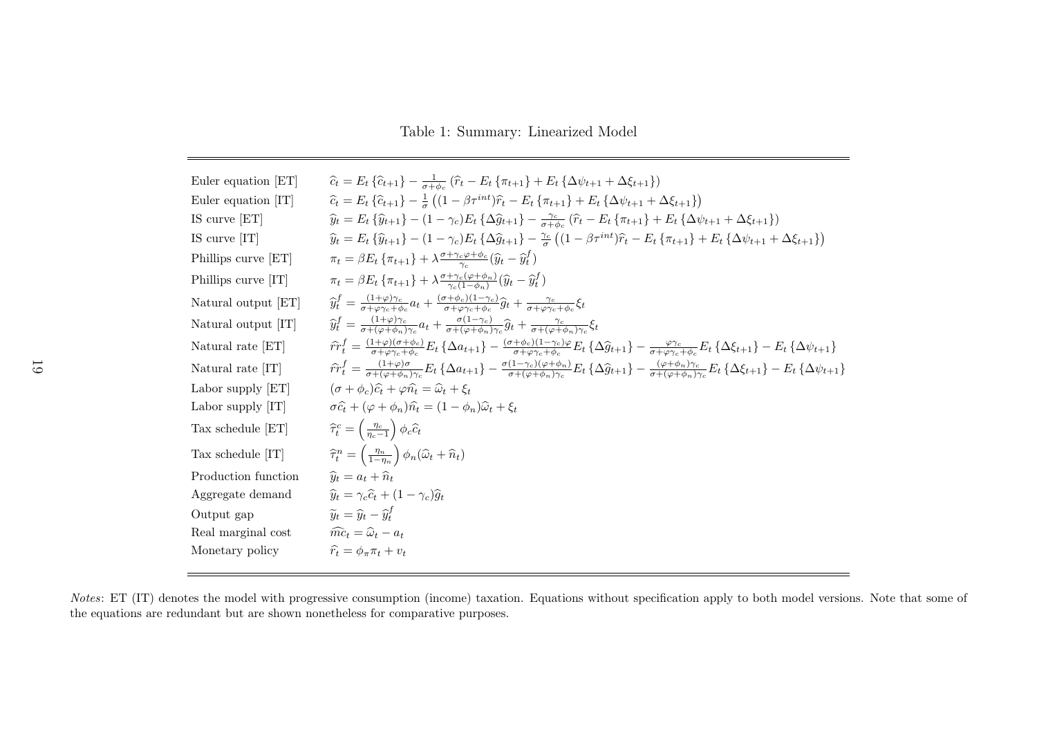Table 1: Summary: Linearized Model

| | |
|---|---|
| Euler equation [ET] | $\widehat{c}_t = E_t\{\widehat{c}_{t+1}\} - \frac{1}{\sigma+\phi_c}\left(\widehat{r}_t - E_t\{\pi_{t+1}\} + E_t\{\Delta\psi_{t+1} + \Delta\xi_{t+1}\}\right)$ |
| Euler equation [IT] | $\widehat{c}_t = E_t\{\widehat{c}_{t+1}\} - \frac{1}{\sigma}\left((1-\beta\tau^{int})\widehat{r}_t - E_t\{\pi_{t+1}\} + E_t\{\Delta\psi_{t+1} + \Delta\xi_{t+1}\}\right)$ |
| IS curve [ET] | $\widehat{y}_t = E_t\{\widehat{y}_{t+1}\} - (1-\gamma_c)E_t\{\Delta\widehat{g}_{t+1}\} - \frac{\gamma_c}{\sigma+\phi_c}\left(\widehat{r}_t - E_t\{\pi_{t+1}\} + E_t\{\Delta\psi_{t+1} + \Delta\xi_{t+1}\}\right)$ |
| IS curve [IT] | $\widehat{y}_t = E_t\{\widehat{y}_{t+1}\} - (1-\gamma_c)E_t\{\Delta\widehat{g}_{t+1}\} - \frac{\gamma_c}{\sigma}\left((1-\beta\tau^{int})\widehat{r}_t - E_t\{\pi_{t+1}\} + E_t\{\Delta\psi_{t+1} + \Delta\xi_{t+1}\}\right)$ |
| Phillips curve [ET] | $\pi_t = \beta E_t\{\pi_{t+1}\} + \lambda\frac{\sigma+\gamma_c\varphi+\phi_c}{\gamma_c}(\widehat{y}_t - \widehat{y}_t^f)$ |
| Phillips curve [IT] | $\pi_t = \beta E_t\{\pi_{t+1}\} + \lambda\frac{\sigma+\gamma_c(\varphi+\phi_n)}{\gamma_c(1-\phi_n)}(\widehat{y}_t - \widehat{y}_t^f)$ |
| Natural output [ET] | $\widehat{y}_t^f = \frac{(1+\varphi)\gamma_c}{\sigma+\varphi\gamma_c+\phi_c}a_t + \frac{(\sigma+\phi_c)(1-\gamma_c)}{\sigma+\varphi\gamma_c+\phi_c}\widehat{g}_t + \frac{\gamma_c}{\sigma+\varphi\gamma_c+\phi_c}\xi_t$ |
| Natural output [IT] | $\widehat{y}_t^f = \frac{(1+\varphi)\gamma_c}{\sigma+(\varphi+\phi_n)\gamma_c}a_t + \frac{\sigma(1-\gamma_c)}{\sigma+(\varphi+\phi_n)\gamma_c}\widehat{g}_t + \frac{\gamma_c}{\sigma+(\varphi+\phi_n)\gamma_c}\xi_t$ |
| Natural rate [ET] | $\widehat{rr}_t^f = \frac{(1+\varphi)(\sigma+\phi_c)}{\sigma+\varphi\gamma_c+\phi_c}E_t\{\Delta a_{t+1}\} - \frac{(\sigma+\phi_c)(1-\gamma_c)\varphi}{\sigma+\varphi\gamma_c+\phi_c}E_t\{\Delta\widehat{g}_{t+1}\} - \frac{\varphi\gamma_c}{\sigma+\varphi\gamma_c+\phi_c}E_t\{\Delta\xi_{t+1}\} - E_t\{\Delta\psi_{t+1}\}$ |
| Natural rate [IT] | $\widehat{rr}_t^f = \frac{(1+\varphi)\sigma}{\sigma+(\varphi+\phi_n)\gamma_c}E_t\{\Delta a_{t+1}\} - \frac{\sigma(1-\gamma_c)(\varphi+\phi_n)}{\sigma+(\varphi+\phi_n)\gamma_c}E_t\{\Delta\widehat{g}_{t+1}\} - \frac{(\varphi+\phi_n)\gamma_c}{\sigma+(\varphi+\phi_n)\gamma_c}E_t\{\Delta\xi_{t+1}\} - E_t\{\Delta\psi_{t+1}\}$ |
| Labor supply [ET] | $(\sigma+\phi_c)\widehat{c}_t + \varphi\widehat{n}_t = \widehat{\omega}_t + \xi_t$ |
| Labor supply [IT] | $\sigma\widehat{c}_t + (\varphi+\phi_n)\widehat{n}_t = (1-\phi_n)\widehat{\omega}_t + \xi_t$ |
| Tax schedule [ET] | $\widehat{\tau}_t^c = \left(\frac{\eta_c}{\eta_c-1}\right)\phi_c\widehat{c}_t$ |
| Tax schedule [IT] | $\widehat{\tau}_t^n = \left(\frac{\eta_n}{1-\eta_n}\right)\phi_n(\widehat{\omega}_t + \widehat{n}_t)$ |
| Production function | $\widehat{y}_t = a_t + \widehat{n}_t$ |
| Aggregate demand | $\widehat{y}_t = \gamma_c\widehat{c}_t + (1-\gamma_c)\widehat{g}_t$ |
| Output gap | $\widetilde{y}_t = \widehat{y}_t - \widehat{y}_t^f$ |
| Real marginal cost | $\widehat{mc}_t = \widehat{\omega}_t - a_t$ |
| Monetary policy | $\widehat{r}_t = \phi_\pi\pi_t + v_t$ |

*Notes*: ET (IT) denotes the model with progressive consumption (income) taxation. Equations without specification apply to both model versions. Note that some of the equations are redundant but are shown nonetheless for comparative purposes.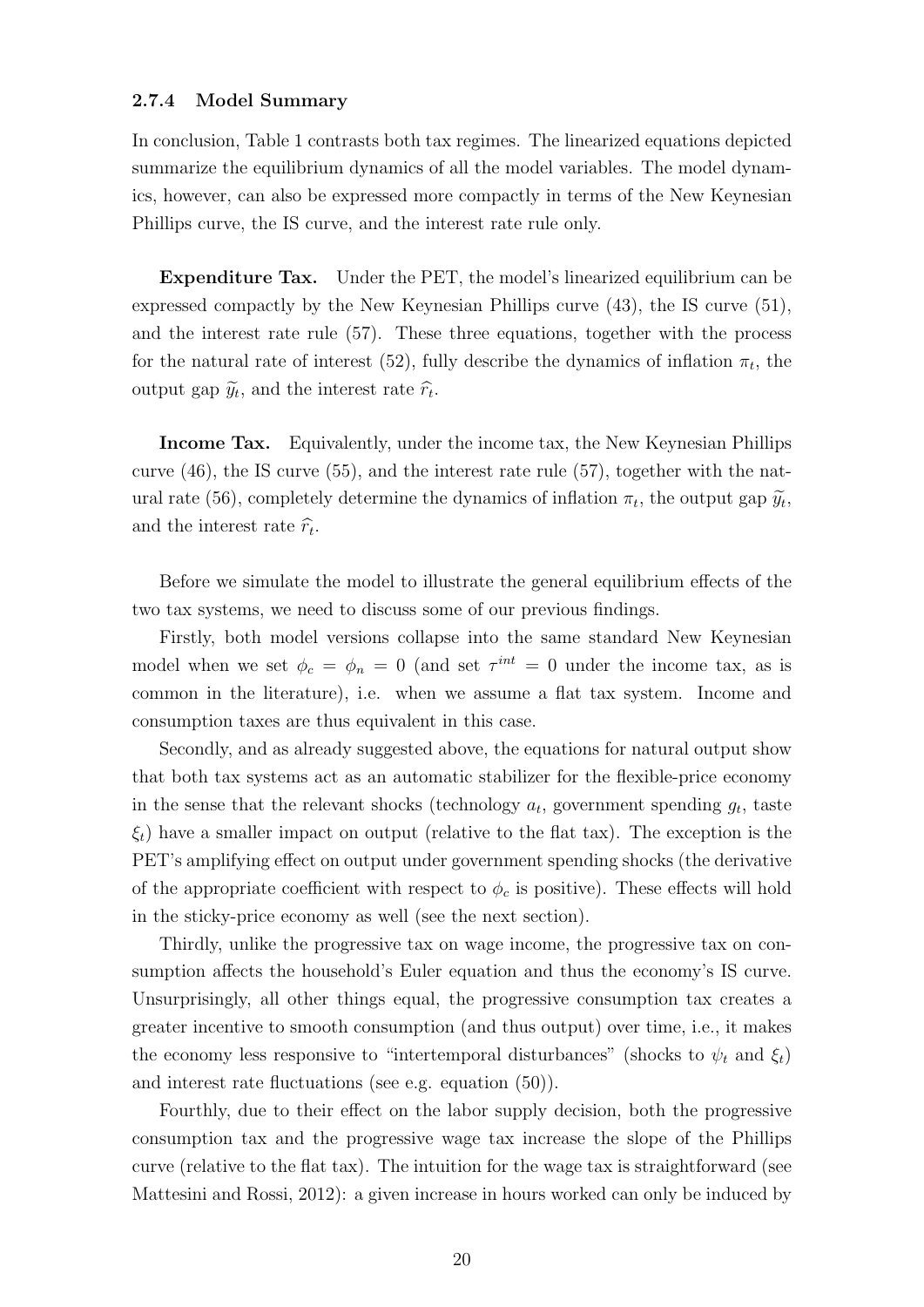### 2.7.4 Model Summary

In conclusion, Table 1 contrasts both tax regimes. The linearized equations depicted summarize the equilibrium dynamics of all the model variables. The model dynamics, however, can also be expressed more compactly in terms of the New Keynesian Phillips curve, the IS curve, and the interest rate rule only.

**Expenditure Tax.** Under the PET, the model's linearized equilibrium can be expressed compactly by the New Keynesian Phillips curve (43), the IS curve (51), and the interest rate rule (57). These three equations, together with the process for the natural rate of interest (52), fully describe the dynamics of inflation $\pi_t$, the output gap $\widetilde{y}_t$, and the interest rate $\widehat{r}_t$.

**Income Tax.** Equivalently, under the income tax, the New Keynesian Phillips curve (46), the IS curve (55), and the interest rate rule (57), together with the natural rate (56), completely determine the dynamics of inflation $\pi_t$, the output gap $\widetilde{y}_t$, and the interest rate $\widehat{r}_t$.

Before we simulate the model to illustrate the general equilibrium effects of the two tax systems, we need to discuss some of our previous findings.

Firstly, both model versions collapse into the same standard New Keynesian model when we set $\phi_c = \phi_n = 0$ (and set $\tau^{int} = 0$ under the income tax, as is common in the literature), i.e. when we assume a flat tax system. Income and consumption taxes are thus equivalent in this case.

Secondly, and as already suggested above, the equations for natural output show that both tax systems act as an automatic stabilizer for the flexible-price economy in the sense that the relevant shocks (technology $a_t$, government spending $g_t$, taste $\xi_t$) have a smaller impact on output (relative to the flat tax). The exception is the PET's amplifying effect on output under government spending shocks (the derivative of the appropriate coefficient with respect to $\phi_c$ is positive). These effects will hold in the sticky-price economy as well (see the next section).

Thirdly, unlike the progressive tax on wage income, the progressive tax on consumption affects the household's Euler equation and thus the economy's IS curve. Unsurprisingly, all other things equal, the progressive consumption tax creates a greater incentive to smooth consumption (and thus output) over time, i.e., it makes the economy less responsive to "intertemporal disturbances" (shocks to $\psi_t$ and $\xi_t$) and interest rate fluctuations (see e.g. equation (50)).

Fourthly, due to their effect on the labor supply decision, both the progressive consumption tax and the progressive wage tax increase the slope of the Phillips curve (relative to the flat tax). The intuition for the wage tax is straightforward (see Mattesini and Rossi, 2012): a given increase in hours worked can only be induced by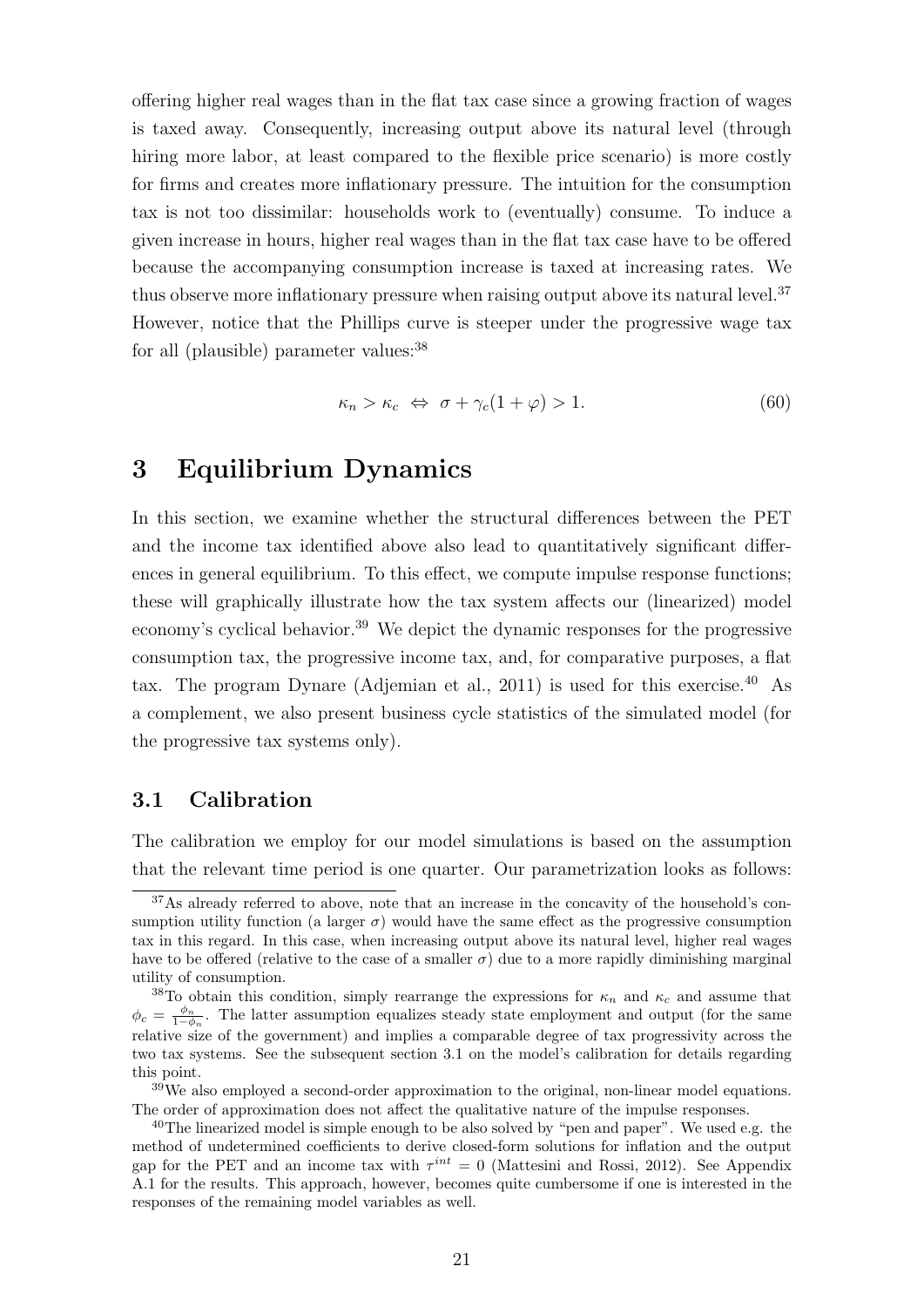offering higher real wages than in the flat tax case since a growing fraction of wages is taxed away. Consequently, increasing output above its natural level (through hiring more labor, at least compared to the flexible price scenario) is more costly for firms and creates more inflationary pressure. The intuition for the consumption tax is not too dissimilar: households work to (eventually) consume. To induce a given increase in hours, higher real wages than in the flat tax case have to be offered because the accompanying consumption increase is taxed at increasing rates. We thus observe more inflationary pressure when raising output above its natural level.[37] However, notice that the Phillips curve is steeper under the progressive wage tax for all (plausible) parameter values:[38]

$$\kappa_n > \kappa_c \;\Leftrightarrow\; \sigma + \gamma_c(1+\varphi) > 1. \tag{60}$$

# 3 Equilibrium Dynamics

In this section, we examine whether the structural differences between the PET and the income tax identified above also lead to quantitatively significant differences in general equilibrium. To this effect, we compute impulse response functions; these will graphically illustrate how the tax system affects our (linearized) model economy's cyclical behavior.[39] We depict the dynamic responses for the progressive consumption tax, the progressive income tax, and, for comparative purposes, a flat tax. The program Dynare (Adjemian et al., 2011) is used for this exercise.[40] As a complement, we also present business cycle statistics of the simulated model (for the progressive tax systems only).

## 3.1 Calibration

The calibration we employ for our model simulations is based on the assumption that the relevant time period is one quarter. Our parametrization looks as follows:

[37] As already referred to above, note that an increase in the concavity of the household's consumption utility function (a larger $\sigma$) would have the same effect as the progressive consumption tax in this regard. In this case, when increasing output above its natural level, higher real wages have to be offered (relative to the case of a smaller $\sigma$) due to a more rapidly diminishing marginal utility of consumption.

[38] To obtain this condition, simply rearrange the expressions for $\kappa_n$ and $\kappa_c$ and assume that $\phi_c = \frac{\phi_n}{1-\phi_n}$. The latter assumption equalizes steady state employment and output (for the same relative size of the government) and implies a comparable degree of tax progressivity across the two tax systems. See the subsequent section 3.1 on the model's calibration for details regarding this point.

[39] We also employed a second-order approximation to the original, non-linear model equations. The order of approximation does not affect the qualitative nature of the impulse responses.

[40] The linearized model is simple enough to be also solved by "pen and paper". We used e.g. the method of undetermined coefficients to derive closed-form solutions for inflation and the output gap for the PET and an income tax with $\tau^{int} = 0$ (Mattesini and Rossi, 2012). See Appendix A.1 for the results. This approach, however, becomes quite cumbersome if one is interested in the responses of the remaining model variables as well.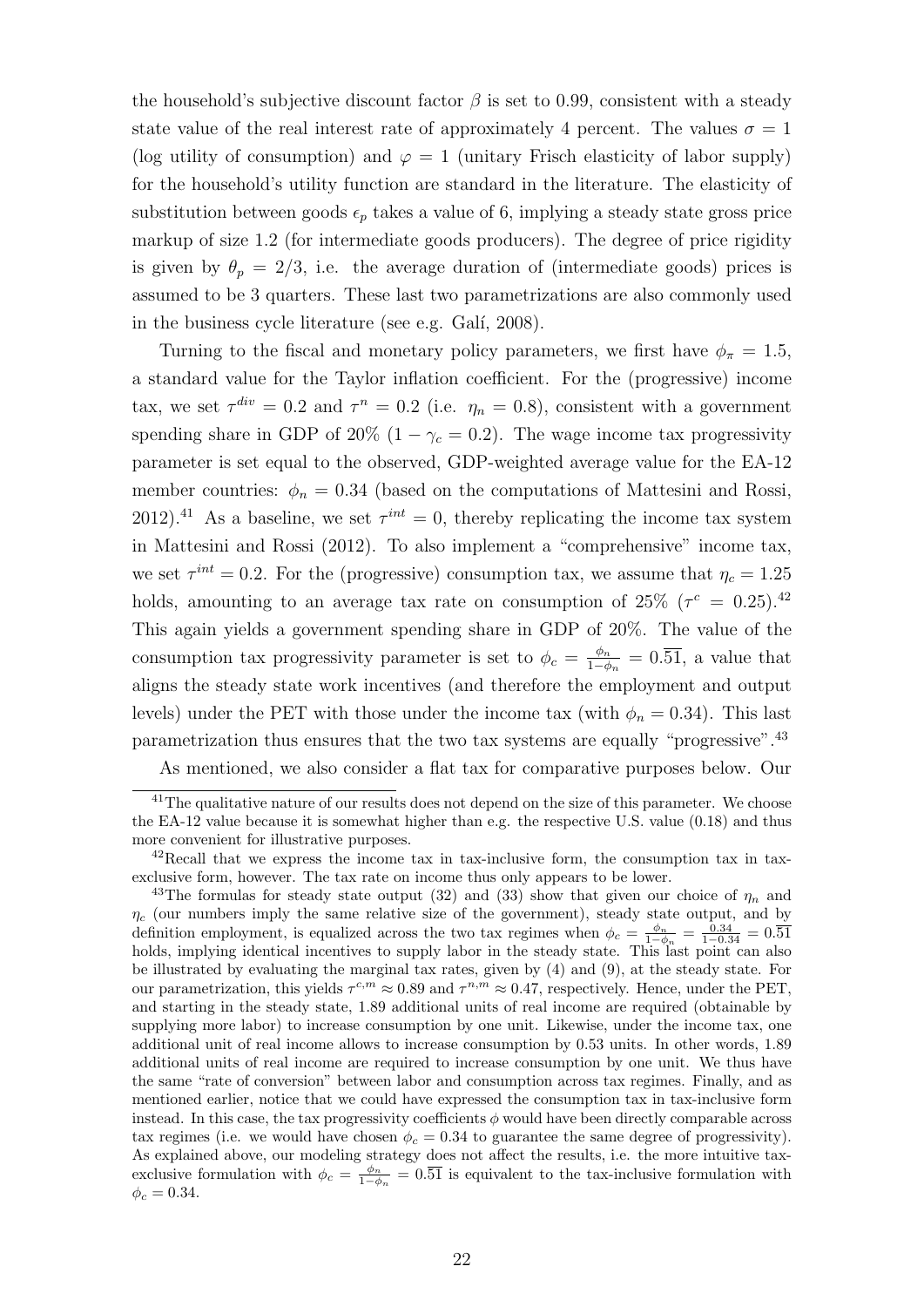the household's subjective discount factor $\beta$ is set to 0.99, consistent with a steady state value of the real interest rate of approximately 4 percent. The values $\sigma = 1$ (log utility of consumption) and $\varphi = 1$ (unitary Frisch elasticity of labor supply) for the household's utility function are standard in the literature. The elasticity of substitution between goods $\epsilon_p$ takes a value of 6, implying a steady state gross price markup of size 1.2 (for intermediate goods producers). The degree of price rigidity is given by $\theta_p = 2/3$, i.e. the average duration of (intermediate goods) prices is assumed to be 3 quarters. These last two parametrizations are also commonly used in the business cycle literature (see e.g. Galí, 2008).

Turning to the fiscal and monetary policy parameters, we first have $\phi_\pi = 1.5$, a standard value for the Taylor inflation coefficient. For the (progressive) income tax, we set $\tau^{div} = 0.2$ and $\tau^n = 0.2$ (i.e. $\eta_n = 0.8$), consistent with a government spending share in GDP of 20% ($1 - \gamma_c = 0.2$). The wage income tax progressivity parameter is set equal to the observed, GDP-weighted average value for the EA-12 member countries: $\phi_n = 0.34$ (based on the computations of Mattesini and Rossi, 2012).[41] As a baseline, we set $\tau^{int} = 0$, thereby replicating the income tax system in Mattesini and Rossi (2012). To also implement a "comprehensive" income tax, we set $\tau^{int} = 0.2$. For the (progressive) consumption tax, we assume that $\eta_c = 1.25$ holds, amounting to an average tax rate on consumption of 25% ($\tau^c = 0.25$).[42] This again yields a government spending share in GDP of 20%. The value of the consumption tax progressivity parameter is set to $\phi_c = \frac{\phi_n}{1-\phi_n} = 0.\overline{51}$, a value that aligns the steady state work incentives (and therefore the employment and output levels) under the PET with those under the income tax (with $\phi_n = 0.34$). This last parametrization thus ensures that the two tax systems are equally "progressive".[43]

As mentioned, we also consider a flat tax for comparative purposes below. Our

---

[41] The qualitative nature of our results does not depend on the size of this parameter. We choose the EA-12 value because it is somewhat higher than e.g. the respective U.S. value (0.18) and thus more convenient for illustrative purposes.

[42] Recall that we express the income tax in tax-inclusive form, the consumption tax in tax-exclusive form, however. The tax rate on income thus only appears to be lower.

[43] The formulas for steady state output (32) and (33) show that given our choice of $\eta_n$ and $\eta_c$ (our numbers imply the same relative size of the government), steady state output, and by definition employment, is equalized across the two tax regimes when $\phi_c = \frac{\phi_n}{1-\phi_n} = \frac{0.34}{1-0.34} = 0.\overline{51}$ holds, implying identical incentives to supply labor in the steady state. This last point can also be illustrated by evaluating the marginal tax rates, given by (4) and (9), at the steady state. For our parametrization, this yields $\tau^{c,m} \approx 0.89$ and $\tau^{n,m} \approx 0.47$, respectively. Hence, under the PET, and starting in the steady state, 1.89 additional units of real income are required (obtainable by supplying more labor) to increase consumption by one unit. Likewise, under the income tax, one additional unit of real income allows to increase consumption by 0.53 units. In other words, 1.89 additional units of real income are required to increase consumption by one unit. We thus have the same "rate of conversion" between labor and consumption across tax regimes. Finally, and as mentioned earlier, notice that we could have expressed the consumption tax in tax-inclusive form instead. In this case, the tax progressivity coefficients $\phi$ would have been directly comparable across tax regimes (i.e. we would have chosen $\phi_c = 0.34$ to guarantee the same degree of progressivity). As explained above, our modeling strategy does not affect the results, i.e. the more intuitive tax-exclusive formulation with $\phi_c = \frac{\phi_n}{1-\phi_n} = 0.\overline{51}$ is equivalent to the tax-inclusive formulation with $\phi_c = 0.34$.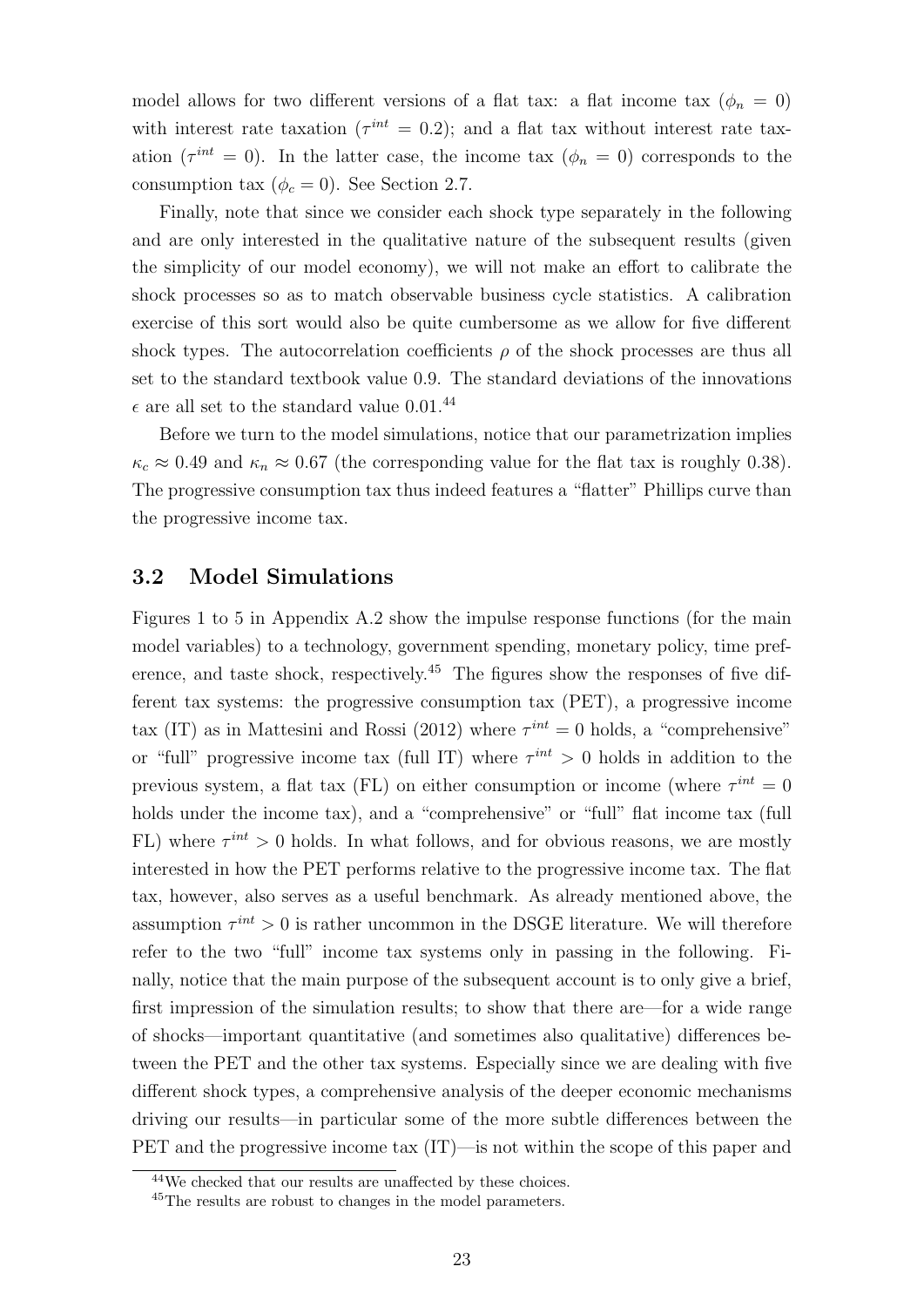model allows for two different versions of a flat tax: a flat income tax ($\phi_n = 0$) with interest rate taxation ($\tau^{int} = 0.2$); and a flat tax without interest rate taxation ($\tau^{int} = 0$). In the latter case, the income tax ($\phi_n = 0$) corresponds to the consumption tax ($\phi_c = 0$). See Section 2.7.

Finally, note that since we consider each shock type separately in the following and are only interested in the qualitative nature of the subsequent results (given the simplicity of our model economy), we will not make an effort to calibrate the shock processes so as to match observable business cycle statistics. A calibration exercise of this sort would also be quite cumbersome as we allow for five different shock types. The autocorrelation coefficients $\rho$ of the shock processes are thus all set to the standard textbook value 0.9. The standard deviations of the innovations $\epsilon$ are all set to the standard value 0.01.[44]

Before we turn to the model simulations, notice that our parametrization implies $\kappa_c \approx 0.49$ and $\kappa_n \approx 0.67$ (the corresponding value for the flat tax is roughly 0.38). The progressive consumption tax thus indeed features a "flatter" Phillips curve than the progressive income tax.

### 3.2 Model Simulations

Figures 1 to 5 in Appendix A.2 show the impulse response functions (for the main model variables) to a technology, government spending, monetary policy, time preference, and taste shock, respectively.[45] The figures show the responses of five different tax systems: the progressive consumption tax (PET), a progressive income tax (IT) as in Mattesini and Rossi (2012) where $\tau^{int} = 0$ holds, a "comprehensive" or "full" progressive income tax (full IT) where $\tau^{int} > 0$ holds in addition to the previous system, a flat tax (FL) on either consumption or income (where $\tau^{int} = 0$ holds under the income tax), and a "comprehensive" or "full" flat income tax (full FL) where $\tau^{int} > 0$ holds. In what follows, and for obvious reasons, we are mostly interested in how the PET performs relative to the progressive income tax. The flat tax, however, also serves as a useful benchmark. As already mentioned above, the assumption $\tau^{int} > 0$ is rather uncommon in the DSGE literature. We will therefore refer to the two "full" income tax systems only in passing in the following. Finally, notice that the main purpose of the subsequent account is to only give a brief, first impression of the simulation results; to show that there are—for a wide range of shocks—important quantitative (and sometimes also qualitative) differences between the PET and the other tax systems. Especially since we are dealing with five different shock types, a comprehensive analysis of the deeper economic mechanisms driving our results—in particular some of the more subtle differences between the PET and the progressive income tax (IT)—is not within the scope of this paper and

[44] We checked that our results are unaffected by these choices.

[45] The results are robust to changes in the model parameters.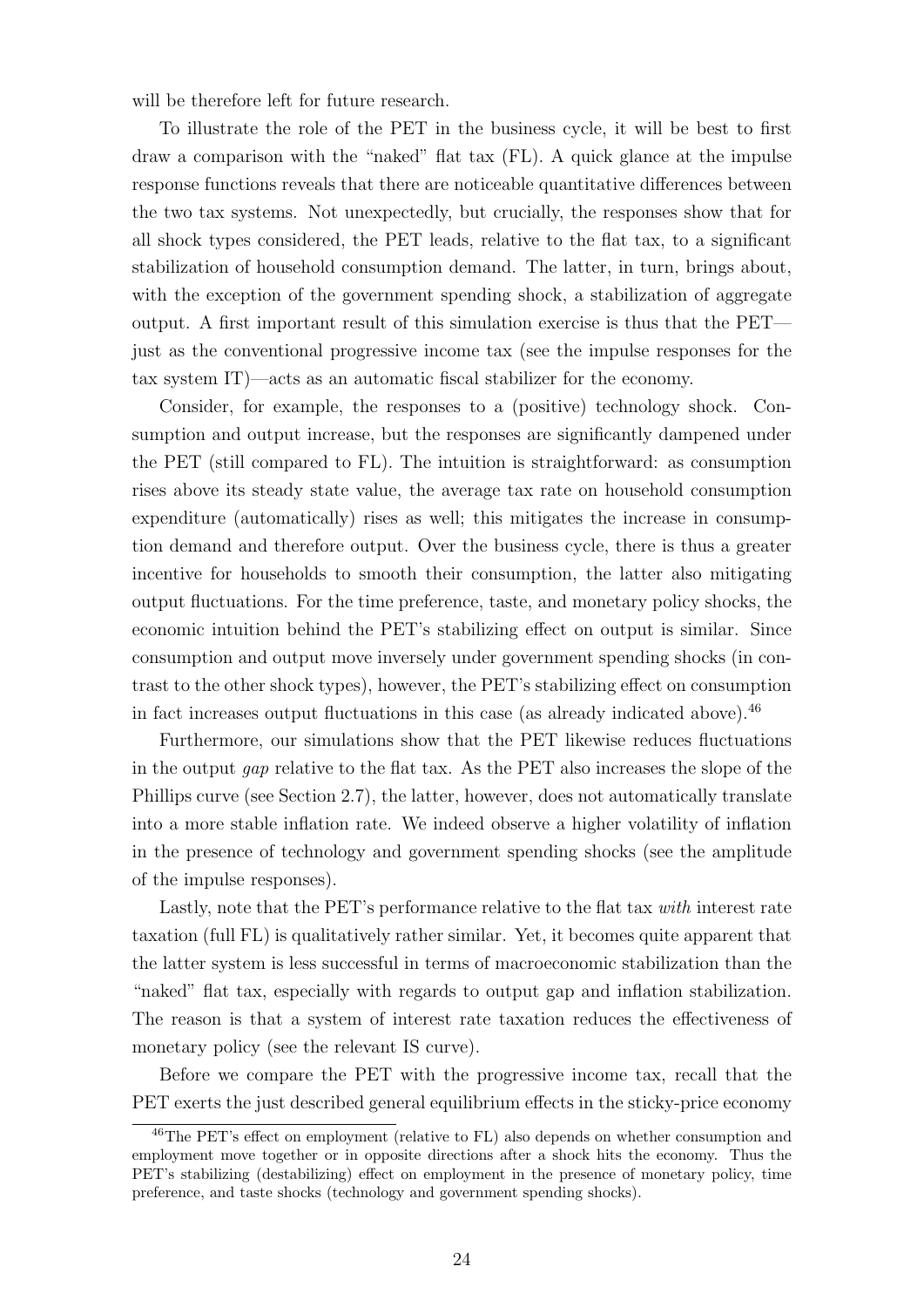will be therefore left for future research.

To illustrate the role of the PET in the business cycle, it will be best to first draw a comparison with the "naked" flat tax (FL). A quick glance at the impulse response functions reveals that there are noticeable quantitative differences between the two tax systems. Not unexpectedly, but crucially, the responses show that for all shock types considered, the PET leads, relative to the flat tax, to a significant stabilization of household consumption demand. The latter, in turn, brings about, with the exception of the government spending shock, a stabilization of aggregate output. A first important result of this simulation exercise is thus that the PET—just as the conventional progressive income tax (see the impulse responses for the tax system IT)—acts as an automatic fiscal stabilizer for the economy.

Consider, for example, the responses to a (positive) technology shock. Consumption and output increase, but the responses are significantly dampened under the PET (still compared to FL). The intuition is straightforward: as consumption rises above its steady state value, the average tax rate on household consumption expenditure (automatically) rises as well; this mitigates the increase in consumption demand and therefore output. Over the business cycle, there is thus a greater incentive for households to smooth their consumption, the latter also mitigating output fluctuations. For the time preference, taste, and monetary policy shocks, the economic intuition behind the PET's stabilizing effect on output is similar. Since consumption and output move inversely under government spending shocks (in contrast to the other shock types), however, the PET's stabilizing effect on consumption in fact increases output fluctuations in this case (as already indicated above).[46]

Furthermore, our simulations show that the PET likewise reduces fluctuations in the output *gap* relative to the flat tax. As the PET also increases the slope of the Phillips curve (see Section 2.7), the latter, however, does not automatically translate into a more stable inflation rate. We indeed observe a higher volatility of inflation in the presence of technology and government spending shocks (see the amplitude of the impulse responses).

Lastly, note that the PET's performance relative to the flat tax *with* interest rate taxation (full FL) is qualitatively rather similar. Yet, it becomes quite apparent that the latter system is less successful in terms of macroeconomic stabilization than the "naked" flat tax, especially with regards to output gap and inflation stabilization. The reason is that a system of interest rate taxation reduces the effectiveness of monetary policy (see the relevant IS curve).

Before we compare the PET with the progressive income tax, recall that the PET exerts the just described general equilibrium effects in the sticky-price economy

[46] The PET's effect on employment (relative to FL) also depends on whether consumption and employment move together or in opposite directions after a shock hits the economy. Thus the PET's stabilizing (destabilizing) effect on employment in the presence of monetary policy, time preference, and taste shocks (technology and government spending shocks).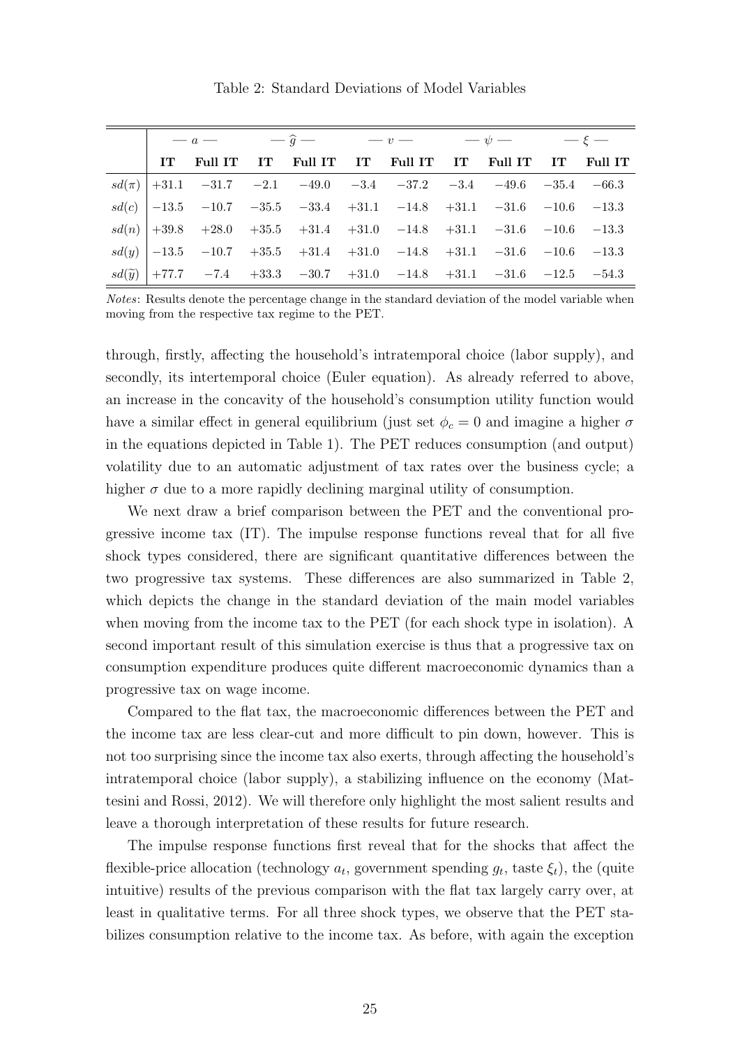Table 2: Standard Deviations of Model Variables

| | — $a$ — | | — $\widehat{g}$ — | | — $v$ — | | — $\psi$ — | | — $\xi$ — | |
|---|---|---|---|---|---|---|---|---|---|---|
| | **IT** | **Full IT** | **IT** | **Full IT** | **IT** | **Full IT** | **IT** | **Full IT** | **IT** | **Full IT** |
| $sd(\pi)$ | $+31.1$ | $-31.7$ | $-2.1$ | $-49.0$ | $-3.4$ | $-37.2$ | $-3.4$ | $-49.6$ | $-35.4$ | $-66.3$ |
| $sd(c)$ | $-13.5$ | $-10.7$ | $-35.5$ | $-33.4$ | $+31.1$ | $-14.8$ | $+31.1$ | $-31.6$ | $-10.6$ | $-13.3$ |
| $sd(n)$ | $+39.8$ | $+28.0$ | $+35.5$ | $+31.4$ | $+31.0$ | $-14.8$ | $+31.1$ | $-31.6$ | $-10.6$ | $-13.3$ |
| $sd(y)$ | $-13.5$ | $-10.7$ | $+35.5$ | $+31.4$ | $+31.0$ | $-14.8$ | $+31.1$ | $-31.6$ | $-10.6$ | $-13.3$ |
| $sd(\widetilde{y})$ | $+77.7$ | $-7.4$ | $+33.3$ | $-30.7$ | $+31.0$ | $-14.8$ | $+31.1$ | $-31.6$ | $-12.5$ | $-54.3$ |

*Notes*: Results denote the percentage change in the standard deviation of the model variable when moving from the respective tax regime to the PET.

through, firstly, affecting the household's intratemporal choice (labor supply), and secondly, its intertemporal choice (Euler equation). As already referred to above, an increase in the concavity of the household's consumption utility function would have a similar effect in general equilibrium (just set $\phi_c = 0$ and imagine a higher $\sigma$ in the equations depicted in Table 1). The PET reduces consumption (and output) volatility due to an automatic adjustment of tax rates over the business cycle; a higher $\sigma$ due to a more rapidly declining marginal utility of consumption.

We next draw a brief comparison between the PET and the conventional progressive income tax (IT). The impulse response functions reveal that for all five shock types considered, there are significant quantitative differences between the two progressive tax systems. These differences are also summarized in Table 2, which depicts the change in the standard deviation of the main model variables when moving from the income tax to the PET (for each shock type in isolation). A second important result of this simulation exercise is thus that a progressive tax on consumption expenditure produces quite different macroeconomic dynamics than a progressive tax on wage income.

Compared to the flat tax, the macroeconomic differences between the PET and the income tax are less clear-cut and more difficult to pin down, however. This is not too surprising since the income tax also exerts, through affecting the household's intratemporal choice (labor supply), a stabilizing influence on the economy (Mattesini and Rossi, 2012). We will therefore only highlight the most salient results and leave a thorough interpretation of these results for future research.

The impulse response functions first reveal that for the shocks that affect the flexible-price allocation (technology $a_t$, government spending $g_t$, taste $\xi_t$), the (quite intuitive) results of the previous comparison with the flat tax largely carry over, at least in qualitative terms. For all three shock types, we observe that the PET stabilizes consumption relative to the income tax. As before, with again the exception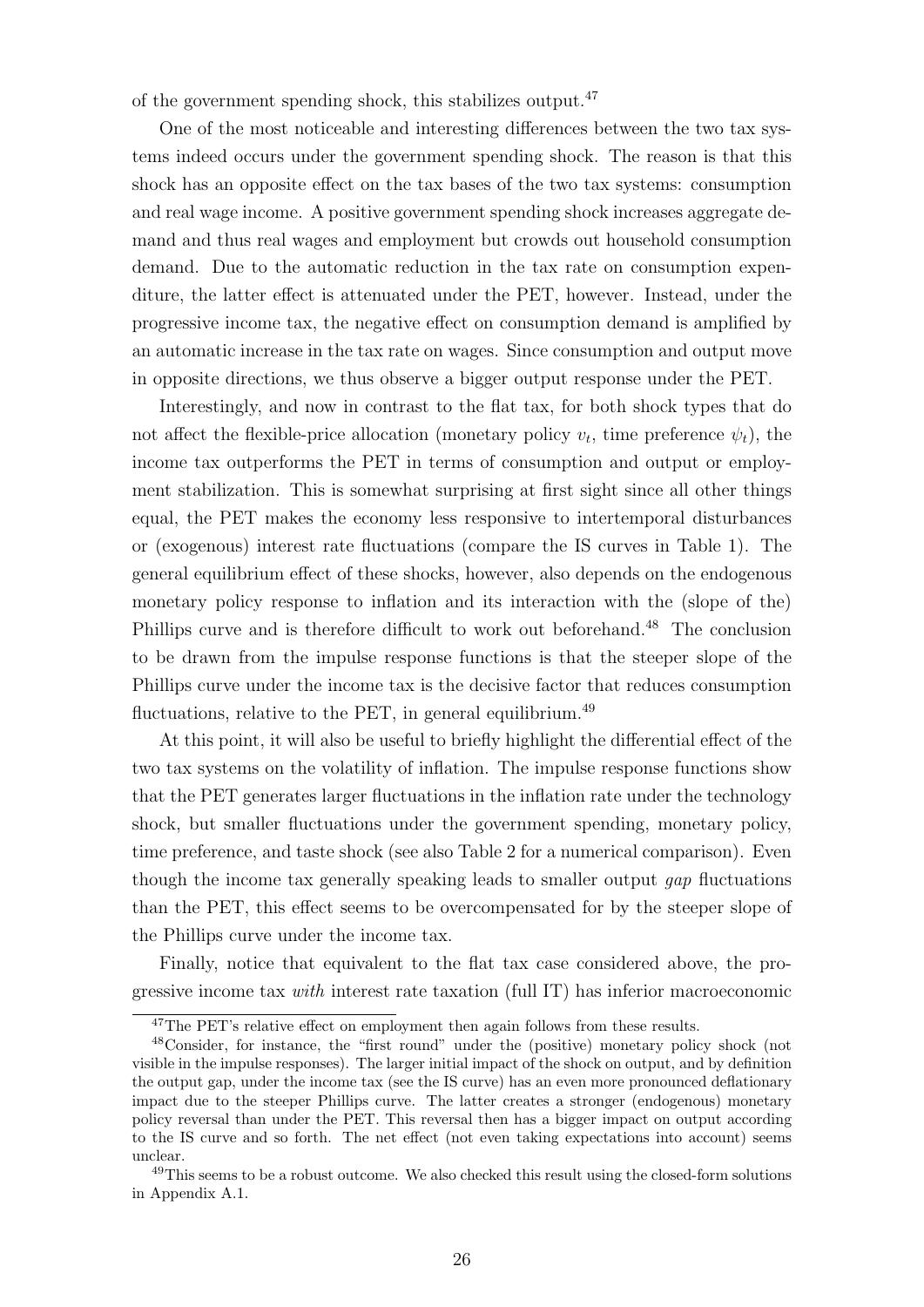of the government spending shock, this stabilizes output.[47]

One of the most noticeable and interesting differences between the two tax systems indeed occurs under the government spending shock. The reason is that this shock has an opposite effect on the tax bases of the two tax systems: consumption and real wage income. A positive government spending shock increases aggregate demand and thus real wages and employment but crowds out household consumption demand. Due to the automatic reduction in the tax rate on consumption expenditure, the latter effect is attenuated under the PET, however. Instead, under the progressive income tax, the negative effect on consumption demand is amplified by an automatic increase in the tax rate on wages. Since consumption and output move in opposite directions, we thus observe a bigger output response under the PET.

Interestingly, and now in contrast to the flat tax, for both shock types that do not affect the flexible-price allocation (monetary policy $v_t$, time preference $\psi_t$), the income tax outperforms the PET in terms of consumption and output or employment stabilization. This is somewhat surprising at first sight since all other things equal, the PET makes the economy less responsive to intertemporal disturbances or (exogenous) interest rate fluctuations (compare the IS curves in Table 1). The general equilibrium effect of these shocks, however, also depends on the endogenous monetary policy response to inflation and its interaction with the (slope of the) Phillips curve and is therefore difficult to work out beforehand.[48] The conclusion to be drawn from the impulse response functions is that the steeper slope of the Phillips curve under the income tax is the decisive factor that reduces consumption fluctuations, relative to the PET, in general equilibrium.[49]

At this point, it will also be useful to briefly highlight the differential effect of the two tax systems on the volatility of inflation. The impulse response functions show that the PET generates larger fluctuations in the inflation rate under the technology shock, but smaller fluctuations under the government spending, monetary policy, time preference, and taste shock (see also Table 2 for a numerical comparison). Even though the income tax generally speaking leads to smaller output *gap* fluctuations than the PET, this effect seems to be overcompensated for by the steeper slope of the Phillips curve under the income tax.

Finally, notice that equivalent to the flat tax case considered above, the progressive income tax *with* interest rate taxation (full IT) has inferior macroeconomic

[47] The PET's relative effect on employment then again follows from these results.

[48] Consider, for instance, the "first round" under the (positive) monetary policy shock (not visible in the impulse responses). The larger initial impact of the shock on output, and by definition the output gap, under the income tax (see the IS curve) has an even more pronounced deflationary impact due to the steeper Phillips curve. The latter creates a stronger (endogenous) monetary policy reversal than under the PET. This reversal then has a bigger impact on output according to the IS curve and so forth. The net effect (not even taking expectations into account) seems unclear.

[49] This seems to be a robust outcome. We also checked this result using the closed-form solutions in Appendix A.1.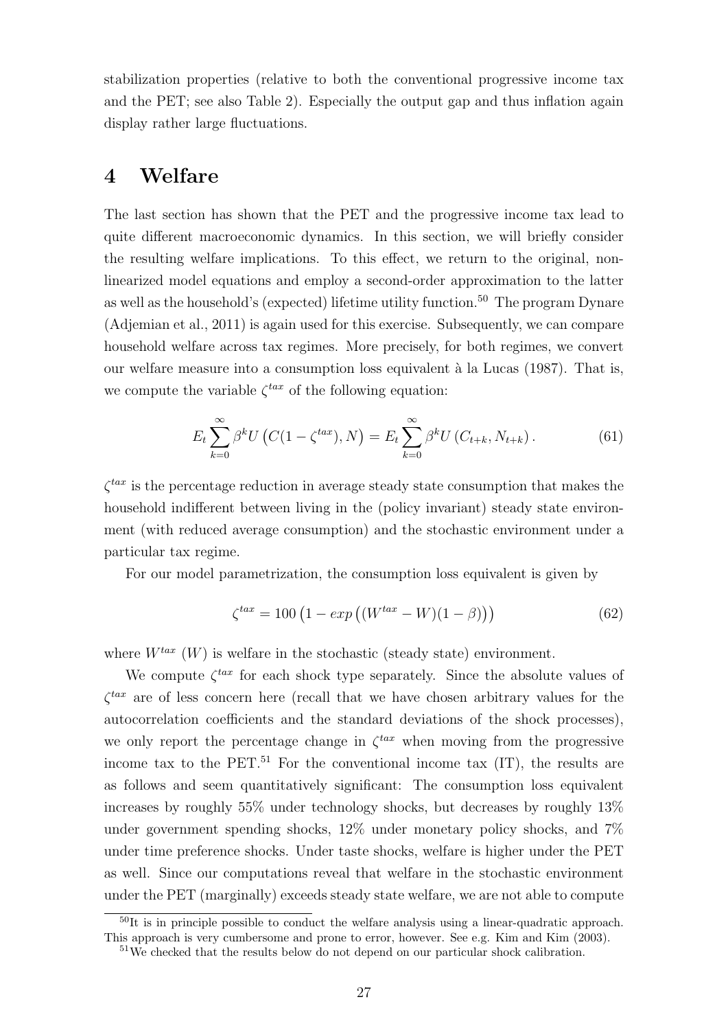stabilization properties (relative to both the conventional progressive income tax and the PET; see also Table 2). Especially the output gap and thus inflation again display rather large fluctuations.

# 4 Welfare

The last section has shown that the PET and the progressive income tax lead to quite different macroeconomic dynamics. In this section, we will briefly consider the resulting welfare implications. To this effect, we return to the original, non-linearized model equations and employ a second-order approximation to the latter as well as the household's (expected) lifetime utility function.[50] The program Dynare (Adjemian et al., 2011) is again used for this exercise. Subsequently, we can compare household welfare across tax regimes. More precisely, for both regimes, we convert our welfare measure into a consumption loss equivalent à la Lucas (1987). That is, we compute the variable $\zeta^{tax}$ of the following equation:

$$E_t \sum_{k=0}^{\infty} \beta^k U\left(C(1-\zeta^{tax}), N\right) = E_t \sum_{k=0}^{\infty} \beta^k U\left(C_{t+k}, N_{t+k}\right). \tag{61}$$

$\zeta^{tax}$ is the percentage reduction in average steady state consumption that makes the household indifferent between living in the (policy invariant) steady state environment (with reduced average consumption) and the stochastic environment under a particular tax regime.

For our model parametrization, the consumption loss equivalent is given by

$$\zeta^{tax} = 100\left(1 - exp\left((W^{tax} - W)(1-\beta)\right)\right) \tag{62}$$

where $W^{tax}$ ($W$) is welfare in the stochastic (steady state) environment.

We compute $\zeta^{tax}$ for each shock type separately. Since the absolute values of $\zeta^{tax}$ are of less concern here (recall that we have chosen arbitrary values for the autocorrelation coefficients and the standard deviations of the shock processes), we only report the percentage change in $\zeta^{tax}$ when moving from the progressive income tax to the PET.[51] For the conventional income tax (IT), the results are as follows and seem quantitatively significant: The consumption loss equivalent increases by roughly 55% under technology shocks, but decreases by roughly 13% under government spending shocks, 12% under monetary policy shocks, and 7% under time preference shocks. Under taste shocks, welfare is higher under the PET as well. Since our computations reveal that welfare in the stochastic environment under the PET (marginally) exceeds steady state welfare, we are not able to compute

[50] It is in principle possible to conduct the welfare analysis using a linear-quadratic approach. This approach is very cumbersome and prone to error, however. See e.g. Kim and Kim (2003).

[51] We checked that the results below do not depend on our particular shock calibration.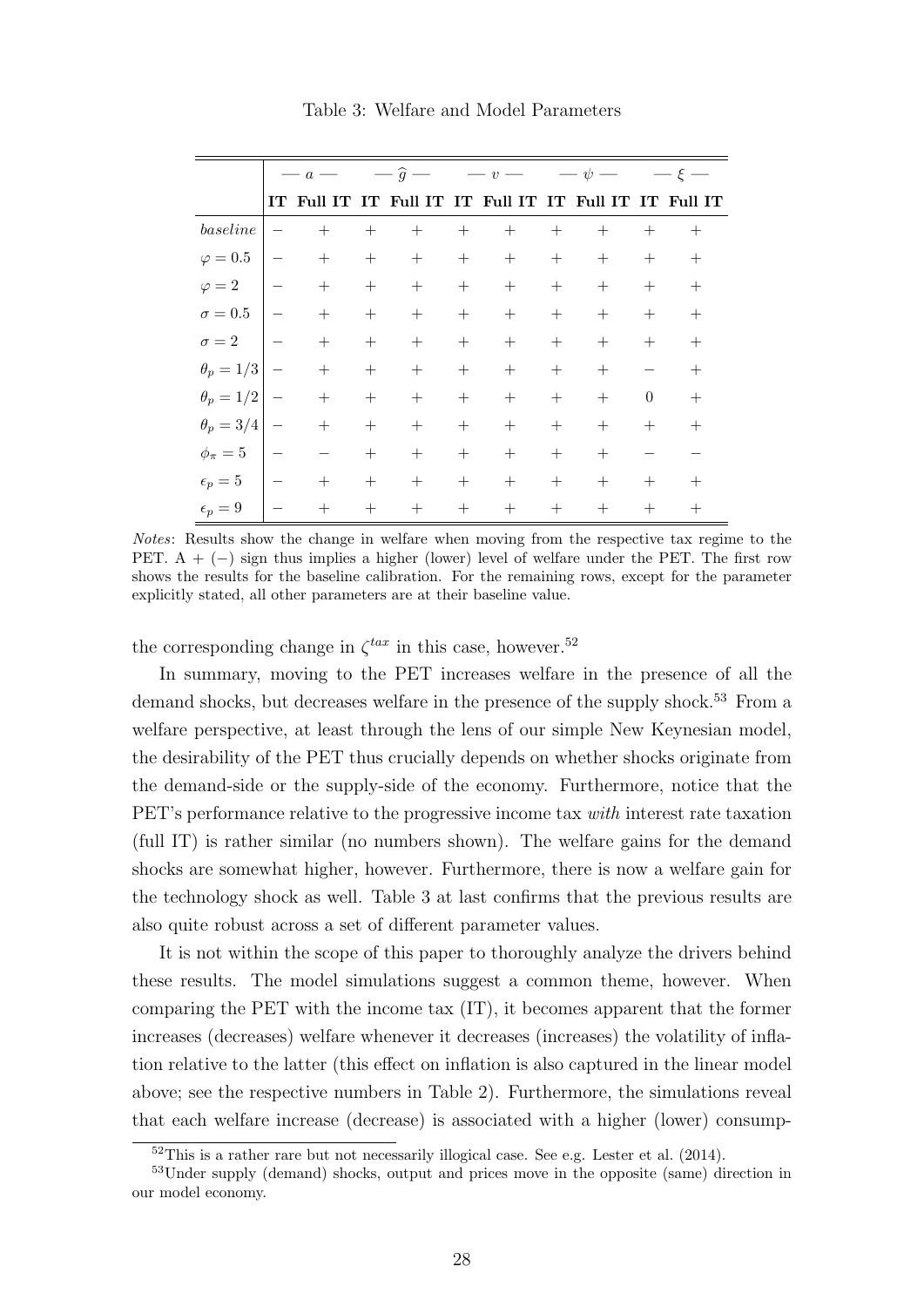Table 3: Welfare and Model Parameters

| | — $a$ — | | — $\widehat{g}$ — | | — $v$ — | | — $\psi$ — | | — $\xi$ — | |
|---|---|---|---|---|---|---|---|---|---|---|
| | **IT** | **Full IT** | **IT** | **Full IT** | **IT** | **Full IT** | **IT** | **Full IT** | **IT** | **Full IT** |
| *baseline* | $-$ | $+$ | $+$ | $+$ | $+$ | $+$ | $+$ | $+$ | $+$ | $+$ |
| $\varphi = 0.5$ | $-$ | $+$ | $+$ | $+$ | $+$ | $+$ | $+$ | $+$ | $+$ | $+$ |
| $\varphi = 2$ | $-$ | $+$ | $+$ | $+$ | $+$ | $+$ | $+$ | $+$ | $+$ | $+$ |
| $\sigma = 0.5$ | $-$ | $+$ | $+$ | $+$ | $+$ | $+$ | $+$ | $+$ | $+$ | $+$ |
| $\sigma = 2$ | $-$ | $+$ | $+$ | $+$ | $+$ | $+$ | $+$ | $+$ | $+$ | $+$ |
| $\theta_p = 1/3$ | $-$ | $+$ | $+$ | $+$ | $+$ | $+$ | $+$ | $+$ | $-$ | $+$ |
| $\theta_p = 1/2$ | $-$ | $+$ | $+$ | $+$ | $+$ | $+$ | $+$ | $+$ | $0$ | $+$ |
| $\theta_p = 3/4$ | $-$ | $+$ | $+$ | $+$ | $+$ | $+$ | $+$ | $+$ | $+$ | $+$ |
| $\phi_\pi = 5$ | $-$ | $-$ | $+$ | $+$ | $+$ | $+$ | $+$ | $+$ | $-$ | $-$ |
| $\epsilon_p = 5$ | $-$ | $+$ | $+$ | $+$ | $+$ | $+$ | $+$ | $+$ | $+$ | $+$ |
| $\epsilon_p = 9$ | $-$ | $+$ | $+$ | $+$ | $+$ | $+$ | $+$ | $+$ | $+$ | $+$ |

*Notes*: Results show the change in welfare when moving from the respective tax regime to the PET. A $+$ ($-$) sign thus implies a higher (lower) level of welfare under the PET. The first row shows the results for the baseline calibration. For the remaining rows, except for the parameter explicitly stated, all other parameters are at their baseline value.

the corresponding change in $\zeta^{tax}$ in this case, however.[52]

In summary, moving to the PET increases welfare in the presence of all the demand shocks, but decreases welfare in the presence of the supply shock.[53] From a welfare perspective, at least through the lens of our simple New Keynesian model, the desirability of the PET thus crucially depends on whether shocks originate from the demand-side or the supply-side of the economy. Furthermore, notice that the PET's performance relative to the progressive income tax *with* interest rate taxation (full IT) is rather similar (no numbers shown). The welfare gains for the demand shocks are somewhat higher, however. Furthermore, there is now a welfare gain for the technology shock as well. Table 3 at last confirms that the previous results are also quite robust across a set of different parameter values.

It is not within the scope of this paper to thoroughly analyze the drivers behind these results. The model simulations suggest a common theme, however. When comparing the PET with the income tax (IT), it becomes apparent that the former increases (decreases) welfare whenever it decreases (increases) the volatility of inflation relative to the latter (this effect on inflation is also captured in the linear model above; see the respective numbers in Table 2). Furthermore, the simulations reveal that each welfare increase (decrease) is associated with a higher (lower) consump-

[52] This is a rather rare but not necessarily illogical case. See e.g. Lester et al. (2014).

[53] Under supply (demand) shocks, output and prices move in the opposite (same) direction in our model economy.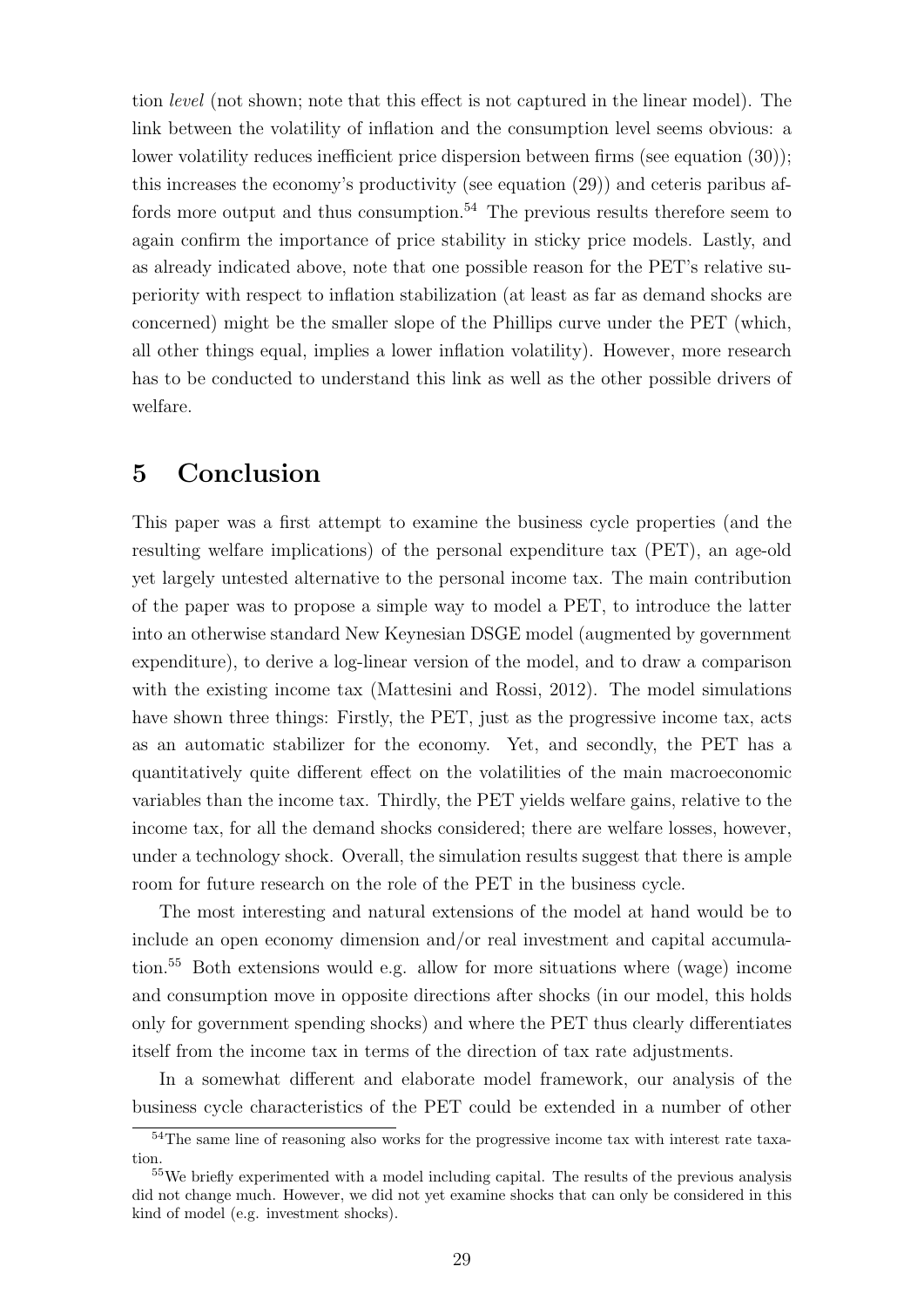tion *level* (not shown; note that this effect is not captured in the linear model). The link between the volatility of inflation and the consumption level seems obvious: a lower volatility reduces inefficient price dispersion between firms (see equation (30)); this increases the economy's productivity (see equation (29)) and ceteris paribus affords more output and thus consumption.[54] The previous results therefore seem to again confirm the importance of price stability in sticky price models. Lastly, and as already indicated above, note that one possible reason for the PET's relative superiority with respect to inflation stabilization (at least as far as demand shocks are concerned) might be the smaller slope of the Phillips curve under the PET (which, all other things equal, implies a lower inflation volatility). However, more research has to be conducted to understand this link as well as the other possible drivers of welfare.

# 5 Conclusion

This paper was a first attempt to examine the business cycle properties (and the resulting welfare implications) of the personal expenditure tax (PET), an age-old yet largely untested alternative to the personal income tax. The main contribution of the paper was to propose a simple way to model a PET, to introduce the latter into an otherwise standard New Keynesian DSGE model (augmented by government expenditure), to derive a log-linear version of the model, and to draw a comparison with the existing income tax (Mattesini and Rossi, 2012). The model simulations have shown three things: Firstly, the PET, just as the progressive income tax, acts as an automatic stabilizer for the economy. Yet, and secondly, the PET has a quantitatively quite different effect on the volatilities of the main macroeconomic variables than the income tax. Thirdly, the PET yields welfare gains, relative to the income tax, for all the demand shocks considered; there are welfare losses, however, under a technology shock. Overall, the simulation results suggest that there is ample room for future research on the role of the PET in the business cycle.

The most interesting and natural extensions of the model at hand would be to include an open economy dimension and/or real investment and capital accumulation.[55] Both extensions would e.g. allow for more situations where (wage) income and consumption move in opposite directions after shocks (in our model, this holds only for government spending shocks) and where the PET thus clearly differentiates itself from the income tax in terms of the direction of tax rate adjustments.

In a somewhat different and elaborate model framework, our analysis of the business cycle characteristics of the PET could be extended in a number of other

[54] The same line of reasoning also works for the progressive income tax with interest rate taxation.

[55] We briefly experimented with a model including capital. The results of the previous analysis did not change much. However, we did not yet examine shocks that can only be considered in this kind of model (e.g. investment shocks).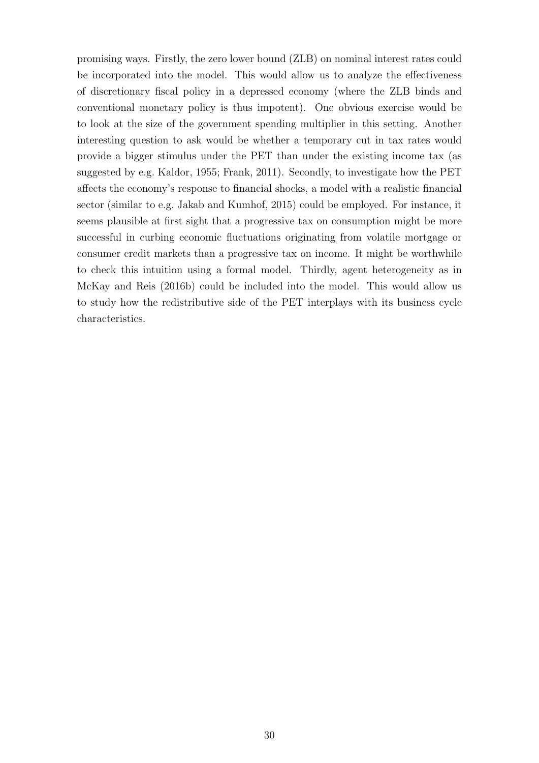promising ways. Firstly, the zero lower bound (ZLB) on nominal interest rates could be incorporated into the model. This would allow us to analyze the effectiveness of discretionary fiscal policy in a depressed economy (where the ZLB binds and conventional monetary policy is thus impotent). One obvious exercise would be to look at the size of the government spending multiplier in this setting. Another interesting question to ask would be whether a temporary cut in tax rates would provide a bigger stimulus under the PET than under the existing income tax (as suggested by e.g. Kaldor, 1955; Frank, 2011). Secondly, to investigate how the PET affects the economy's response to financial shocks, a model with a realistic financial sector (similar to e.g. Jakab and Kumhof, 2015) could be employed. For instance, it seems plausible at first sight that a progressive tax on consumption might be more successful in curbing economic fluctuations originating from volatile mortgage or consumer credit markets than a progressive tax on income. It might be worthwhile to check this intuition using a formal model. Thirdly, agent heterogeneity as in McKay and Reis (2016b) could be included into the model. This would allow us to study how the redistributive side of the PET interplays with its business cycle characteristics.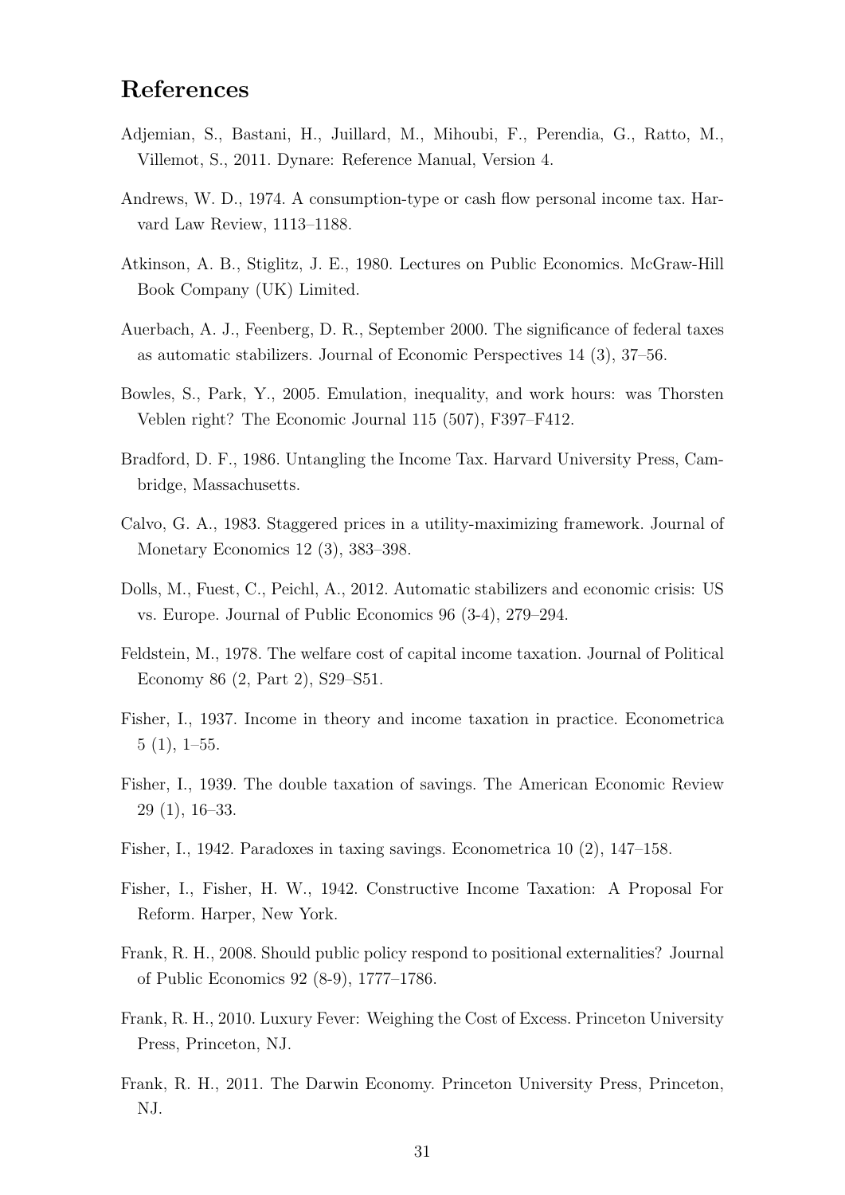## References

Adjemian, S., Bastani, H., Juillard, M., Mihoubi, F., Perendia, G., Ratto, M., Villemot, S., 2011. Dynare: Reference Manual, Version 4.

Andrews, W. D., 1974. A consumption-type or cash flow personal income tax. Harvard Law Review, 1113–1188.

Atkinson, A. B., Stiglitz, J. E., 1980. Lectures on Public Economics. McGraw-Hill Book Company (UK) Limited.

Auerbach, A. J., Feenberg, D. R., September 2000. The significance of federal taxes as automatic stabilizers. Journal of Economic Perspectives 14 (3), 37–56.

Bowles, S., Park, Y., 2005. Emulation, inequality, and work hours: was Thorsten Veblen right? The Economic Journal 115 (507), F397–F412.

Bradford, D. F., 1986. Untangling the Income Tax. Harvard University Press, Cambridge, Massachusetts.

Calvo, G. A., 1983. Staggered prices in a utility-maximizing framework. Journal of Monetary Economics 12 (3), 383–398.

Dolls, M., Fuest, C., Peichl, A., 2012. Automatic stabilizers and economic crisis: US vs. Europe. Journal of Public Economics 96 (3-4), 279–294.

Feldstein, M., 1978. The welfare cost of capital income taxation. Journal of Political Economy 86 (2, Part 2), S29–S51.

Fisher, I., 1937. Income in theory and income taxation in practice. Econometrica 5 (1), 1–55.

Fisher, I., 1939. The double taxation of savings. The American Economic Review 29 (1), 16–33.

Fisher, I., 1942. Paradoxes in taxing savings. Econometrica 10 (2), 147–158.

Fisher, I., Fisher, H. W., 1942. Constructive Income Taxation: A Proposal For Reform. Harper, New York.

Frank, R. H., 2008. Should public policy respond to positional externalities? Journal of Public Economics 92 (8-9), 1777–1786.

Frank, R. H., 2010. Luxury Fever: Weighing the Cost of Excess. Princeton University Press, Princeton, NJ.

Frank, R. H., 2011. The Darwin Economy. Princeton University Press, Princeton, NJ.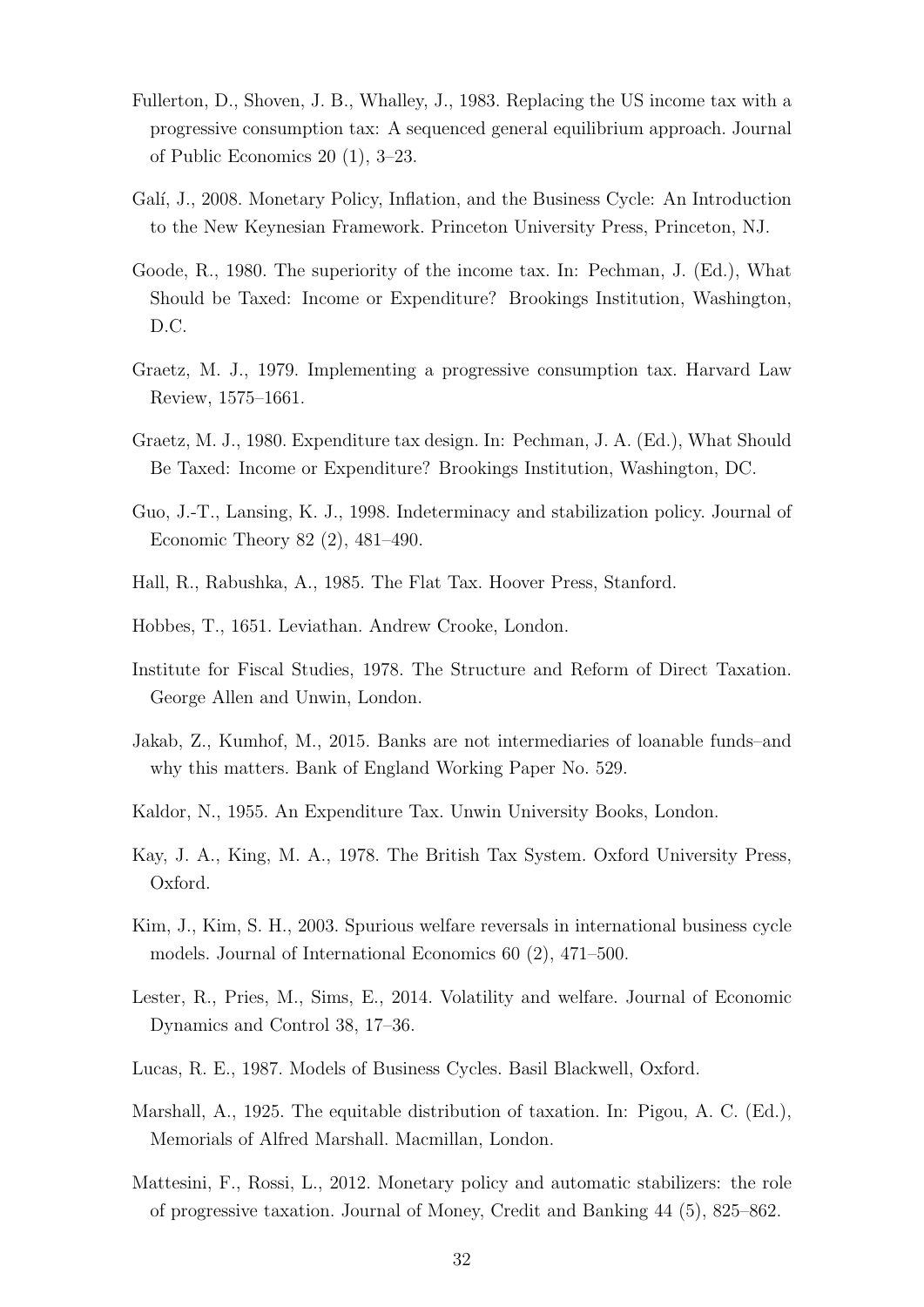Fullerton, D., Shoven, J. B., Whalley, J., 1983. Replacing the US income tax with a progressive consumption tax: A sequenced general equilibrium approach. Journal of Public Economics 20 (1), 3–23.

Galí, J., 2008. Monetary Policy, Inflation, and the Business Cycle: An Introduction to the New Keynesian Framework. Princeton University Press, Princeton, NJ.

Goode, R., 1980. The superiority of the income tax. In: Pechman, J. (Ed.), What Should be Taxed: Income or Expenditure? Brookings Institution, Washington, D.C.

Graetz, M. J., 1979. Implementing a progressive consumption tax. Harvard Law Review, 1575–1661.

Graetz, M. J., 1980. Expenditure tax design. In: Pechman, J. A. (Ed.), What Should Be Taxed: Income or Expenditure? Brookings Institution, Washington, DC.

Guo, J.-T., Lansing, K. J., 1998. Indeterminacy and stabilization policy. Journal of Economic Theory 82 (2), 481–490.

Hall, R., Rabushka, A., 1985. The Flat Tax. Hoover Press, Stanford.

Hobbes, T., 1651. Leviathan. Andrew Crooke, London.

Institute for Fiscal Studies, 1978. The Structure and Reform of Direct Taxation. George Allen and Unwin, London.

Jakab, Z., Kumhof, M., 2015. Banks are not intermediaries of loanable funds–and why this matters. Bank of England Working Paper No. 529.

Kaldor, N., 1955. An Expenditure Tax. Unwin University Books, London.

Kay, J. A., King, M. A., 1978. The British Tax System. Oxford University Press, Oxford.

Kim, J., Kim, S. H., 2003. Spurious welfare reversals in international business cycle models. Journal of International Economics 60 (2), 471–500.

Lester, R., Pries, M., Sims, E., 2014. Volatility and welfare. Journal of Economic Dynamics and Control 38, 17–36.

Lucas, R. E., 1987. Models of Business Cycles. Basil Blackwell, Oxford.

Marshall, A., 1925. The equitable distribution of taxation. In: Pigou, A. C. (Ed.), Memorials of Alfred Marshall. Macmillan, London.

Mattesini, F., Rossi, L., 2012. Monetary policy and automatic stabilizers: the role of progressive taxation. Journal of Money, Credit and Banking 44 (5), 825–862.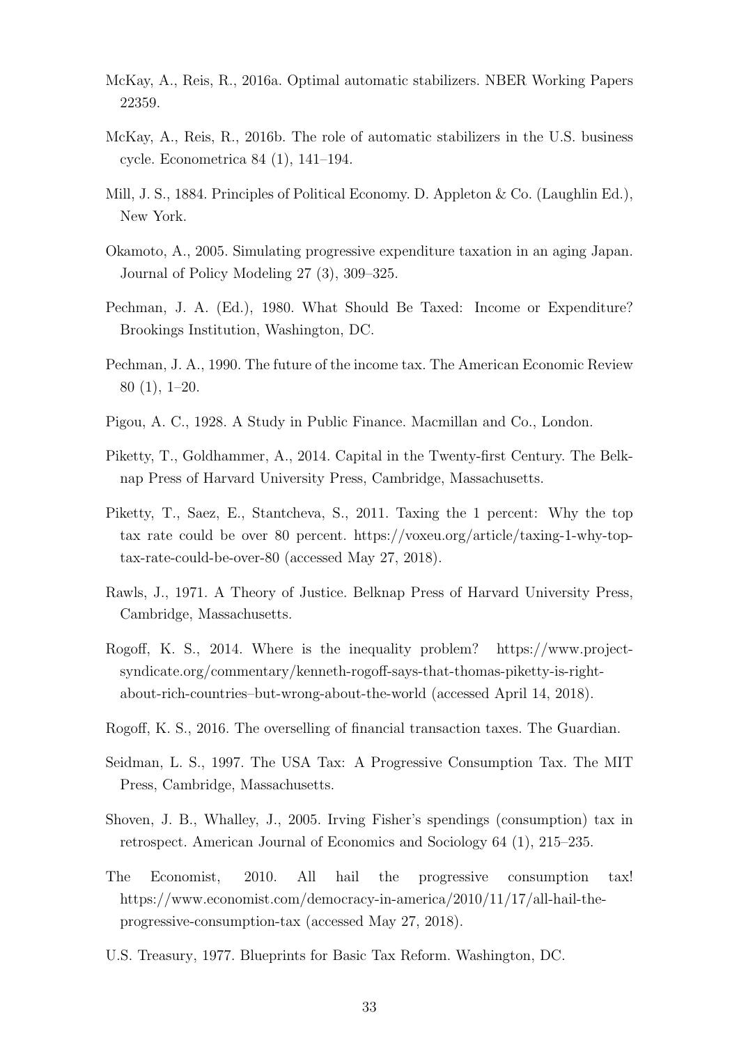McKay, A., Reis, R., 2016a. Optimal automatic stabilizers. NBER Working Papers 22359.

McKay, A., Reis, R., 2016b. The role of automatic stabilizers in the U.S. business cycle. Econometrica 84 (1), 141–194.

Mill, J. S., 1884. Principles of Political Economy. D. Appleton & Co. (Laughlin Ed.), New York.

Okamoto, A., 2005. Simulating progressive expenditure taxation in an aging Japan. Journal of Policy Modeling 27 (3), 309–325.

Pechman, J. A. (Ed.), 1980. What Should Be Taxed: Income or Expenditure? Brookings Institution, Washington, DC.

Pechman, J. A., 1990. The future of the income tax. The American Economic Review 80 (1), 1–20.

Pigou, A. C., 1928. A Study in Public Finance. Macmillan and Co., London.

Piketty, T., Goldhammer, A., 2014. Capital in the Twenty-first Century. The Belknap Press of Harvard University Press, Cambridge, Massachusetts.

Piketty, T., Saez, E., Stantcheva, S., 2011. Taxing the 1 percent: Why the top tax rate could be over 80 percent. https://voxeu.org/article/taxing-1-why-top-tax-rate-could-be-over-80 (accessed May 27, 2018).

Rawls, J., 1971. A Theory of Justice. Belknap Press of Harvard University Press, Cambridge, Massachusetts.

Rogoff, K. S., 2014. Where is the inequality problem? https://www.project-syndicate.org/commentary/kenneth-rogoff-says-that-thomas-piketty-is-right-about-rich-countries–but-wrong-about-the-world (accessed April 14, 2018).

Rogoff, K. S., 2016. The overselling of financial transaction taxes. The Guardian.

Seidman, L. S., 1997. The USA Tax: A Progressive Consumption Tax. The MIT Press, Cambridge, Massachusetts.

Shoven, J. B., Whalley, J., 2005. Irving Fisher's spendings (consumption) tax in retrospect. American Journal of Economics and Sociology 64 (1), 215–235.

The Economist, 2010. All hail the progressive consumption tax! https://www.economist.com/democracy-in-america/2010/11/17/all-hail-the-progressive-consumption-tax (accessed May 27, 2018).

U.S. Treasury, 1977. Blueprints for Basic Tax Reform. Washington, DC.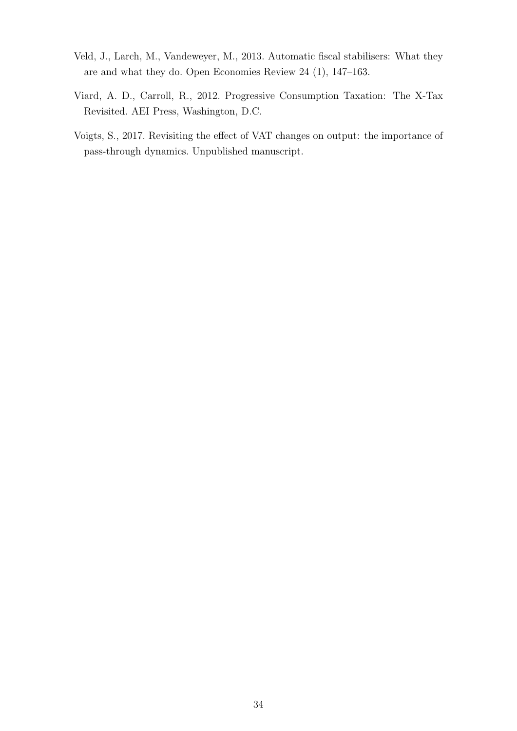Veld, J., Larch, M., Vandeweyer, M., 2013. Automatic fiscal stabilisers: What they are and what they do. Open Economies Review 24 (1), 147–163.

Viard, A. D., Carroll, R., 2012. Progressive Consumption Taxation: The X-Tax Revisited. AEI Press, Washington, D.C.

Voigts, S., 2017. Revisiting the effect of VAT changes on output: the importance of pass-through dynamics. Unpublished manuscript.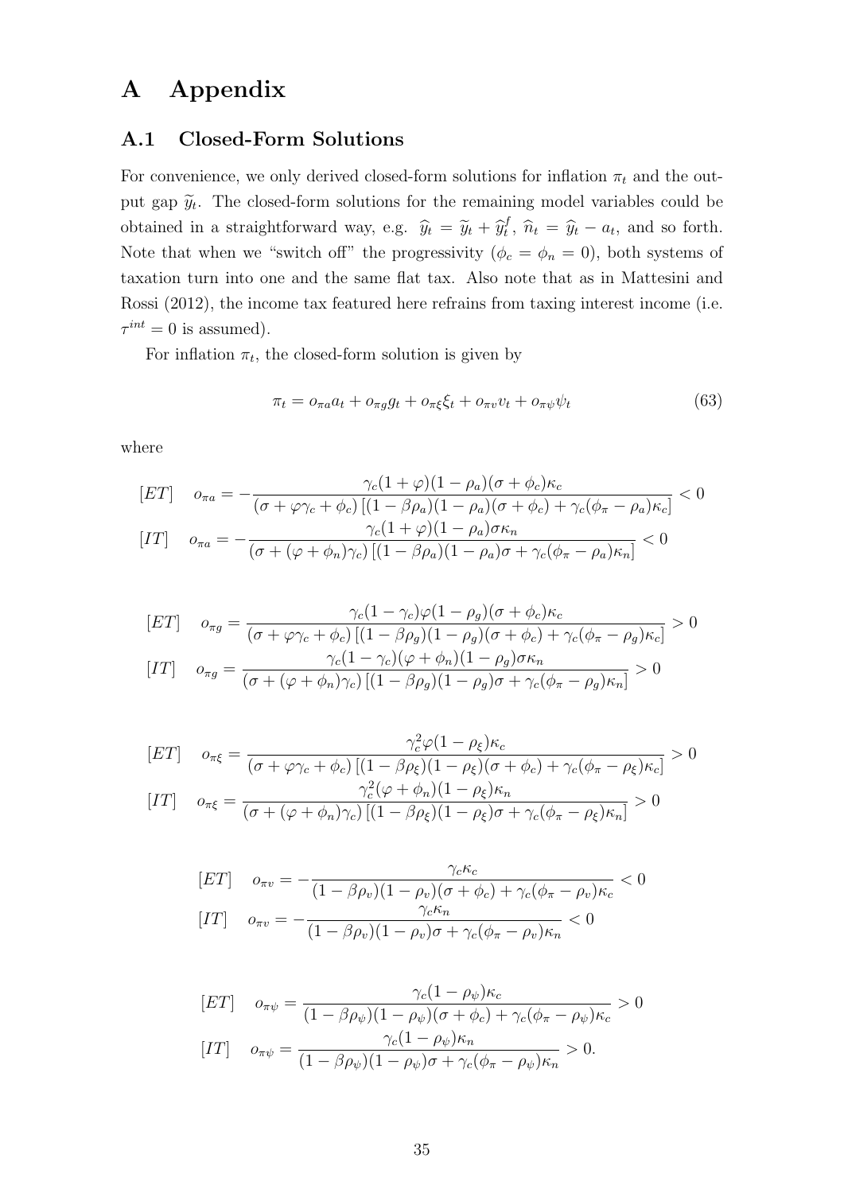# A Appendix

## A.1 Closed-Form Solutions

For convenience, we only derived closed-form solutions for inflation $\pi_t$ and the output gap $\widetilde{y}_t$. The closed-form solutions for the remaining model variables could be obtained in a straightforward way, e.g. $\widehat{y}_t = \widetilde{y}_t + \widehat{y}_t^f$, $\widehat{n}_t = \widehat{y}_t - a_t$, and so forth. Note that when we "switch off" the progressivity ($\phi_c = \phi_n = 0$), both systems of taxation turn into one and the same flat tax. Also note that as in Mattesini and Rossi (2012), the income tax featured here refrains from taxing interest income (i.e. $\tau^{int} = 0$ is assumed).

For inflation $\pi_t$, the closed-form solution is given by

$$\pi_t = o_{\pi a} a_t + o_{\pi g} g_t + o_{\pi \xi} \xi_t + o_{\pi v} v_t + o_{\pi \psi} \psi_t \tag{63}$$

where

$$[ET] \quad o_{\pi a} = -\frac{\gamma_c(1+\varphi)(1-\rho_a)(\sigma+\phi_c)\kappa_c}{(\sigma+\varphi\gamma_c+\phi_c)\left[(1-\beta\rho_a)(1-\rho_a)(\sigma+\phi_c)+\gamma_c(\phi_\pi-\rho_a)\kappa_c\right]} < 0$$

$$[IT] \quad o_{\pi a} = -\frac{\gamma_c(1+\varphi)(1-\rho_a)\sigma\kappa_n}{(\sigma+(\varphi+\phi_n)\gamma_c)\left[(1-\beta\rho_a)(1-\rho_a)\sigma+\gamma_c(\phi_\pi-\rho_a)\kappa_n\right]} < 0$$

$$[ET] \quad o_{\pi g} = \frac{\gamma_c(1-\gamma_c)\varphi(1-\rho_g)(\sigma+\phi_c)\kappa_c}{(\sigma+\varphi\gamma_c+\phi_c)\left[(1-\beta\rho_g)(1-\rho_g)(\sigma+\phi_c)+\gamma_c(\phi_\pi-\rho_g)\kappa_c\right]} > 0$$

$$[IT] \quad o_{\pi g} = \frac{\gamma_c(1-\gamma_c)(\varphi+\phi_n)(1-\rho_g)\sigma\kappa_n}{(\sigma+(\varphi+\phi_n)\gamma_c)\left[(1-\beta\rho_g)(1-\rho_g)\sigma+\gamma_c(\phi_\pi-\rho_g)\kappa_n\right]} > 0$$

$$[ET] \quad o_{\pi \xi} = \frac{\gamma_c^2\varphi(1-\rho_\xi)\kappa_c}{(\sigma+\varphi\gamma_c+\phi_c)\left[(1-\beta\rho_\xi)(1-\rho_\xi)(\sigma+\phi_c)+\gamma_c(\phi_\pi-\rho_\xi)\kappa_c\right]} > 0$$

$$[IT] \quad o_{\pi \xi} = \frac{\gamma_c^2(\varphi+\phi_n)(1-\rho_\xi)\kappa_n}{(\sigma+(\varphi+\phi_n)\gamma_c)\left[(1-\beta\rho_\xi)(1-\rho_\xi)\sigma+\gamma_c(\phi_\pi-\rho_\xi)\kappa_n\right]} > 0$$

$$[ET] \quad o_{\pi v} = -\frac{\gamma_c\kappa_c}{(1-\beta\rho_v)(1-\rho_v)(\sigma+\phi_c)+\gamma_c(\phi_\pi-\rho_v)\kappa_c} < 0$$

$$[IT] \quad o_{\pi v} = -\frac{\gamma_c\kappa_n}{(1-\beta\rho_v)(1-\rho_v)\sigma+\gamma_c(\phi_\pi-\rho_v)\kappa_n} < 0$$

$$[ET] \quad o_{\pi \psi} = \frac{\gamma_c(1-\rho_\psi)\kappa_c}{(1-\beta\rho_\psi)(1-\rho_\psi)(\sigma+\phi_c)+\gamma_c(\phi_\pi-\rho_\psi)\kappa_c} > 0$$

$$[IT] \quad o_{\pi \psi} = \frac{\gamma_c(1-\rho_\psi)\kappa_n}{(1-\beta\rho_\psi)(1-\rho_\psi)\sigma+\gamma_c(\phi_\pi-\rho_\psi)\kappa_n} > 0.$$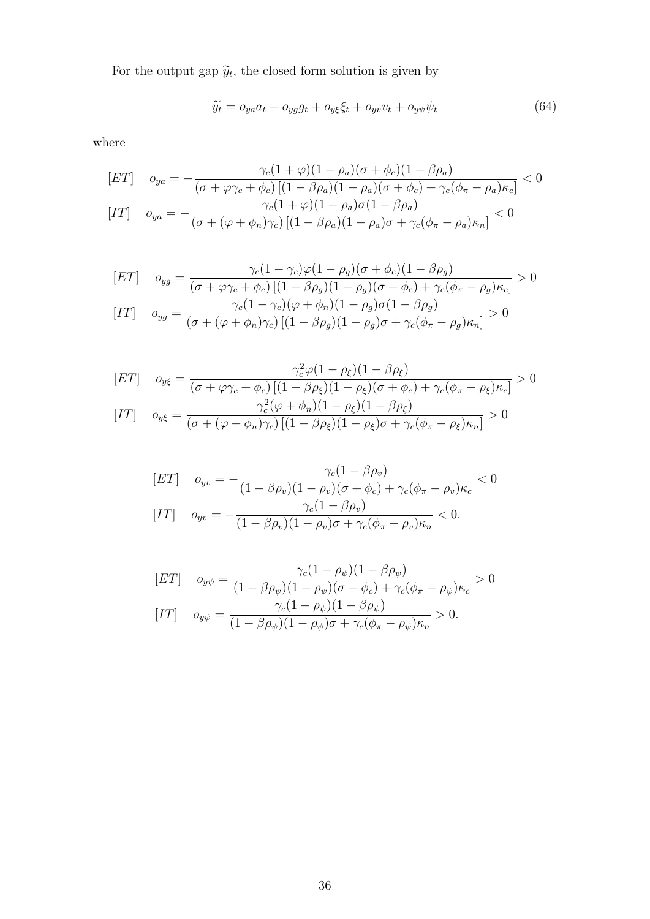For the output gap $\widetilde{y}_t$, the closed form solution is given by

$$\widetilde{y}_t = o_{ya}a_t + o_{yg}g_t + o_{y\xi}\xi_t + o_{yv}v_t + o_{y\psi}\psi_t \tag{64}$$

where

$$[ET] \quad o_{ya} = -\frac{\gamma_c(1+\varphi)(1-\rho_a)(\sigma+\phi_c)(1-\beta\rho_a)}{(\sigma+\varphi\gamma_c+\phi_c)\left[(1-\beta\rho_a)(1-\rho_a)(\sigma+\phi_c)+\gamma_c(\phi_\pi-\rho_a)\kappa_c\right]} < 0$$

$$[IT] \quad o_{ya} = -\frac{\gamma_c(1+\varphi)(1-\rho_a)\sigma(1-\beta\rho_a)}{(\sigma+(\varphi+\phi_n)\gamma_c)\left[(1-\beta\rho_a)(1-\rho_a)\sigma+\gamma_c(\phi_\pi-\rho_a)\kappa_n\right]} < 0$$

$$[ET] \quad o_{yg} = \frac{\gamma_c(1-\gamma_c)\varphi(1-\rho_g)(\sigma+\phi_c)(1-\beta\rho_g)}{(\sigma+\varphi\gamma_c+\phi_c)\left[(1-\beta\rho_g)(1-\rho_g)(\sigma+\phi_c)+\gamma_c(\phi_\pi-\rho_g)\kappa_c\right]} > 0$$

$$[IT] \quad o_{yg} = \frac{\gamma_c(1-\gamma_c)(\varphi+\phi_n)(1-\rho_g)\sigma(1-\beta\rho_g)}{(\sigma+(\varphi+\phi_n)\gamma_c)\left[(1-\beta\rho_g)(1-\rho_g)\sigma+\gamma_c(\phi_\pi-\rho_g)\kappa_n\right]} > 0$$

$$[ET] \quad o_{y\xi} = \frac{\gamma_c^2\varphi(1-\rho_\xi)(1-\beta\rho_\xi)}{(\sigma+\varphi\gamma_c+\phi_c)\left[(1-\beta\rho_\xi)(1-\rho_\xi)(\sigma+\phi_c)+\gamma_c(\phi_\pi-\rho_\xi)\kappa_c\right]} > 0$$

$$[IT] \quad o_{y\xi} = \frac{\gamma_c^2(\varphi+\phi_n)(1-\rho_\xi)(1-\beta\rho_\xi)}{(\sigma+(\varphi+\phi_n)\gamma_c)\left[(1-\beta\rho_\xi)(1-\rho_\xi)\sigma+\gamma_c(\phi_\pi-\rho_\xi)\kappa_n\right]} > 0$$

$$[ET] \quad o_{yv} = -\frac{\gamma_c(1-\beta\rho_v)}{(1-\beta\rho_v)(1-\rho_v)(\sigma+\phi_c)+\gamma_c(\phi_\pi-\rho_v)\kappa_c} < 0$$

$$[IT] \quad o_{yv} = -\frac{\gamma_c(1-\beta\rho_v)}{(1-\beta\rho_v)(1-\rho_v)\sigma+\gamma_c(\phi_\pi-\rho_v)\kappa_n} < 0.$$

$$[ET] \quad o_{y\psi} = \frac{\gamma_c(1-\rho_\psi)(1-\beta\rho_\psi)}{(1-\beta\rho_\psi)(1-\rho_\psi)(\sigma+\phi_c)+\gamma_c(\phi_\pi-\rho_\psi)\kappa_c} > 0$$

$$[IT] \quad o_{y\psi} = \frac{\gamma_c(1-\rho_\psi)(1-\beta\rho_\psi)}{(1-\beta\rho_\psi)(1-\rho_\psi)\sigma+\gamma_c(\phi_\pi-\rho_\psi)\kappa_n} > 0.$$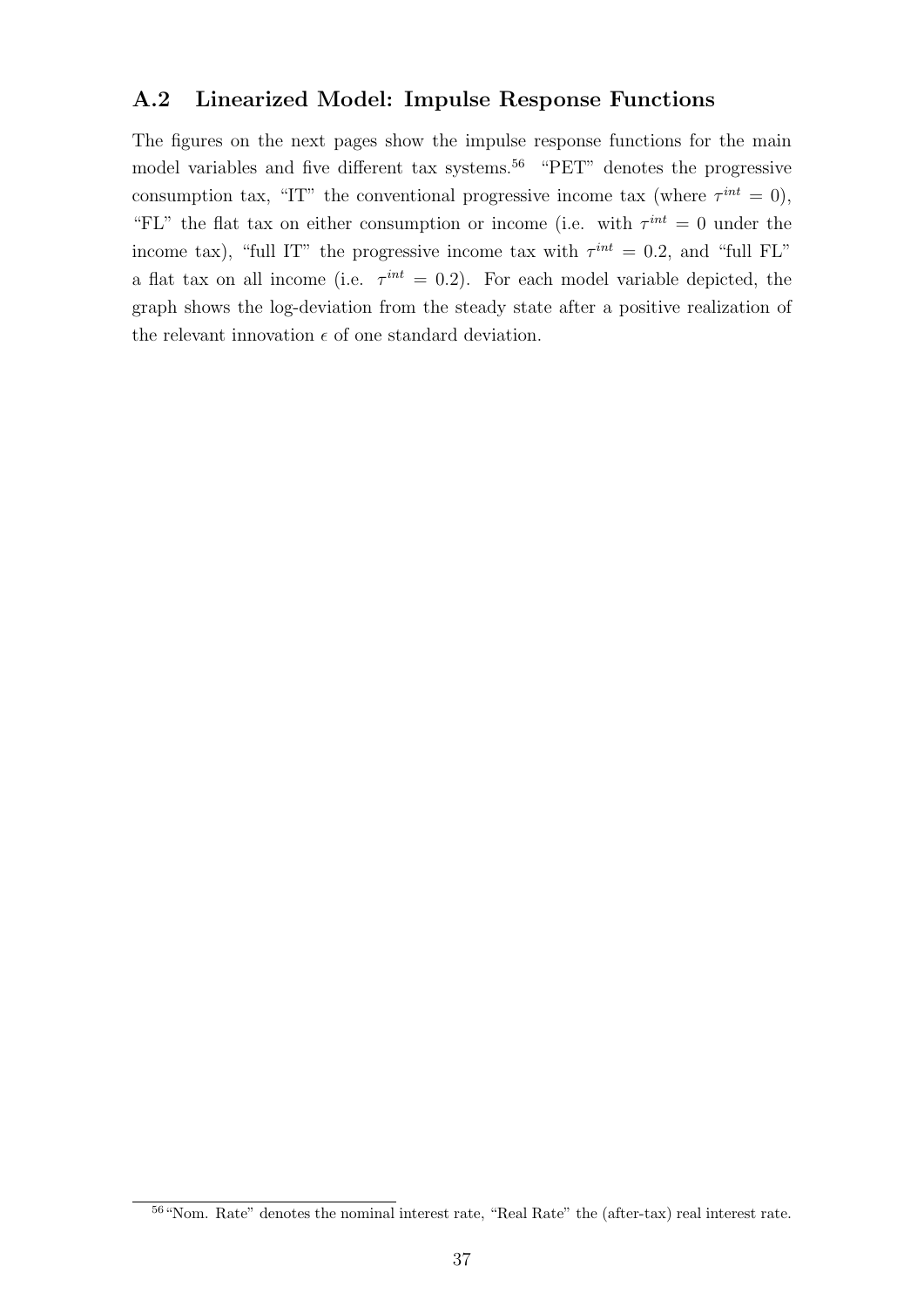### A.2 Linearized Model: Impulse Response Functions

The figures on the next pages show the impulse response functions for the main model variables and five different tax systems.[56] "PET" denotes the progressive consumption tax, "IT" the conventional progressive income tax (where $\tau^{int} = 0$), "FL" the flat tax on either consumption or income (i.e. with $\tau^{int} = 0$ under the income tax), "full IT" the progressive income tax with $\tau^{int} = 0.2$, and "full FL" a flat tax on all income (i.e. $\tau^{int} = 0.2$). For each model variable depicted, the graph shows the log-deviation from the steady state after a positive realization of the relevant innovation $\epsilon$ of one standard deviation.

[56] "Nom. Rate" denotes the nominal interest rate, "Real Rate" the (after-tax) real interest rate.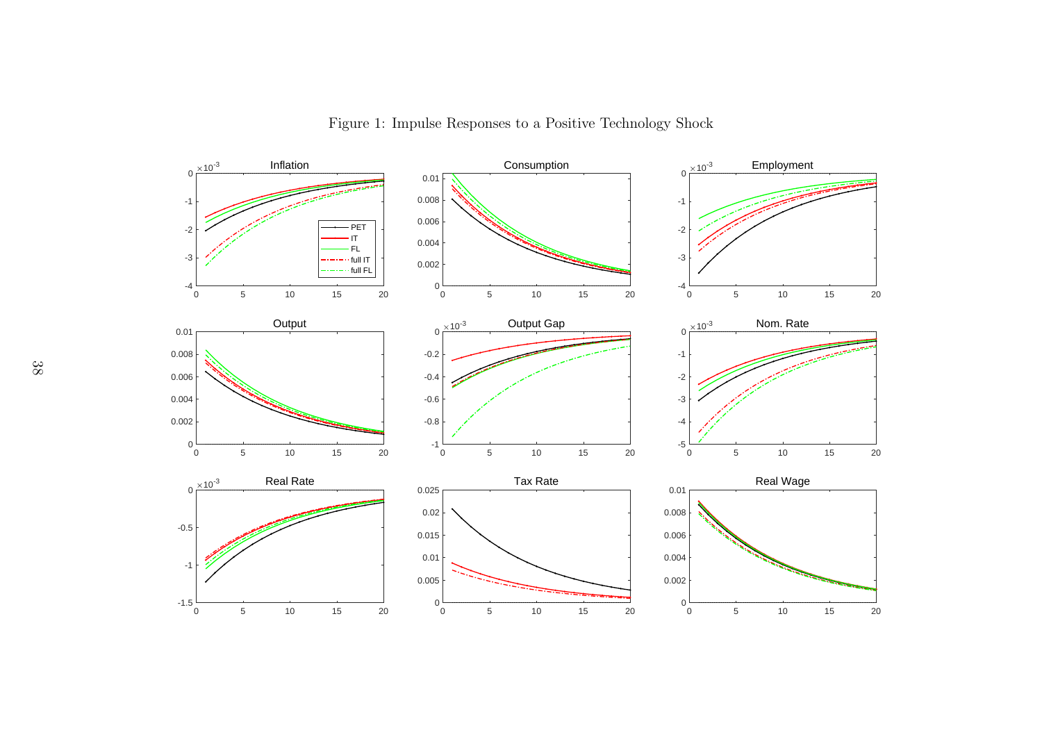Figure 1: Impulse Responses to a Positive Technology Shock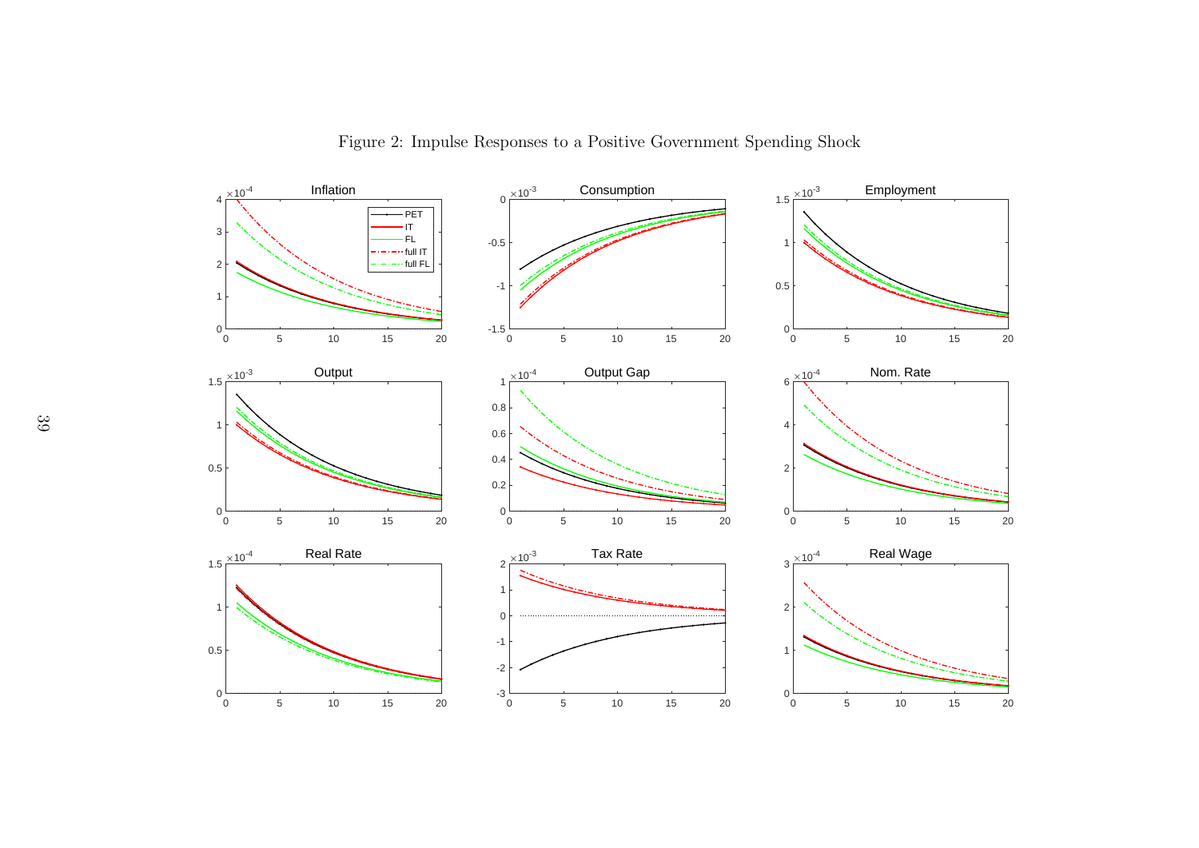Figure 2: Impulse Responses to a Positive Government Spending Shock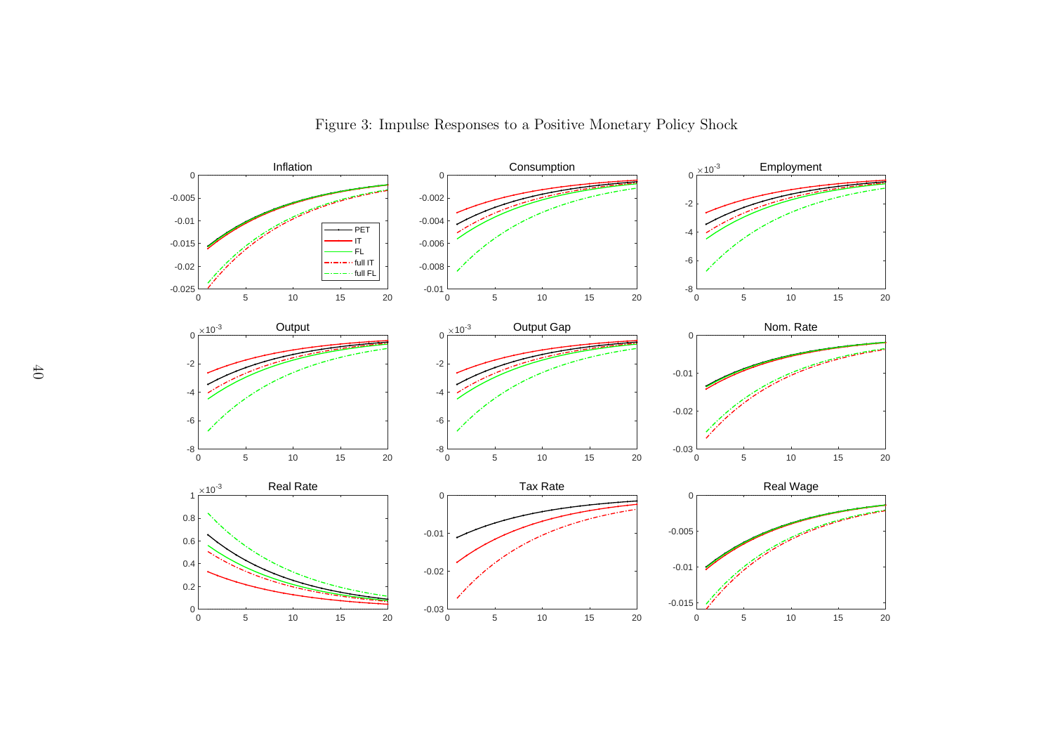Figure 3: Impulse Responses to a Positive Monetary Policy Shock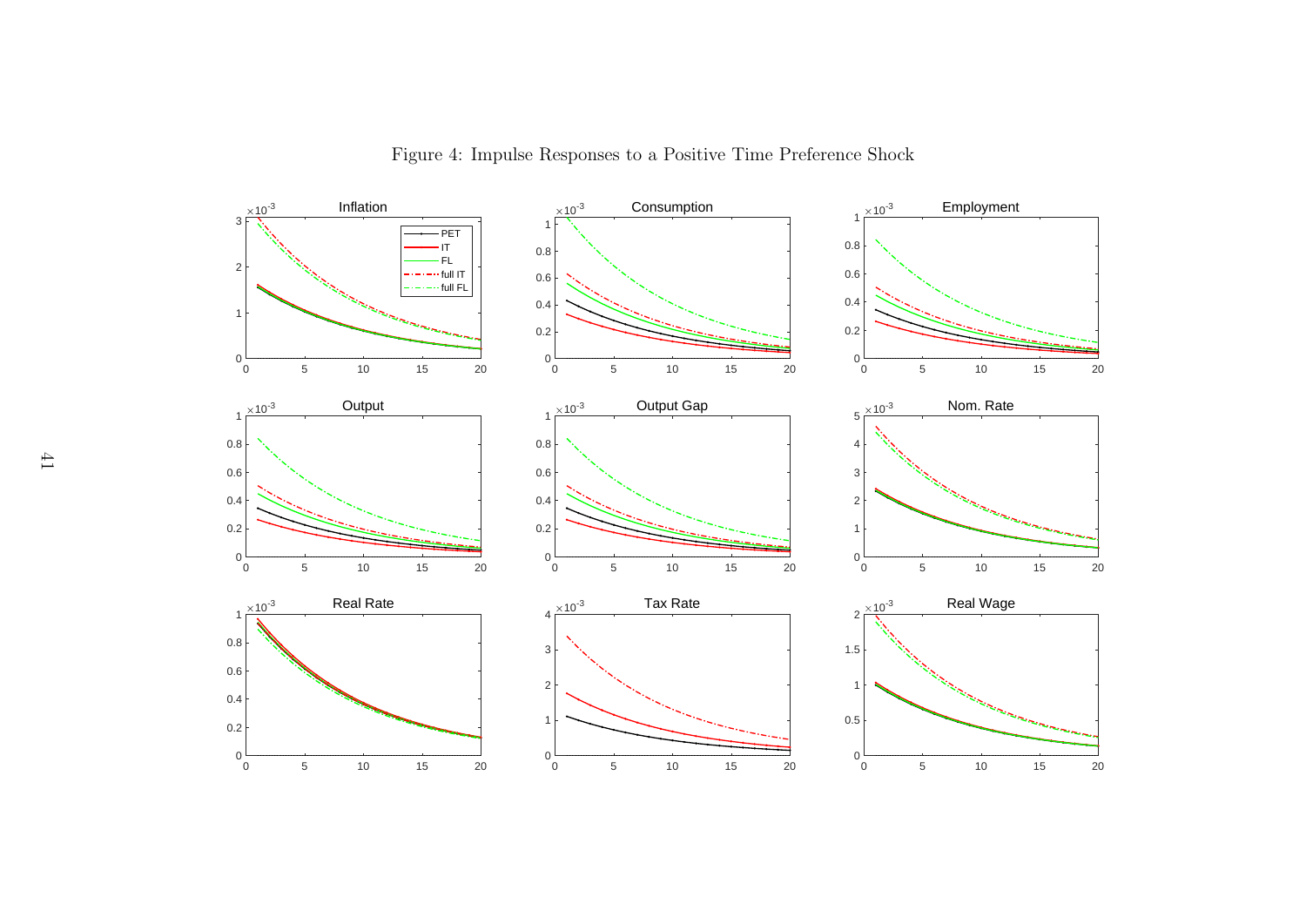Figure 4: Impulse Responses to a Positive Time Preference Shock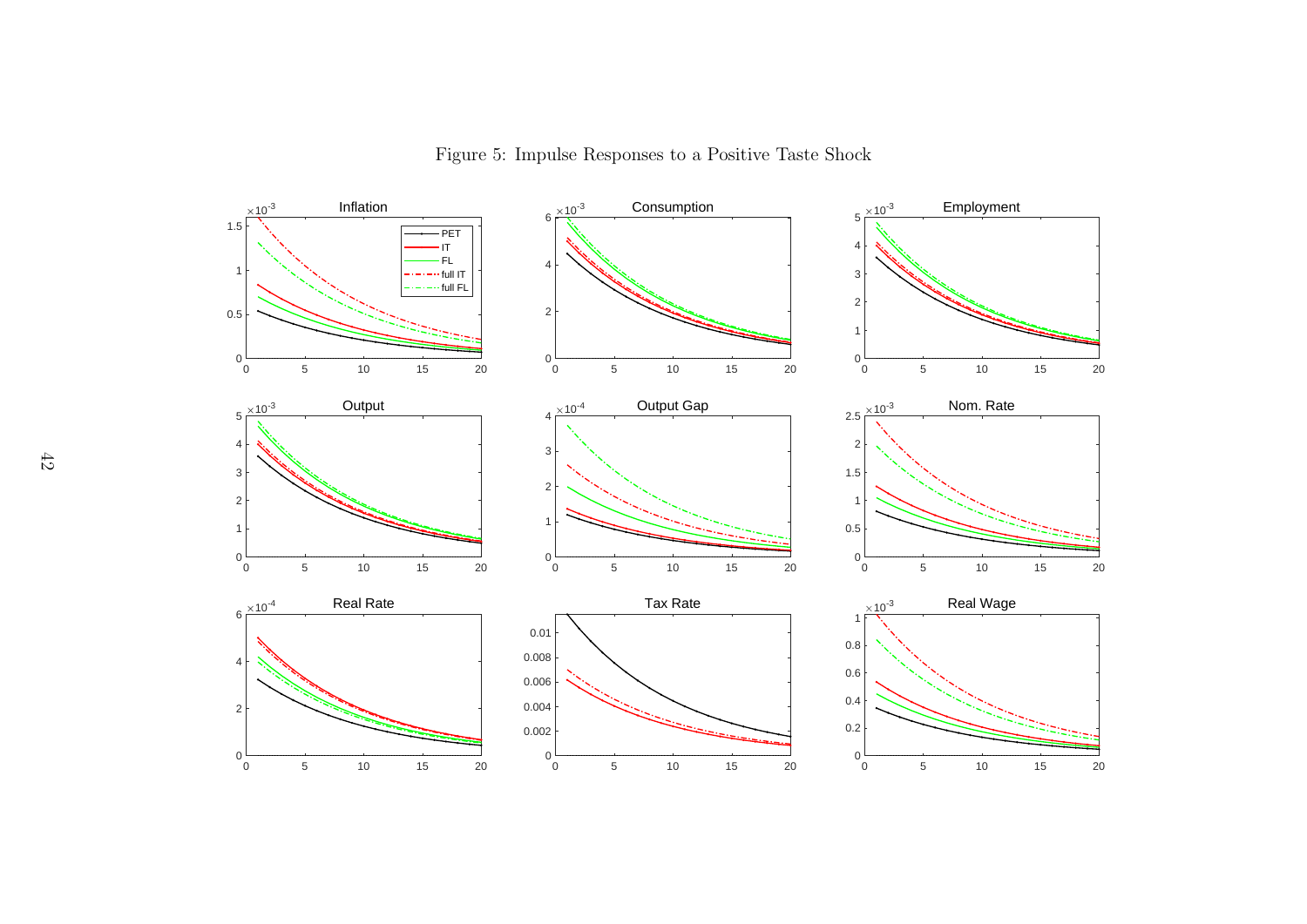Figure 5: Impulse Responses to a Positive Taste Shock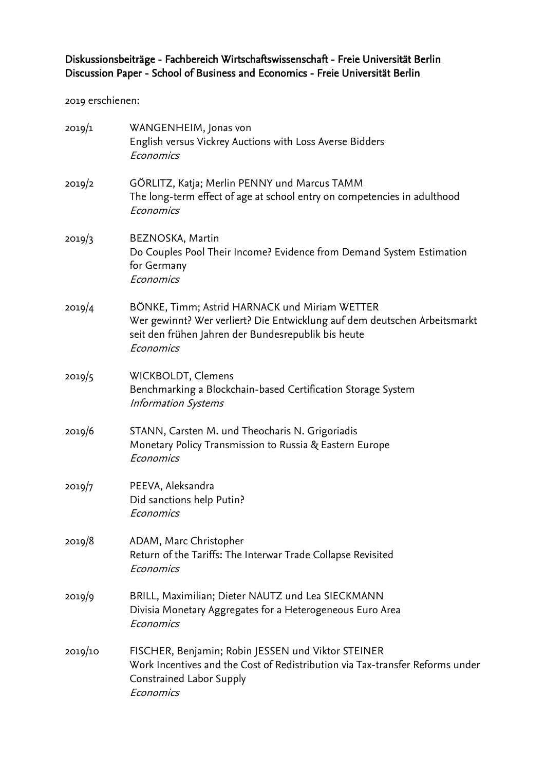Diskussionsbeiträge - Fachbereich Wirtschaftswissenschaft - Freie Universität Berlin
Discussion Paper - School of Business and Economics - Freie Universität Berlin

2019 erschienen:

| | |
|---|---|
| 2019/1 | WANGENHEIM, Jonas von<br>English versus Vickrey Auctions with Loss Averse Bidders<br>*Economics* |
| 2019/2 | GÖRLITZ, Katja; Merlin PENNY und Marcus TAMM<br>The long-term effect of age at school entry on competencies in adulthood<br>*Economics* |
| 2019/3 | BEZNOSKA, Martin<br>Do Couples Pool Their Income? Evidence from Demand System Estimation for Germany<br>*Economics* |
| 2019/4 | BÖNKE, Timm; Astrid HARNACK und Miriam WETTER<br>Wer gewinnt? Wer verliert? Die Entwicklung auf dem deutschen Arbeitsmarkt seit den frühen Jahren der Bundesrepublik bis heute<br>*Economics* |
| 2019/5 | WICKBOLDT, Clemens<br>Benchmarking a Blockchain-based Certification Storage System<br>*Information Systems* |
| 2019/6 | STANN, Carsten M. und Theocharis N. Grigoriadis<br>Monetary Policy Transmission to Russia & Eastern Europe<br>*Economics* |
| 2019/7 | PEEVA, Aleksandra<br>Did sanctions help Putin?<br>*Economics* |
| 2019/8 | ADAM, Marc Christopher<br>Return of the Tariffs: The Interwar Trade Collapse Revisited<br>*Economics* |
| 2019/9 | BRILL, Maximilian; Dieter NAUTZ und Lea SIECKMANN<br>Divisia Monetary Aggregates for a Heterogeneous Euro Area<br>*Economics* |
| 2019/10 | FISCHER, Benjamin; Robin JESSEN und Viktor STEINER<br>Work Incentives and the Cost of Redistribution via Tax-transfer Reforms under Constrained Labor Supply<br>*Economics* |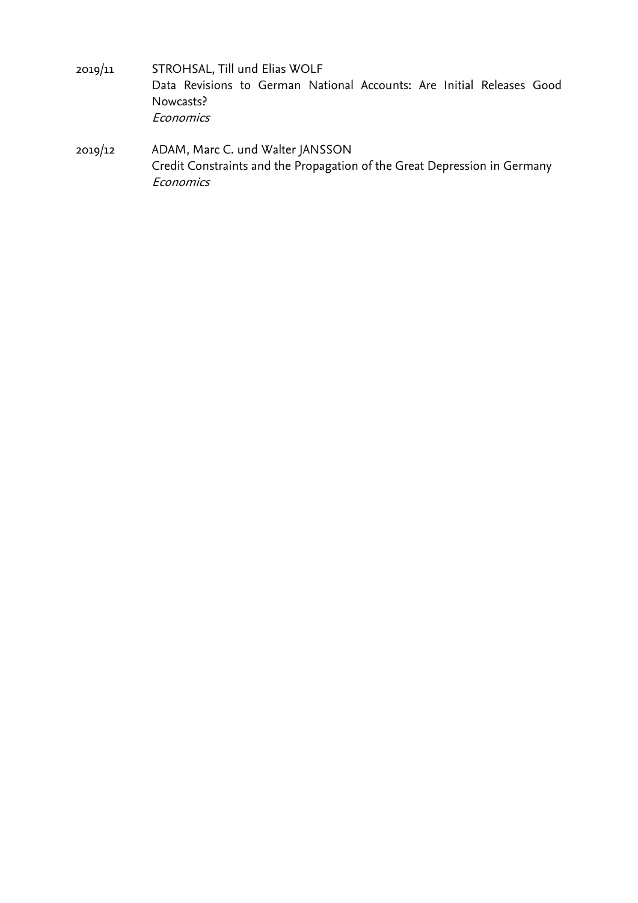2019/11 STROHSAL, Till und Elias WOLF
Data Revisions to German National Accounts: Are Initial Releases Good Nowcasts?
*Economics*

2019/12 ADAM, Marc C. und Walter JANSSON
Credit Constraints and the Propagation of the Great Depression in Germany
*Economics*